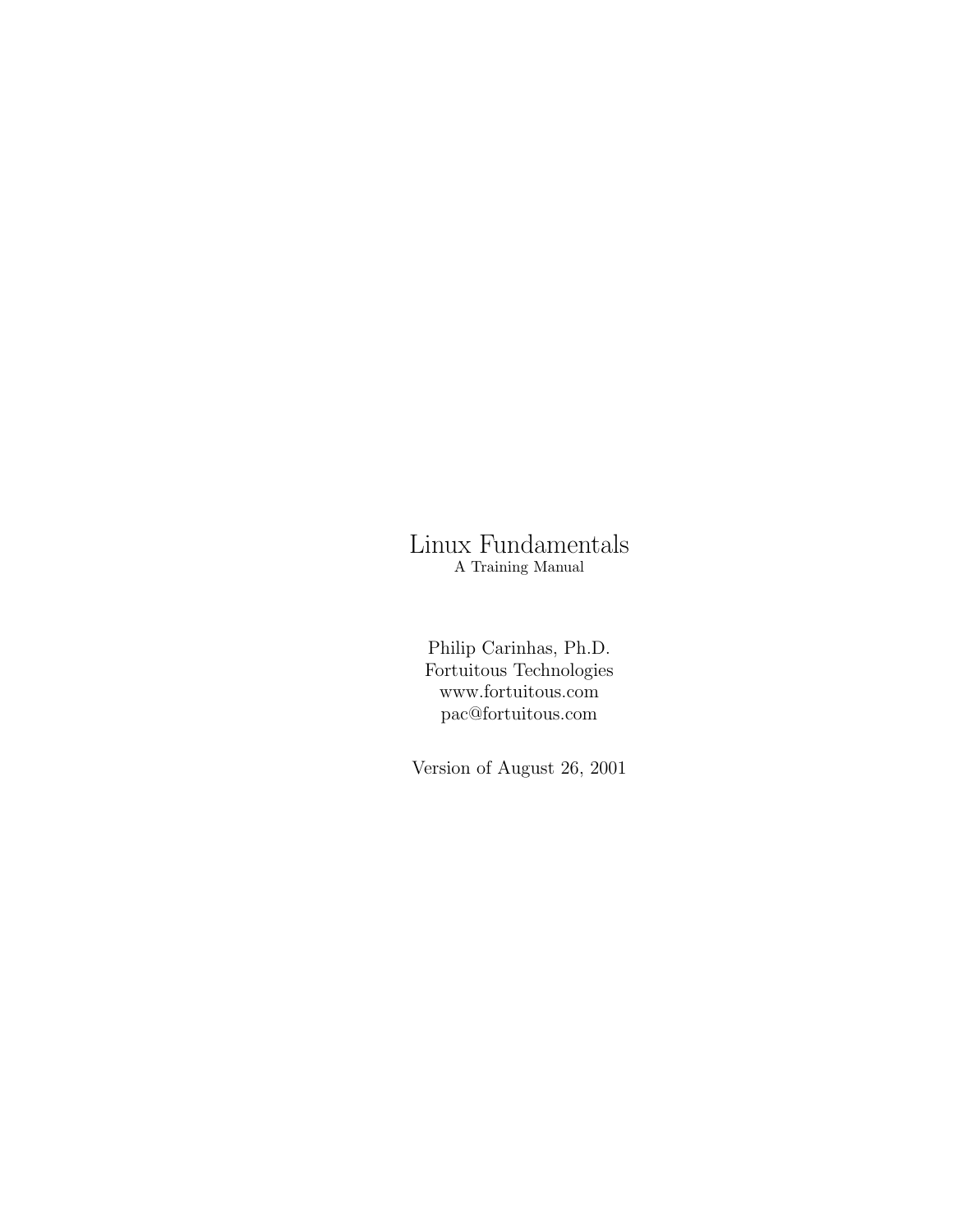# Linux Fundamentals

A Training Manual

Philip Carinhas, Ph.D.
Fortuitous Technologies
www.fortuitous.com
pac@fortuitous.com

Version of August 26, 2001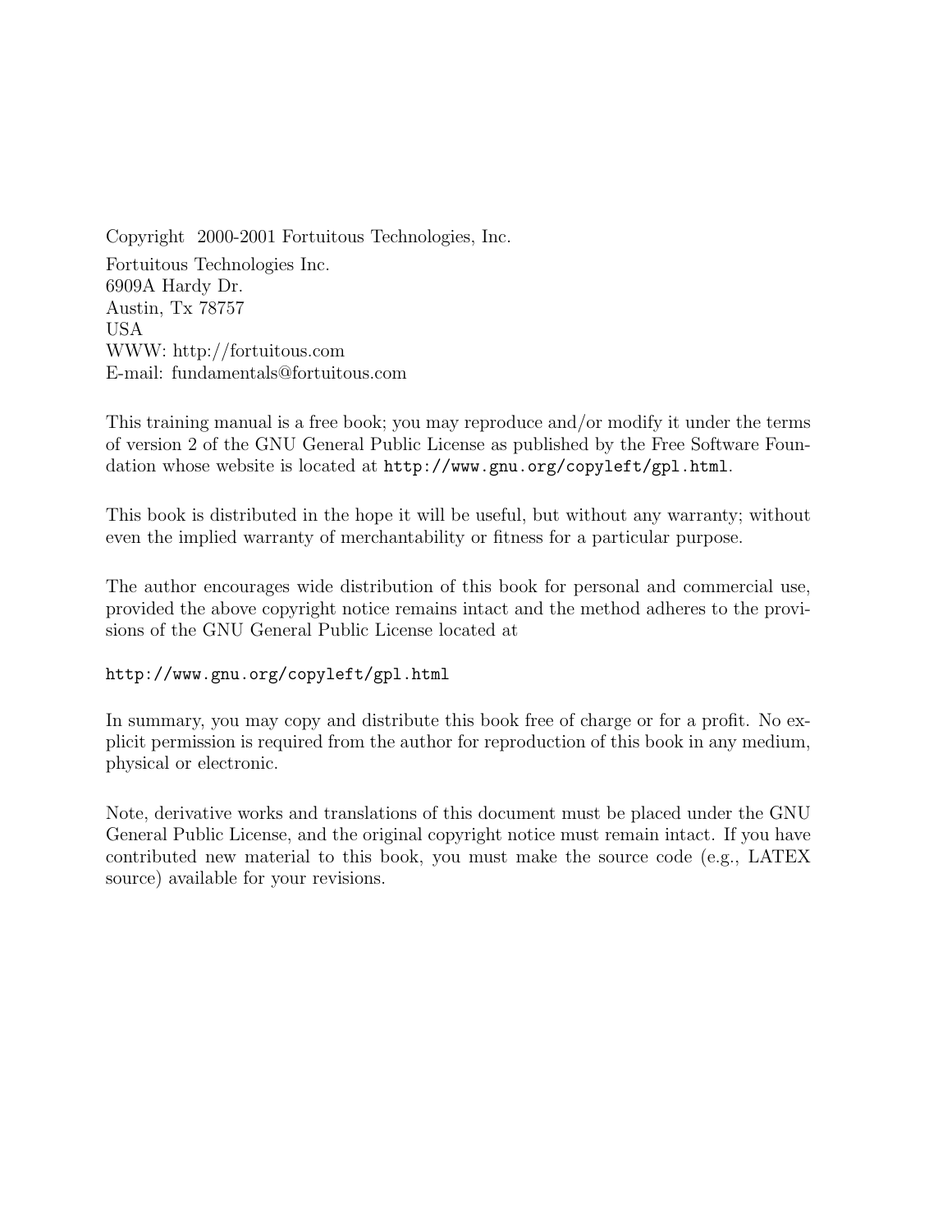Copyright 2000-2001 Fortuitous Technologies, Inc.

Fortuitous Technologies Inc.
6909A Hardy Dr.
Austin, Tx 78757
USA
WWW: http://fortuitous.com
E-mail: fundamentals@fortuitous.com

This training manual is a free book; you may reproduce and/or modify it under the terms of version 2 of the GNU General Public License as published by the Free Software Foundation whose website is located at `http://www.gnu.org/copyleft/gpl.html`.

This book is distributed in the hope it will be useful, but without any warranty; without even the implied warranty of merchantability or fitness for a particular purpose.

The author encourages wide distribution of this book for personal and commercial use, provided the above copyright notice remains intact and the method adheres to the provisions of the GNU General Public License located at

`http://www.gnu.org/copyleft/gpl.html`

In summary, you may copy and distribute this book free of charge or for a profit. No explicit permission is required from the author for reproduction of this book in any medium, physical or electronic.

Note, derivative works and translations of this document must be placed under the GNU General Public License, and the original copyright notice must remain intact. If you have contributed new material to this book, you must make the source code (e.g., LATEX source) available for your revisions.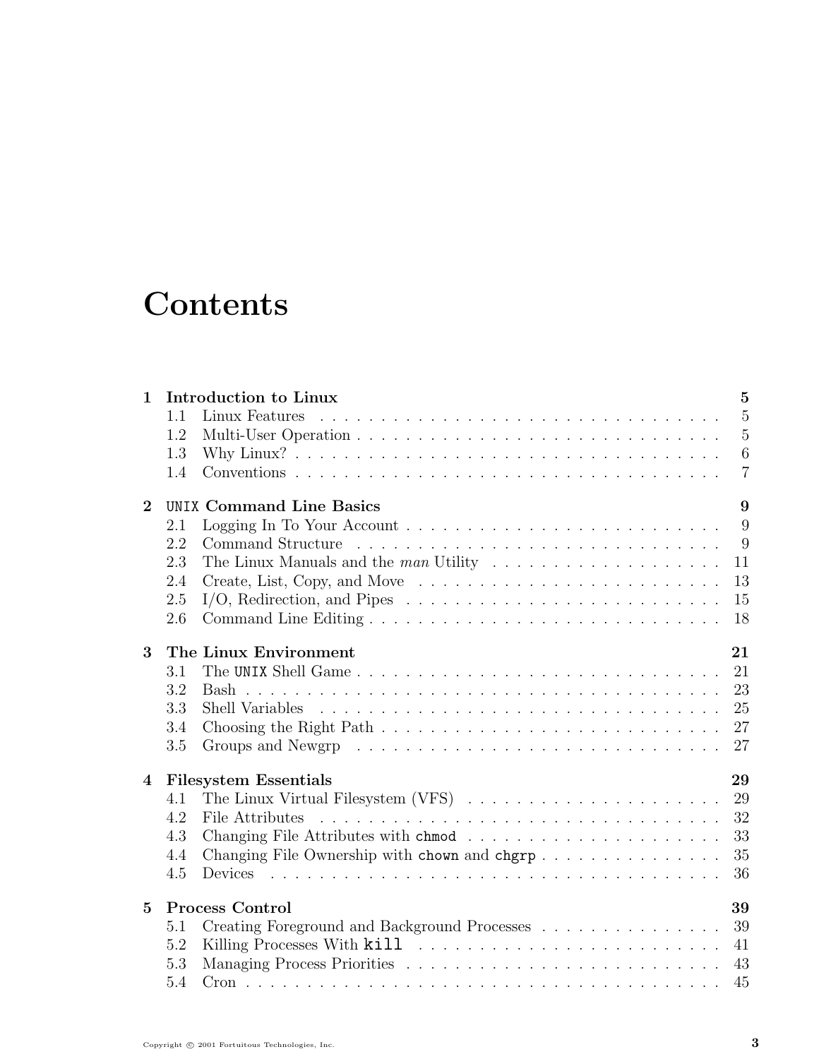# Contents

**1 Introduction to Linux** **5**
- 1.1 Linux Features . . . . . 5
- 1.2 Multi-User Operation . . . . . 5
- 1.3 Why Linux? . . . . . 6
- 1.4 Conventions . . . . . 7

**2 `UNIX` Command Line Basics** **9**
- 2.1 Logging In To Your Account . . . . . 9
- 2.2 Command Structure . . . . . 9
- 2.3 The Linux Manuals and the *man* Utility . . . . . 11
- 2.4 Create, List, Copy, and Move . . . . . 13
- 2.5 I/O, Redirection, and Pipes . . . . . 15
- 2.6 Command Line Editing . . . . . 18

**3 The Linux Environment** **21**
- 3.1 The `UNIX` Shell Game . . . . . 21
- 3.2 Bash . . . . . 23
- 3.3 Shell Variables . . . . . 25
- 3.4 Choosing the Right Path . . . . . 27
- 3.5 Groups and Newgrp . . . . . 27

**4 Filesystem Essentials** **29**
- 4.1 The Linux Virtual Filesystem (VFS) . . . . . 29
- 4.2 File Attributes . . . . . 32
- 4.3 Changing File Attributes with `chmod` . . . . . 33
- 4.4 Changing File Ownership with `chown` and `chgrp` . . . . . 35
- 4.5 Devices . . . . . 36

**5 Process Control** **39**
- 5.1 Creating Foreground and Background Processes . . . . . 39
- 5.2 Killing Processes With `kill` . . . . . 41
- 5.3 Managing Process Priorities . . . . . 43
- 5.4 Cron . . . . . 45

Copyright © 2001 Fortuitous Technologies, Inc.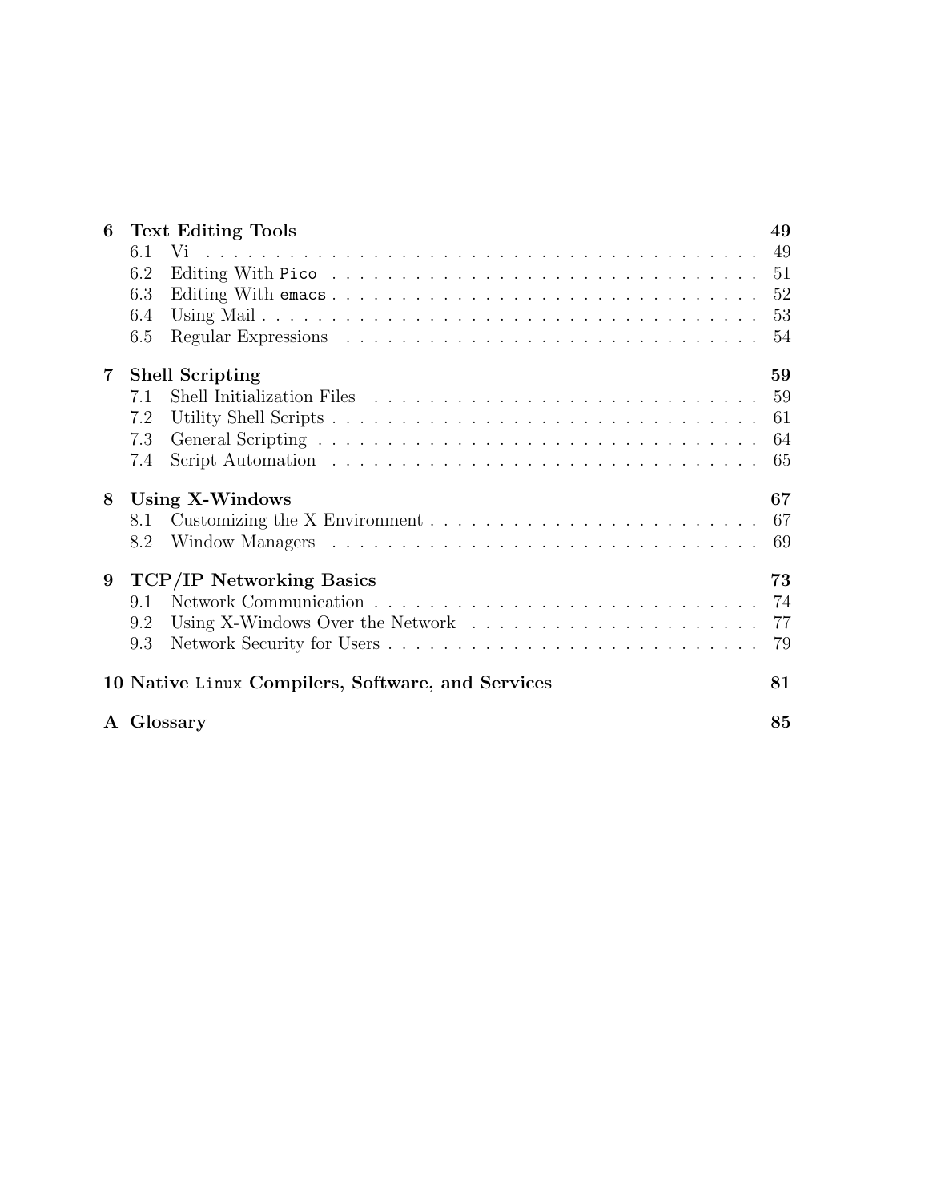| | | |
|---|---|---|
| **6** | **Text Editing Tools** | **49** |
| 6.1 | Vi | 49 |
| 6.2 | Editing With `Pico` | 51 |
| 6.3 | Editing With `emacs` | 52 |
| 6.4 | Using Mail | 53 |
| 6.5 | Regular Expressions | 54 |
| **7** | **Shell Scripting** | **59** |
| 7.1 | Shell Initialization Files | 59 |
| 7.2 | Utility Shell Scripts | 61 |
| 7.3 | General Scripting | 64 |
| 7.4 | Script Automation | 65 |
| **8** | **Using X-Windows** | **67** |
| 8.1 | Customizing the X Environment | 67 |
| 8.2 | Window Managers | 69 |
| **9** | **TCP/IP Networking Basics** | **73** |
| 9.1 | Network Communication | 74 |
| 9.2 | Using X-Windows Over the Network | 77 |
| 9.3 | Network Security for Users | 79 |
| **10** | **Native `Linux` Compilers, Software, and Services** | **81** |
| **A** | **Glossary** | **85** |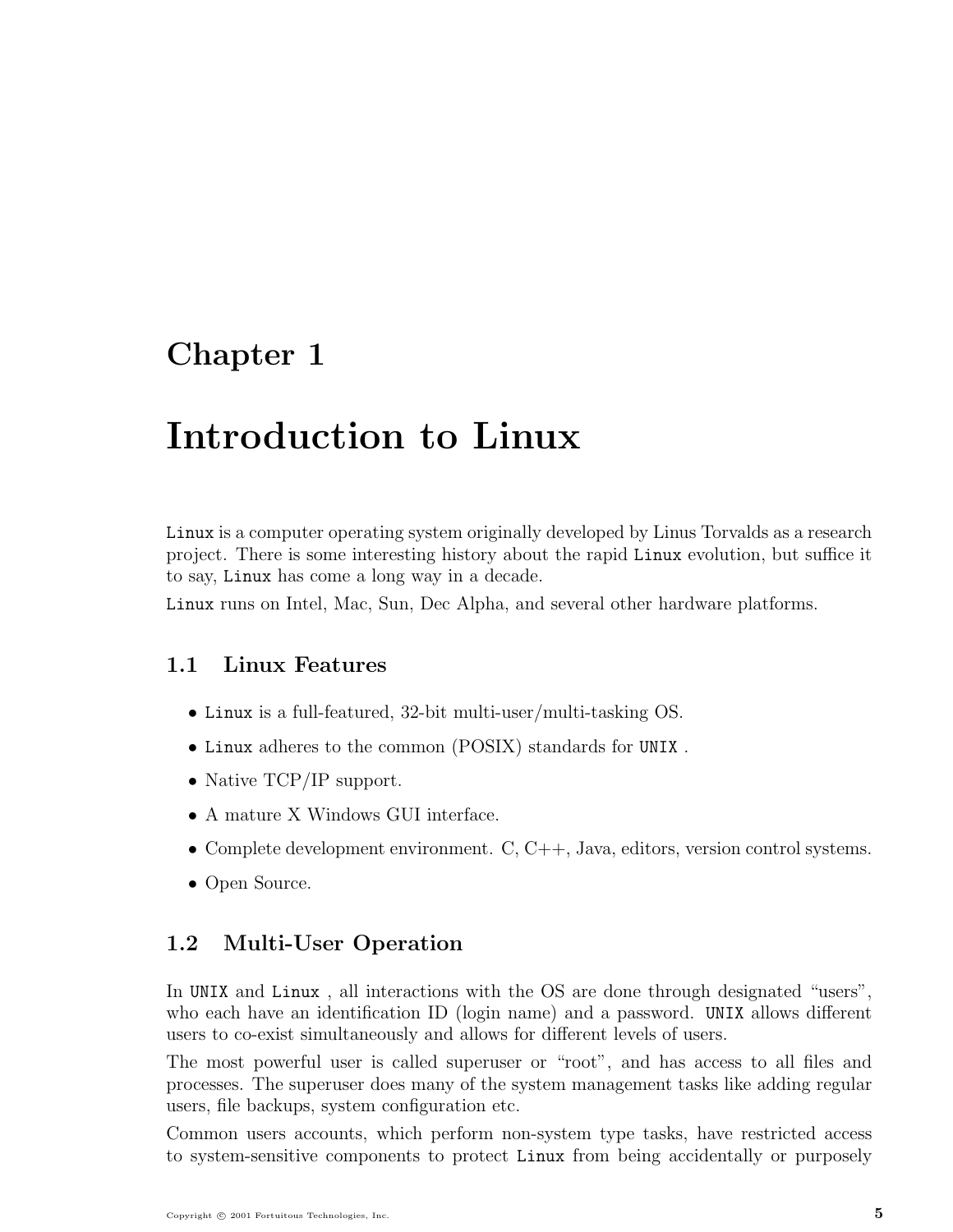# Chapter 1

# Introduction to Linux

Linux is a computer operating system originally developed by Linus Torvalds as a research project. There is some interesting history about the rapid Linux evolution, but suffice it to say, Linux has come a long way in a decade.

Linux runs on Intel, Mac, Sun, Dec Alpha, and several other hardware platforms.

## 1.1 Linux Features

- Linux is a full-featured, 32-bit multi-user/multi-tasking OS.
- Linux adheres to the common (POSIX) standards for UNIX .
- Native TCP/IP support.
- A mature X Windows GUI interface.
- Complete development environment. C, C++, Java, editors, version control systems.
- Open Source.

## 1.2 Multi-User Operation

In UNIX and Linux , all interactions with the OS are done through designated "users", who each have an identification ID (login name) and a password. UNIX allows different users to co-exist simultaneously and allows for different levels of users.

The most powerful user is called superuser or "root", and has access to all files and processes. The superuser does many of the system management tasks like adding regular users, file backups, system configuration etc.

Common users accounts, which perform non-system type tasks, have restricted access to system-sensitive components to protect Linux from being accidentally or purposely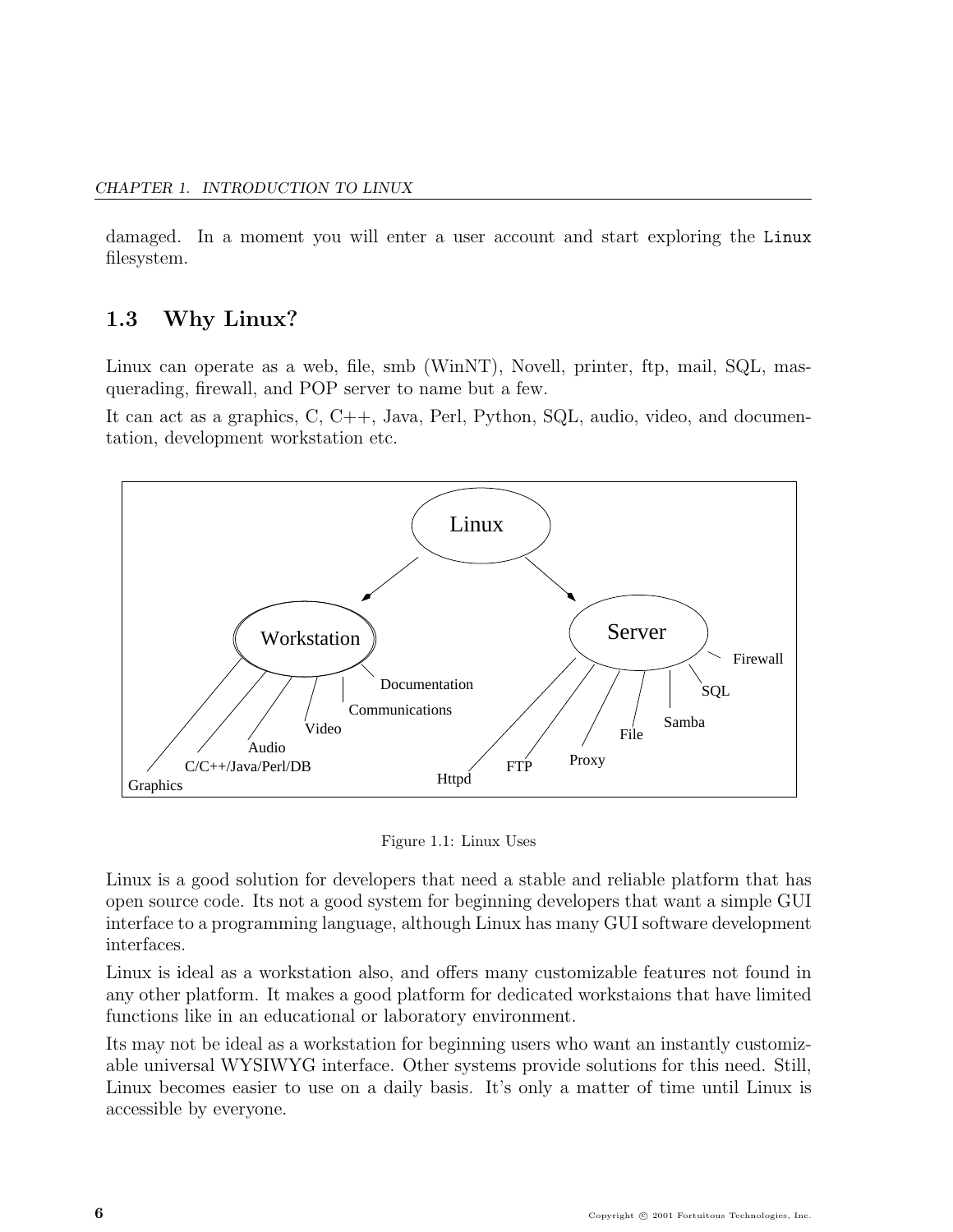damaged. In a moment you will enter a user account and start exploring the Linux filesystem.

## 1.3 Why Linux?

Linux can operate as a web, file, smb (WinNT), Novell, printer, ftp, mail, SQL, masquerading, firewall, and POP server to name but a few.

It can act as a graphics, C, C++, Java, Perl, Python, SQL, audio, video, and documentation, development workstation etc.

Linux

Workstation

Server

Documentation

Communications

Video

Audio

C/C++/Java/Perl/DB

Graphics

Firewall

SQL

Samba

File

Proxy

FTP

Httpd

Figure 1.1: Linux Uses

Linux is a good solution for developers that need a stable and reliable platform that has open source code. Its not a good system for beginning developers that want a simple GUI interface to a programming language, although Linux has many GUI software development interfaces.

Linux is ideal as a workstation also, and offers many customizable features not found in any other platform. It makes a good platform for dedicated workstaions that have limited functions like in an educational or laboratory environment.

Its may not be ideal as a workstation for beginning users who want an instantly customizable universal WYSIWYG interface. Other systems provide solutions for this need. Still, Linux becomes easier to use on a daily basis. It's only a matter of time until Linux is accessible by everyone.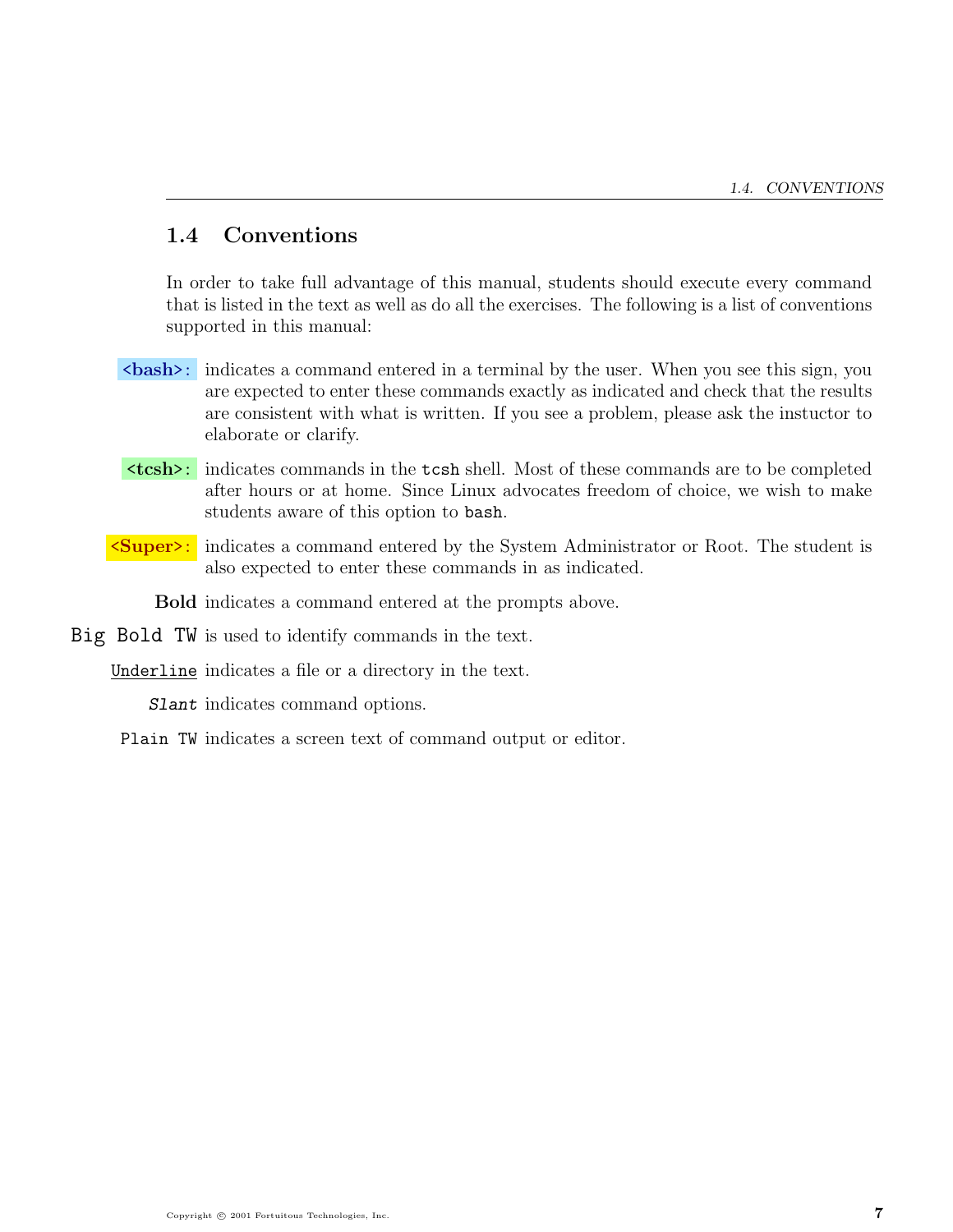## 1.4 Conventions

In order to take full advantage of this manual, students should execute every command that is listed in the text as well as do all the exercises. The following is a list of conventions supported in this manual:

**<bash>**: indicates a command entered in a terminal by the user. When you see this sign, you are expected to enter these commands exactly as indicated and check that the results are consistent with what is written. If you see a problem, please ask the instuctor to elaborate or clarify.

**<tcsh>**: indicates commands in the `tcsh` shell. Most of these commands are to be completed after hours or at home. Since Linux advocates freedom of choice, we wish to make students aware of this option to `bash`.

**<Super>**: indicates a command entered by the System Administrator or Root. The student is also expected to enter these commands in as indicated.

**Bold** indicates a command entered at the prompts above.

**`Big Bold TW`** is used to identify commands in the text.

`Underline` indicates a file or a directory in the text.

*`Slant`* indicates command options.

`Plain TW` indicates a screen text of command output or editor.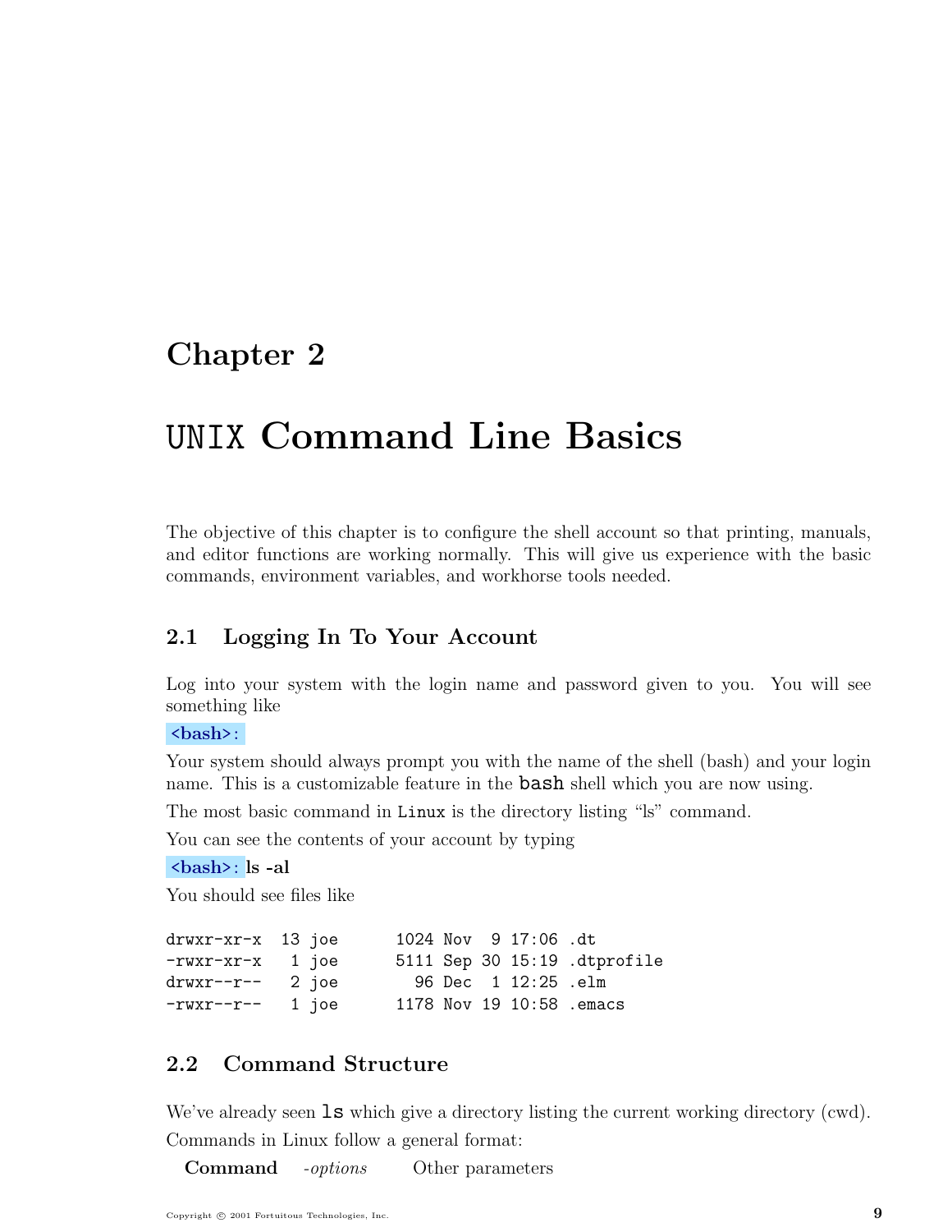# Chapter 2

# UNIX Command Line Basics

The objective of this chapter is to configure the shell account so that printing, manuals, and editor functions are working normally. This will give us experience with the basic commands, environment variables, and workhorse tools needed.

## 2.1 Logging In To Your Account

Log into your system with the login name and password given to you. You will see something like

**<bash>:**

Your system should always prompt you with the name of the shell (bash) and your login name. This is a customizable feature in the `bash` shell which you are now using.

The most basic command in `Linux` is the directory listing "ls" command.

You can see the contents of your account by typing

**<bash>: ls -al**

You should see files like

```
drwxr-xr-x  13 joe      1024 Nov  9 17:06 .dt
-rwxr-xr-x   1 joe      5111 Sep 30 15:19 .dtprofile
drwxr--r--   2 joe        96 Dec  1 12:25 .elm
-rwxr--r--   1 joe      1178 Nov 19 10:58 .emacs
```

## 2.2 Command Structure

We've already seen `ls` which give a directory listing the current working directory (cwd).

Commands in Linux follow a general format:

**Command** *-options* Other parameters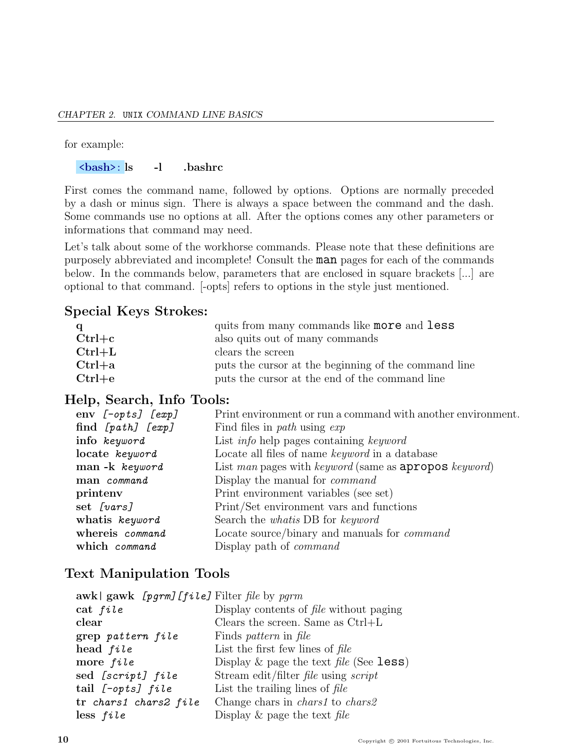for example:

**<bash>: ls -l .bashrc**

First comes the command name, followed by options. Options are normally preceded by a dash or minus sign. There is always a space between the command and the dash. Some commands use no options at all. After the options comes any other parameters or informations that command may need.

Let's talk about some of the workhorse commands. Please note that these definitions are purposely abbreviated and incomplete! Consult the `man` pages for each of the commands below. In the commands below, parameters that are enclosed in square brackets [...] are optional to that command. [-opts] refers to options in the style just mentioned.

## Special Keys Strokes:

| | |
|---|---|
| **q** | quits from many commands like `more` and `less` |
| **Ctrl+c** | also quits out of many commands |
| **Ctrl+L** | clears the screen |
| **Ctrl+a** | puts the cursor at the beginning of the command line |
| **Ctrl+e** | puts the cursor at the end of the command line |

## Help, Search, Info Tools:

| | |
|---|---|
| **env** *[-opts] [exp]* | Print environment or run a command with another environment. |
| **find** *[path] [exp]* | Find files in *path* using *exp* |
| **info** *keyword* | List *info* help pages containing *keyword* |
| **locate** *keyword* | Locate all files of name *keyword* in a database |
| **man -k** *keyword* | List *man* pages with *keyword* (same as `apropos` *keyword*) |
| **man** *command* | Display the manual for *command* |
| **printenv** | Print environment variables (see set) |
| **set** *[vars]* | Print/Set environment vars and functions |
| **whatis** *keyword* | Search the *whatis* DB for *keyword* |
| **whereis** *command* | Locate source/binary and manuals for *command* |
| **which** *command* | Display path of *command* |

## Text Manipulation Tools

| | |
|---|---|
| **awk\| gawk** *[pgrm][file]* | Filter *file* by *pgrm* |
| **cat** *file* | Display contents of *file* without paging |
| **clear** | Clears the screen. Same as Ctrl+L |
| **grep** *pattern file* | Finds *pattern* in *file* |
| **head** *file* | List the first few lines of *file* |
| **more** *file* | Display & page the text *file* (See `less`) |
| **sed** *[script] file* | Stream edit/filter *file* using *script* |
| **tail** *[-opts] file* | List the trailing lines of *file* |
| **tr** *chars1 chars2 file* | Change chars in *chars1* to *chars2* |
| **less** *file* | Display & page the text *file* |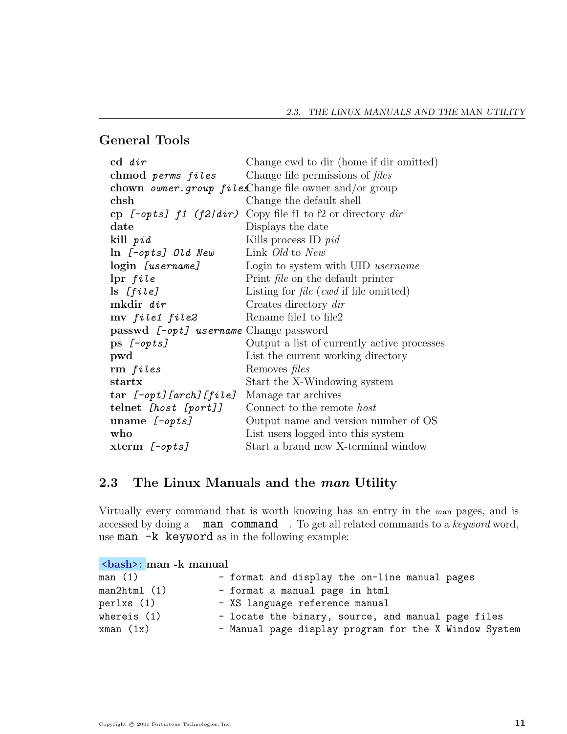## General Tools

| Command | Description |
|---|---|
| **cd** *dir* | Change cwd to dir (home if dir omitted) |
| **chmod** *perms files* | Change file permissions of *files* |
| **chown** *owner.group files* | Change file owner and/or group |
| **chsh** | Change the default shell |
| **cp** *[-opts] f1 (f2/dir)* | Copy file f1 to f2 or directory *dir* |
| **date** | Displays the date |
| **kill** *pid* | Kills process ID *pid* |
| **ln** *[-opts] Old New* | Link *Old* to *New* |
| **login** *[username]* | Login to system with UID *username* |
| **lpr** *file* | Print *file* on the default printer |
| **ls** *[file]* | Listing for *file* (*cwd* if file omitted) |
| **mkdir** *dir* | Creates directory *dir* |
| **mv** *file1 file2* | Rename file1 to file2 |
| **passwd** *[-opt] username* | Change password |
| **ps** *[-opts]* | Output a list of currently active processes |
| **pwd** | List the current working directory |
| **rm** *files* | Removes *files* |
| **startx** | Start the X-Windowing system |
| **tar** *[-opt][arch][file]* | Manage tar archives |
| **telnet** *[host [port]]* | Connect to the remote *host* |
| **uname** *[-opts]* | Output name and version number of OS |
| **who** | List users logged into this system |
| **xterm** *[-opts]* | Start a brand new X-terminal window |

## 2.3 The Linux Manuals and the *man* Utility

Virtually every command that is worth knowing has an entry in the man pages, and is accessed by doing a `man command`. To get all related commands to a *keyword* word, use `man -k keyword` as in the following example:

```
<bash>: man -k manual
man (1)              - format and display the on-line manual pages
man2html (1)         - format a manual page in html
perlxs (1)           - XS language reference manual
whereis (1)          - locate the binary, source, and manual page files
xman (1x)            - Manual page display program for the X Window System
```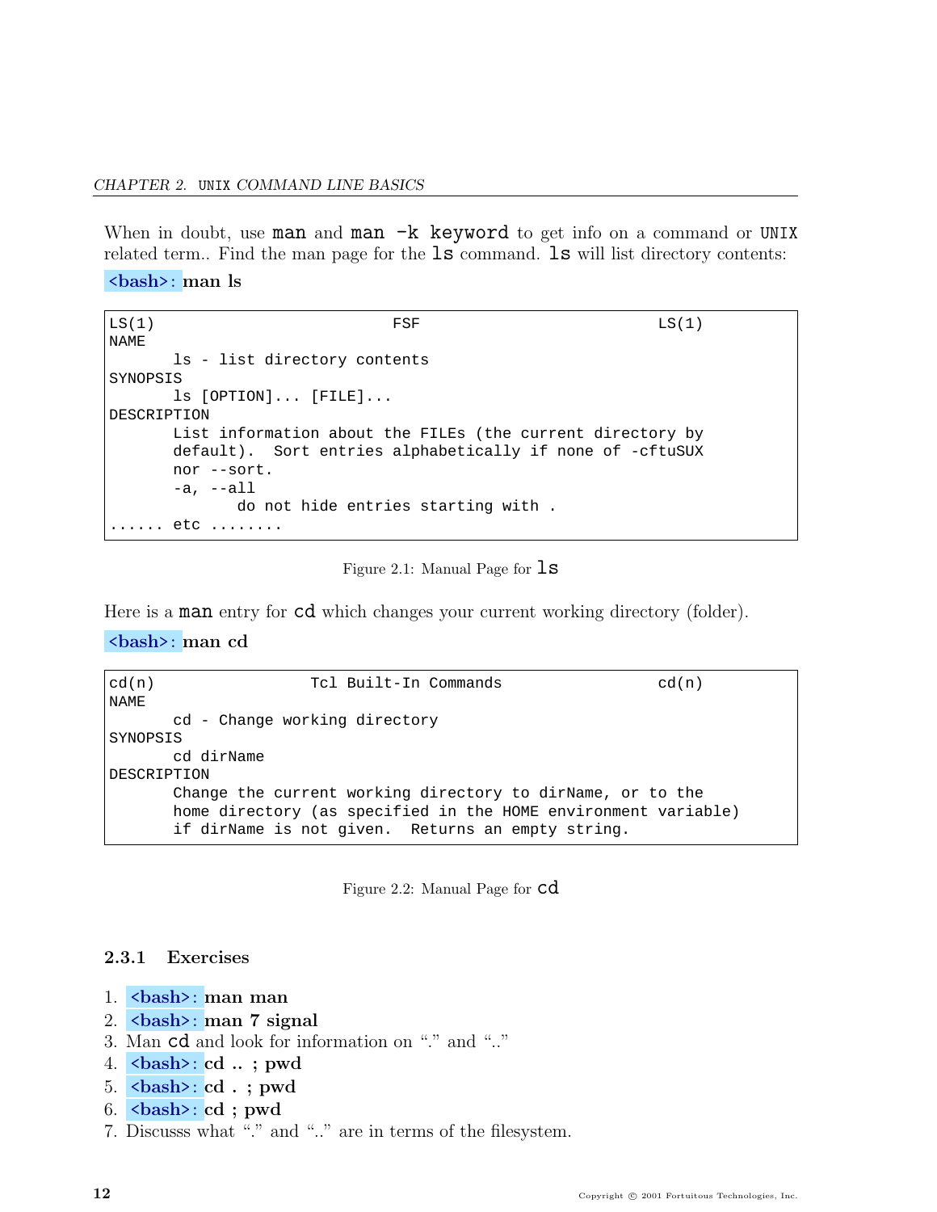When in doubt, use `man` and `man -k keyword` to get info on a command or UNIX related term.. Find the man page for the `ls` command. `ls` will list directory contents:

**<bash>: man ls**

```
LS(1)                          FSF                          LS(1)
NAME
       ls - list directory contents
SYNOPSIS
       ls [OPTION]... [FILE]...
DESCRIPTION
       List information about the FILEs (the current directory by
       default).  Sort entries alphabetically if none of -cftuSUX
       nor --sort.
       -a, --all
              do not hide entries starting with .
...... etc ........
```

Figure 2.1: Manual Page for `ls`

Here is a `man` entry for `cd` which changes your current working directory (folder).

**<bash>: man cd**

```
cd(n)                 Tcl Built-In Commands                 cd(n)
NAME
       cd - Change working directory
SYNOPSIS
       cd dirName
DESCRIPTION
       Change the current working directory to dirName, or to the
       home directory (as specified in the HOME environment variable)
       if dirName is not given.  Returns an empty string.
```

Figure 2.2: Manual Page for `cd`

### 2.3.1 Exercises

1. **<bash>: man man**
2. **<bash>: man 7 signal**
3. Man `cd` and look for information on "." and ".."
4. **<bash>: cd .. ; pwd**
5. **<bash>: cd . ; pwd**
6. **<bash>: cd ; pwd**
7. Discusss what "." and ".." are in terms of the filesystem.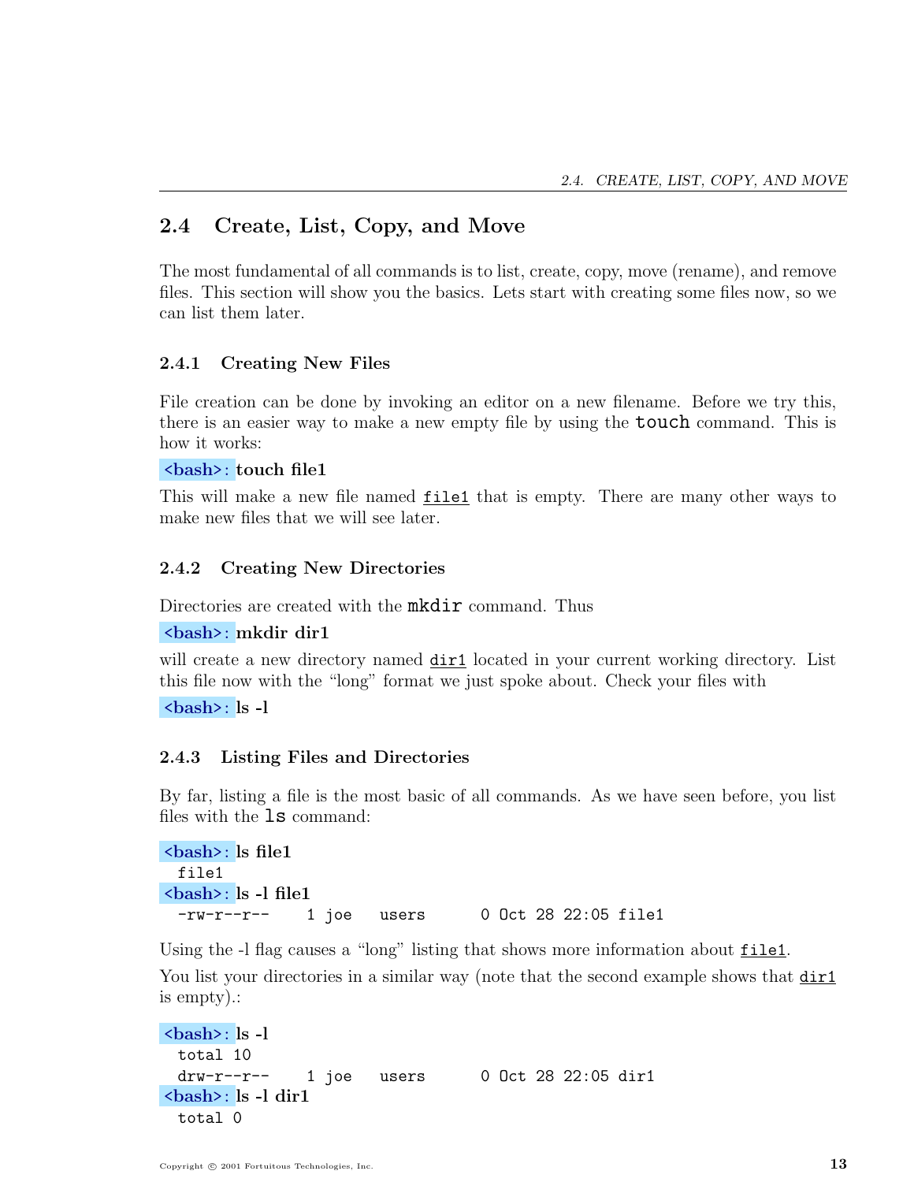## 2.4 Create, List, Copy, and Move

The most fundamental of all commands is to list, create, copy, move (rename), and remove files. This section will show you the basics. Lets start with creating some files now, so we can list them later.

### 2.4.1 Creating New Files

File creation can be done by invoking an editor on a new filename. Before we try this, there is an easier way to make a new empty file by using the `touch` command. This is how it works:

```
<bash>: touch file1
```

This will make a new file named file1 that is empty. There are many other ways to make new files that we will see later.

### 2.4.2 Creating New Directories

Directories are created with the `mkdir` command. Thus

```
<bash>: mkdir dir1
```

will create a new directory named dir1 located in your current working directory. List this file now with the "long" format we just spoke about. Check your files with

```
<bash>: ls -l
```

### 2.4.3 Listing Files and Directories

By far, listing a file is the most basic of all commands. As we have seen before, you list files with the `ls` command:

```
<bash>: ls file1
  file1
<bash>: ls -l file1
  -rw-r--r--    1 joe   users      0 Oct 28 22:05 file1
```

Using the -l flag causes a "long" listing that shows more information about file1.

You list your directories in a similar way (note that the second example shows that dir1 is empty).:

```
<bash>: ls -l
  total 10
  drw-r--r--    1 joe   users      0 Oct 28 22:05 dir1
<bash>: ls -l dir1
  total 0
```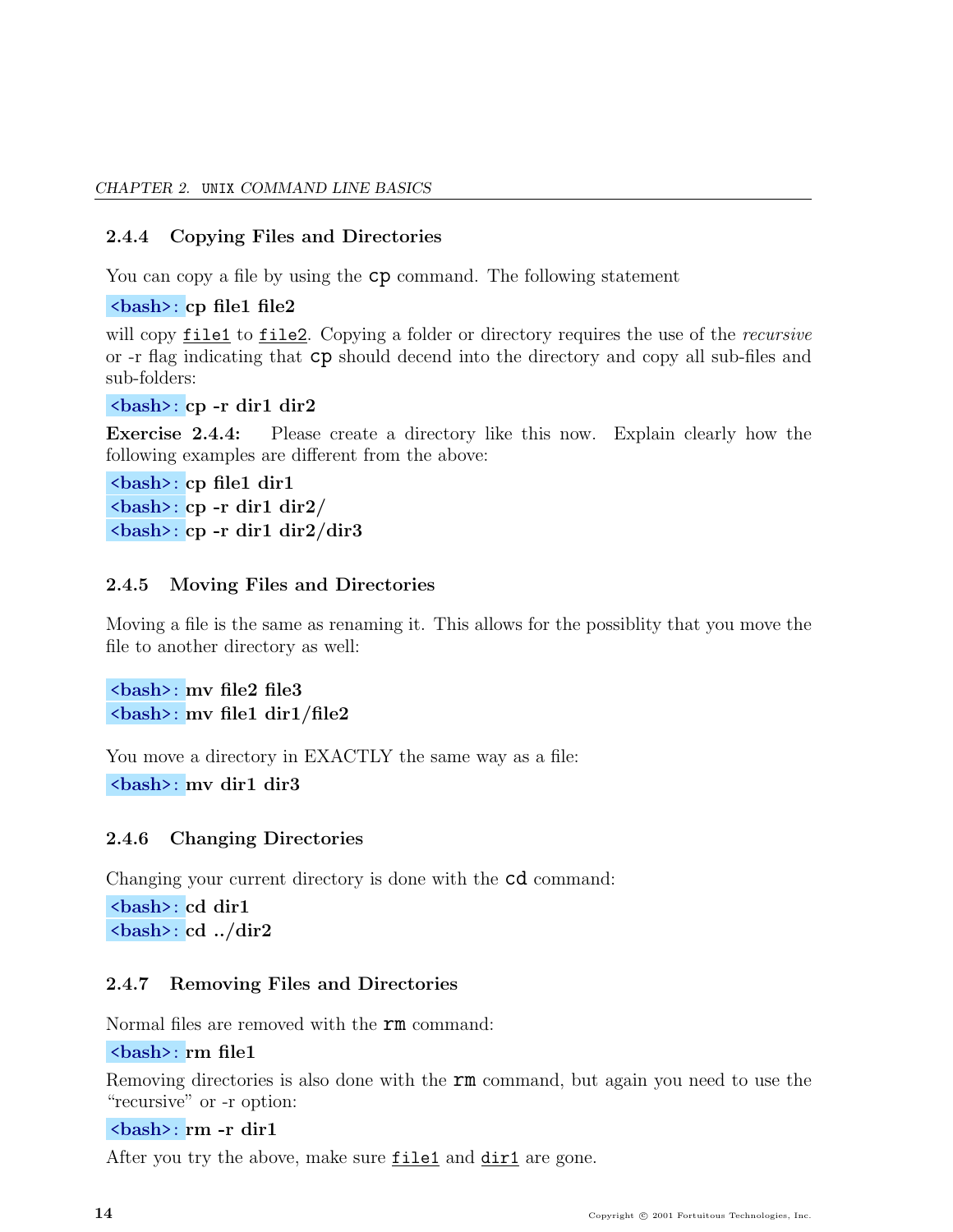### 2.4.4 Copying Files and Directories

You can copy a file by using the `cp` command. The following statement

```
<bash>: cp file1 file2
```

will copy `file1` to `file2`. Copying a folder or directory requires the use of the *recursive* or -r flag indicating that `cp` should decend into the directory and copy all sub-files and sub-folders:

```
<bash>: cp -r dir1 dir2
```

**Exercise 2.4.4:** Please create a directory like this now. Explain clearly how the following examples are different from the above:

```
<bash>: cp file1 dir1
<bash>: cp -r dir1 dir2/
<bash>: cp -r dir1 dir2/dir3
```

### 2.4.5 Moving Files and Directories

Moving a file is the same as renaming it. This allows for the possiblity that you move the file to another directory as well:

```
<bash>: mv file2 file3
<bash>: mv file1 dir1/file2
```

You move a directory in EXACTLY the same way as a file:

```
<bash>: mv dir1 dir3
```

### 2.4.6 Changing Directories

Changing your current directory is done with the `cd` command:

```
<bash>: cd dir1
<bash>: cd ../dir2
```

### 2.4.7 Removing Files and Directories

Normal files are removed with the `rm` command:

```
<bash>: rm file1
```

Removing directories is also done with the `rm` command, but again you need to use the "recursive" or -r option:

```
<bash>: rm -r dir1
```

After you try the above, make sure `file1` and `dir1` are gone.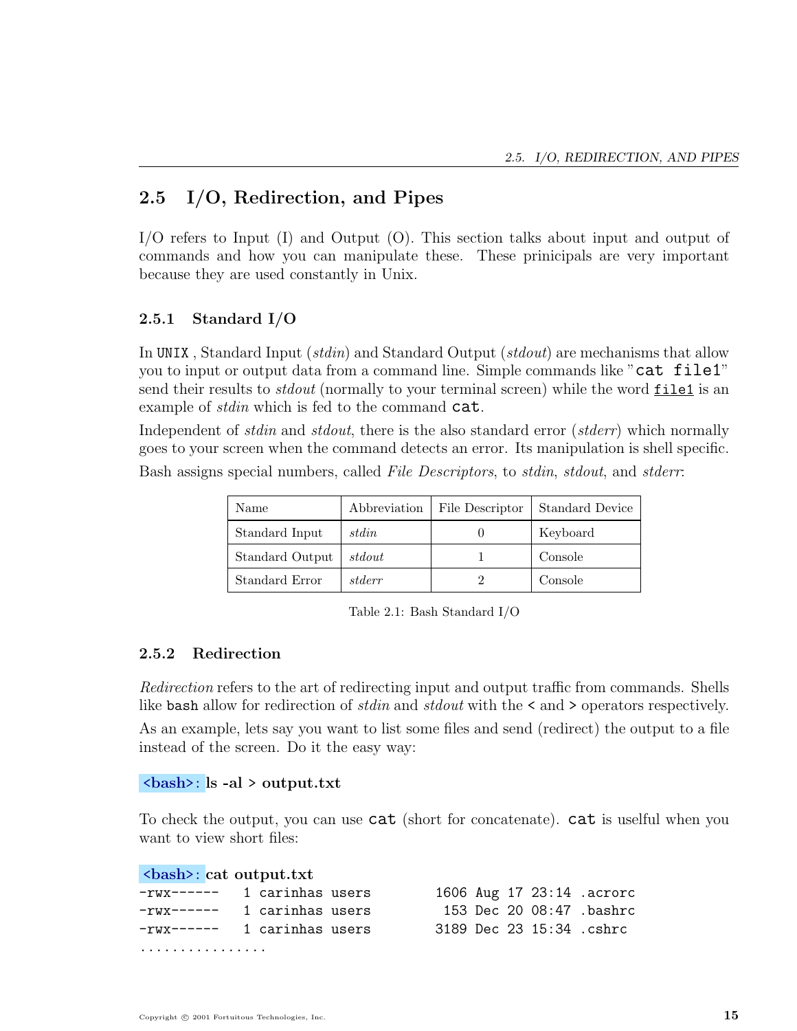## 2.5 I/O, Redirection, and Pipes

I/O refers to Input (I) and Output (O). This section talks about input and output of commands and how you can manipulate these. These princi­pals are very important because they are used constantly in Unix.

### 2.5.1 Standard I/O

In `UNIX` , Standard Input (*stdin*) and Standard Output (*stdout*) are mechanisms that allow you to input or output data from a command line. Simple commands like "`cat file1`" send their results to *stdout* (normally to your terminal screen) while the word `file1` is an example of *stdin* which is fed to the command `cat`.

Independent of *stdin* and *stdout*, there is the also standard error (*stderr*) which normally goes to your screen when the command detects an error. Its manipulation is shell specific.

Bash assigns special numbers, called *File Descriptors*, to *stdin*, *stdout*, and *stderr*:

| Name | Abbreviation | File Descriptor | Standard Device |
|---|---|---|---|
| Standard Input | *stdin* | 0 | Keyboard |
| Standard Output | *stdout* | 1 | Console |
| Standard Error | *stderr* | 2 | Console |

Table 2.1: Bash Standard I/O

### 2.5.2 Redirection

*Redirection* refers to the art of redirecting input and output traffic from commands. Shells like `bash` allow for redirection of *stdin* and *stdout* with the `<` and `>` operators respectively.

As an example, lets say you want to list some files and send (redirect) the output to a file instead of the screen. Do it the easy way:

```
<bash>: ls -al > output.txt
```

To check the output, you can use `cat` (short for concatenate). `cat` is uselful when you want to view short files:

```
<bash>: cat output.txt
-rwx------   1 carinhas users        1606 Aug 17 23:14 .acrorc
-rwx------   1 carinhas users         153 Dec 20 08:47 .bashrc
-rwx------   1 carinhas users        3189 Dec 23 15:34 .cshrc
................
```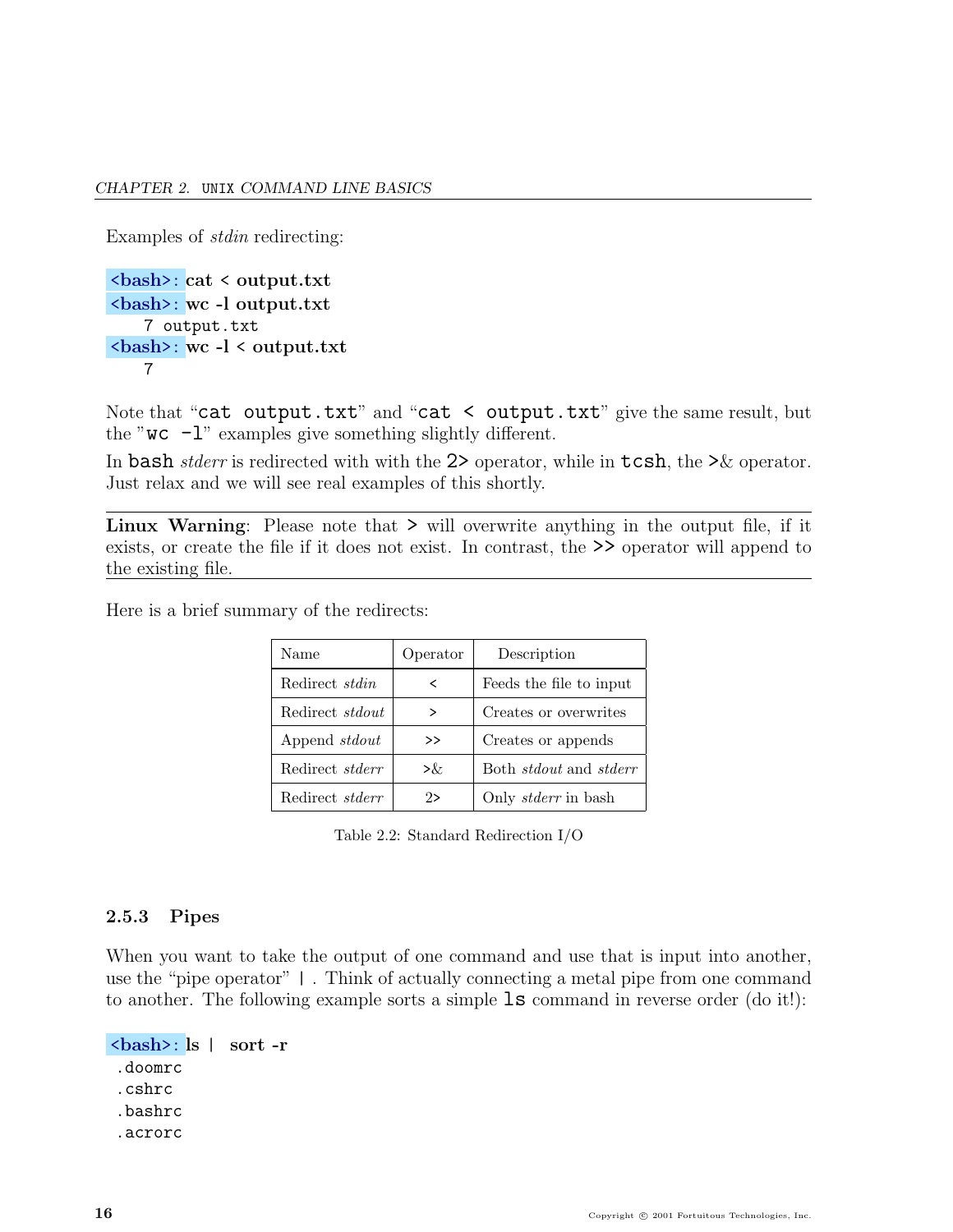Examples of *stdin* redirecting:

```
<bash>: cat < output.txt
<bash>: wc -l output.txt
    7 output.txt
<bash>: wc -l < output.txt
    7
```

Note that "`cat output.txt`" and "`cat < output.txt`" give the same result, but the "`wc -l`" examples give something slightly different.

In `bash` *stderr* is redirected with with the `2>` operator, while in `tcsh`, the `>&` operator. Just relax and we will see real examples of this shortly.

---

**Linux Warning**: Please note that `>` will overwrite anything in the output file, if it exists, or create the file if it does not exist. In contrast, the `>>` operator will append to the existing file.

---

Here is a brief summary of the redirects:

| Name | Operator | Description |
|---|---|---|
| Redirect *stdin* | < | Feeds the file to input |
| Redirect *stdout* | > | Creates or overwrites |
| Append *stdout* | >> | Creates or appends |
| Redirect *stderr* | >& | Both *stdout* and *stderr* |
| Redirect *stderr* | 2> | Only *stderr* in bash |

Table 2.2: Standard Redirection I/O

### 2.5.3 Pipes

When you want to take the output of one command and use that is input into another, use the "pipe operator" `|` . Think of actually connecting a metal pipe from one command to another. The following example sorts a simple `ls` command in reverse order (do it!):

```
<bash>: ls |  sort -r
 .doomrc
 .cshrc
 .bashrc
 .acrorc
```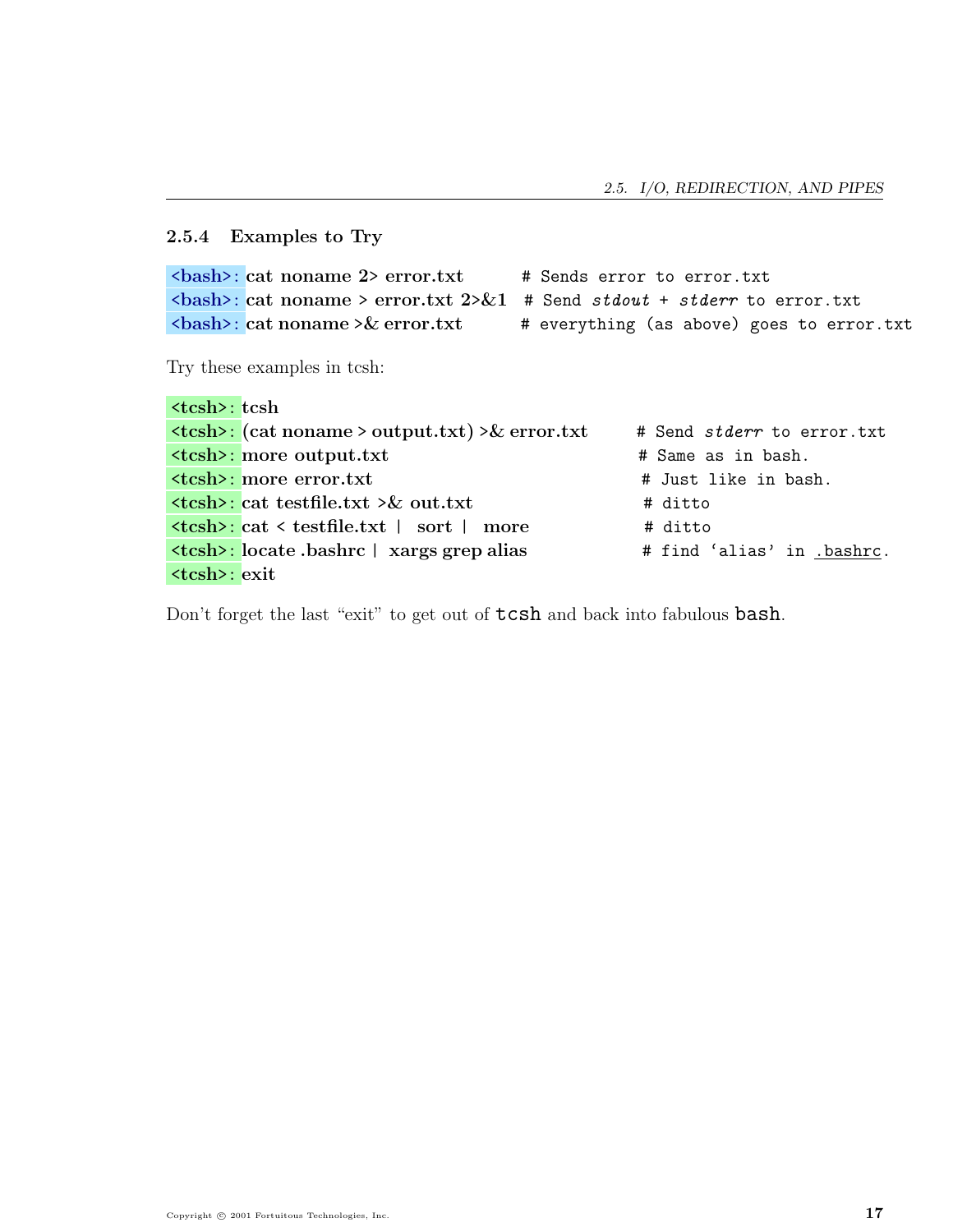### 2.5.4 Examples to Try

```
<bash>: cat noname 2> error.txt       # Sends error to error.txt
<bash>: cat noname > error.txt 2>&1  # Send stdout + stderr to error.txt
<bash>: cat noname >& error.txt       # everything (as above) goes to error.txt
```

Try these examples in tcsh:

```
<tcsh>: tcsh
<tcsh>: (cat noname > output.txt) >& error.txt      # Send stderr to error.txt
<tcsh>: more output.txt                              # Same as in bash.
<tcsh>: more error.txt                               # Just like in bash.
<tcsh>: cat testfile.txt >& out.txt                  # ditto
<tcsh>: cat < testfile.txt |  sort |  more           # ditto
<tcsh>: locate .bashrc |  xargs grep alias           # find 'alias' in .bashrc.
<tcsh>: exit
```

Don't forget the last "exit" to get out of tcsh and back into fabulous bash.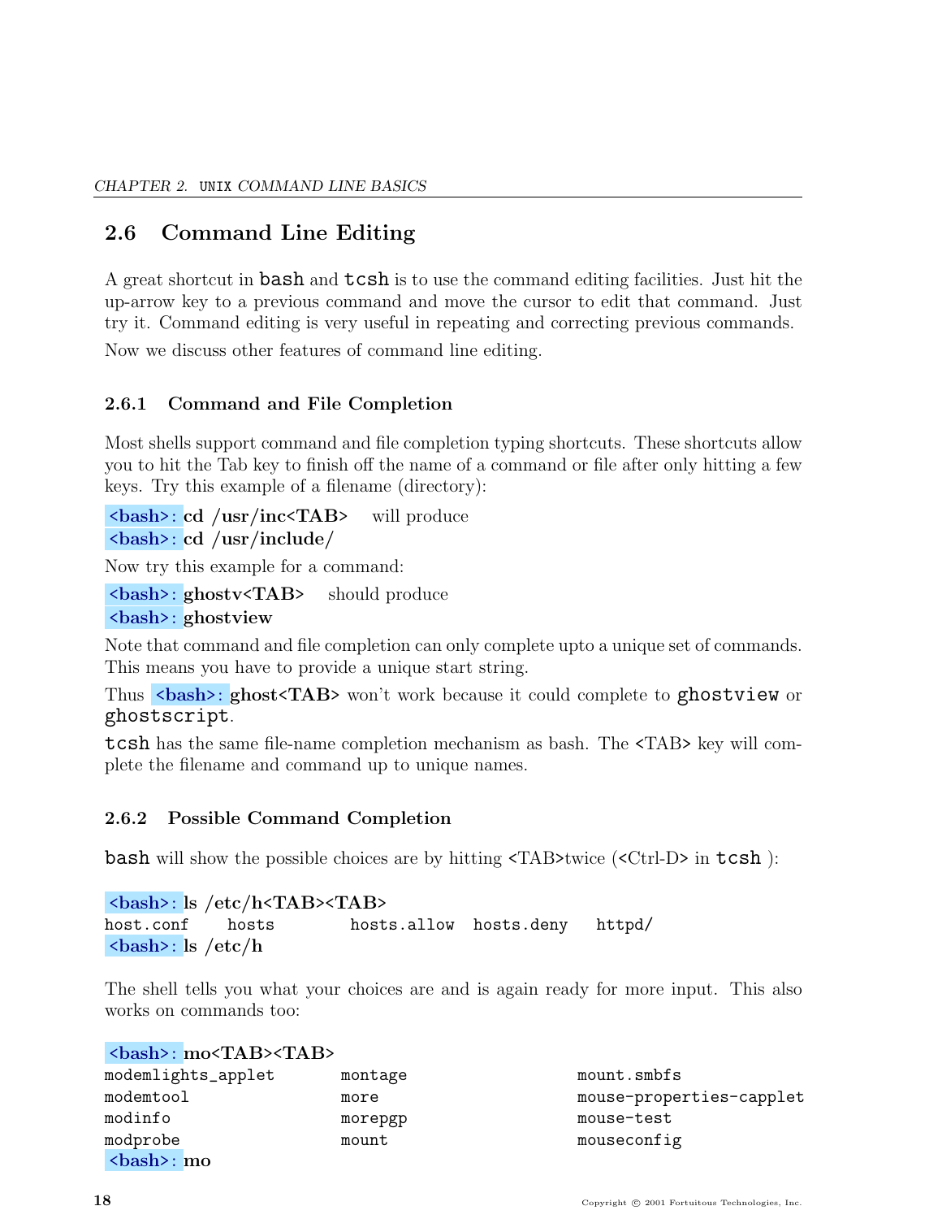## 2.6 Command Line Editing

A great shortcut in bash and tcsh is to use the command editing facilities. Just hit the up-arrow key to a previous command and move the cursor to edit that command. Just try it. Command editing is very useful in repeating and correcting previous commands.

Now we discuss other features of command line editing.

### 2.6.1 Command and File Completion

Most shells support command and file completion typing shortcuts. These shortcuts allow you to hit the Tab key to finish off the name of a command or file after only hitting a few keys. Try this example of a filename (directory):

<bash>: **cd /usr/inc<TAB>** will produce
<bash>: **cd /usr/include/**

Now try this example for a command:

<bash>: **ghostv<TAB>** should produce
<bash>: **ghostview**

Note that command and file completion can only complete upto a unique set of commands. This means you have to provide a unique start string.

Thus <bash>: **ghost<TAB>** won't work because it could complete to `ghostview` or `ghostscript`.

`tcsh` has the same file-name completion mechanism as bash. The <TAB> key will complete the filename and command up to unique names.

### 2.6.2 Possible Command Completion

`bash` will show the possible choices are by hitting <TAB>twice (<Ctrl-D> in `tcsh` ):

<bash>: **ls /etc/h<TAB><TAB>**

```
host.conf    hosts        hosts.allow  hosts.deny   httpd/
```

<bash>: **ls /etc/h**

The shell tells you what your choices are and is again ready for more input. This also works on commands too:

<bash>: **mo<TAB><TAB>**

```
modemlights_applet     montage              mount.smbfs
modemtool              more                 mouse-properties-capplet
modinfo                morepgp              mouse-test
modprobe               mount                mouseconfig
```

<bash>: **mo**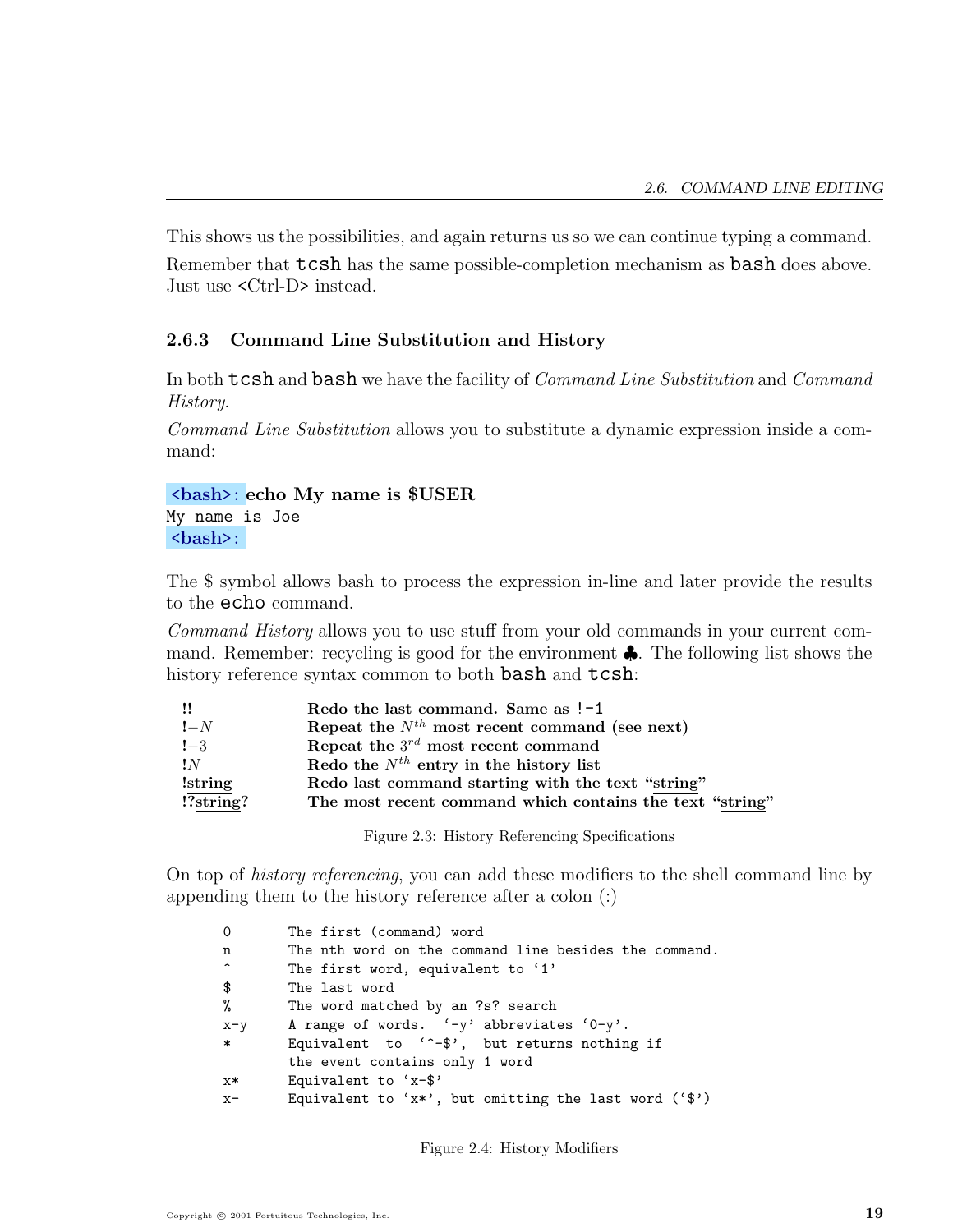This shows us the possibilities, and again returns us so we can continue typing a command. Remember that `tcsh` has the same possible-completion mechanism as `bash` does above. Just use <Ctrl-D> instead.

### 2.6.3 Command Line Substitution and History

In both `tcsh` and `bash` we have the facility of *Command Line Substitution* and *Command History*.

*Command Line Substitution* allows you to substitute a dynamic expression inside a command:

```
<bash>: echo My name is $USER
My name is Joe
<bash>:
```

The $ symbol allows bash to process the expression in-line and later provide the results to the `echo` command.

*Command History* allows you to use stuff from your old commands in your current command. Remember: recycling is good for the environment ♣. The following list shows the history reference syntax common to both `bash` and `tcsh`:

| | |
|---|---|
| **!!** | **Redo the last command. Same as `!-1`** |
| **!−$N$** | **Repeat the $N^{th}$ most recent command (see next)** |
| **!−3** | **Repeat the $3^{rd}$ most recent command** |
| **!$N$** | **Redo the $N^{th}$ entry in the history list** |
| **!string** | **Redo last command starting with the text "string"** |
| **!?string?** | **The most recent command which contains the text "string"** |

Figure 2.3: History Referencing Specifications

On top of *history referencing*, you can add these modifiers to the shell command line by appending them to the history reference after a colon (:)

```
0       The first (command) word
n       The nth word on the command line besides the command.
^       The first word, equivalent to '1'
$       The last word
%       The word matched by an ?s? search
x-y     A range of words.  '-y' abbreviates '0-y'.
*       Equivalent  to  '^-$',  but returns nothing if
        the event contains only 1 word
x*      Equivalent to 'x-$'
x-      Equivalent to 'x*', but omitting the last word ('$')
```

Figure 2.4: History Modifiers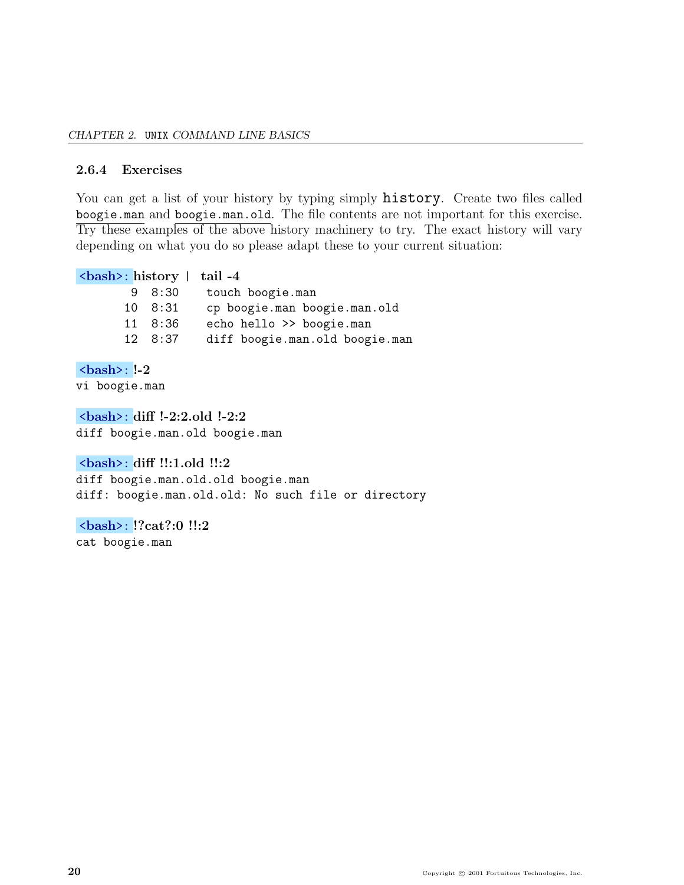### 2.6.4 Exercises

You can get a list of your history by typing simply `history`. Create two files called `boogie.man` and `boogie.man.old`. The file contents are not important for this exercise. Try these examples of the above history machinery to try. The exact history will vary depending on what you do so please adapt these to your current situation:

```
<bash>: history |  tail -4
     9  8:30    touch boogie.man
    10  8:31    cp boogie.man boogie.man.old
    11  8:36    echo hello >> boogie.man
    12  8:37    diff boogie.man.old boogie.man
```

```
<bash>: !-2
vi boogie.man
```

```
<bash>: diff !-2:2.old !-2:2
diff boogie.man.old boogie.man
```

```
<bash>: diff !!:1.old !!:2
diff boogie.man.old.old boogie.man
diff: boogie.man.old.old: No such file or directory
```

```
<bash>: !?cat?:0 !!:2
cat boogie.man
```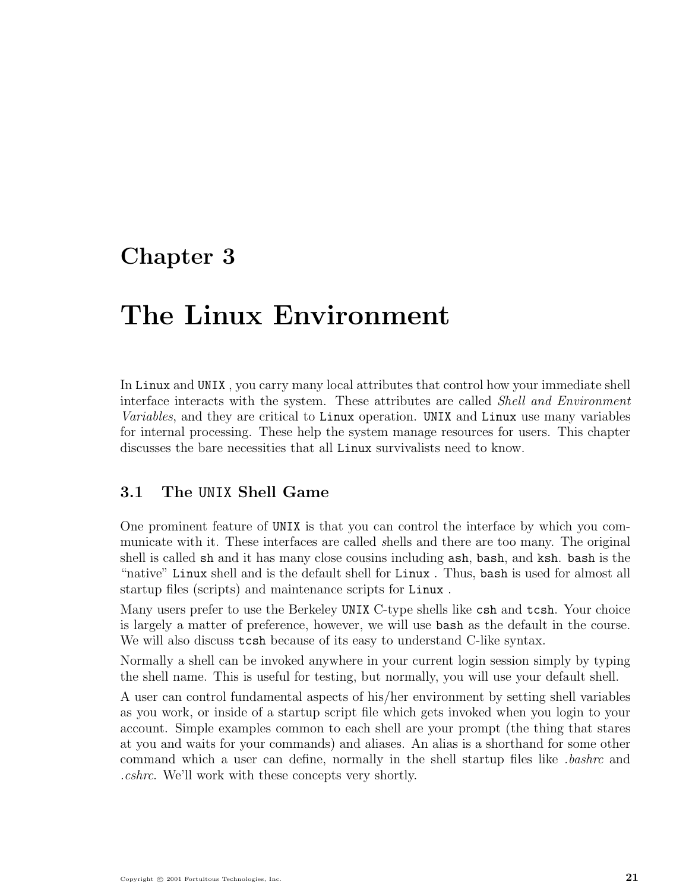# Chapter 3

# The Linux Environment

In `Linux` and `UNIX` , you carry many local attributes that control how your immediate shell interface interacts with the system. These attributes are called *Shell and Environment Variables*, and they are critical to `Linux` operation. `UNIX` and `Linux` use many variables for internal processing. These help the system manage resources for users. This chapter discusses the bare necessities that all `Linux` survivalists need to know.

## 3.1 The UNIX Shell Game

One prominent feature of `UNIX` is that you can control the interface by which you communicate with it. These interfaces are called *s*hells and there are too many. The original shell is called `sh` and it has many close cousins including `ash`, `bash`, and `ksh`. `bash` is the "native" `Linux` shell and is the default shell for `Linux` . Thus, `bash` is used for almost all startup files (scripts) and maintenance scripts for `Linux` .

Many users prefer to use the Berkeley `UNIX` C-type shells like `csh` and `tcsh`. Your choice is largely a matter of preference, however, we will use `bash` as the default in the course. We will also discuss `tcsh` because of its easy to understand C-like syntax.

Normally a shell can be invoked anywhere in your current login session simply by typing the shell name. This is useful for testing, but normally, you will use your default shell.

A user can control fundamental aspects of his/her environment by setting shell variables as you work, or inside of a startup script file which gets invoked when you login to your account. Simple examples common to each shell are your prompt (the thing that stares at you and waits for your commands) and aliases. An alias is a shorthand for some other command which a user can define, normally in the shell startup files like *.bashrc* and *.cshrc*. We'll work with these concepts very shortly.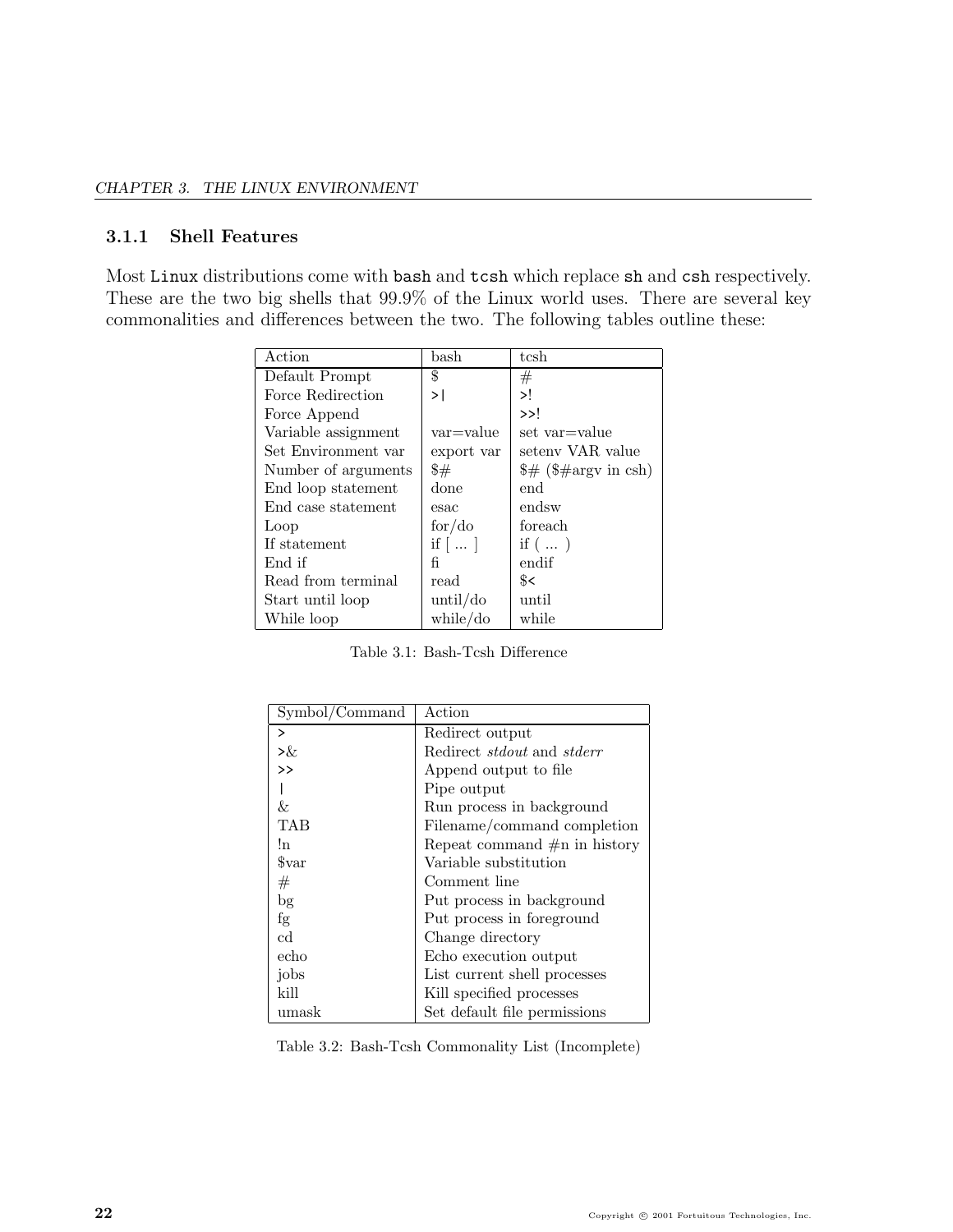### 3.1.1 Shell Features

Most Linux distributions come with bash and tcsh which replace sh and csh respectively. These are the two big shells that 99.9% of the Linux world uses. There are several key commonalities and differences between the two. The following tables outline these:

| Action | bash | tcsh |
|---|---|---|
| Default Prompt | $ | # |
| Force Redirection | >\| | >! |
| Force Append | | >>! |
| Variable assignment | var=value | set var=value |
| Set Environment var | export var | setenv VAR value |
| Number of arguments | $# | $# ($#argv in csh) |
| End loop statement | done | end |
| End case statement | esac | endsw |
| Loop | for/do | foreach |
| If statement | if [ ... ] | if ( ... ) |
| End if | fi | endif |
| Read from terminal | read | $< |
| Start until loop | until/do | until |
| While loop | while/do | while |

Table 3.1: Bash-Tcsh Difference

| Symbol/Command | Action |
|---|---|
| > | Redirect output |
| >& | Redirect *stdout* and *stderr* |
| >> | Append output to file |
| \| | Pipe output |
| & | Run process in background |
| TAB | Filename/command completion |
| !n | Repeat command #n in history |
| $var | Variable substitution |
| # | Comment line |
| bg | Put process in background |
| fg | Put process in foreground |
| cd | Change directory |
| echo | Echo execution output |
| jobs | List current shell processes |
| kill | Kill specified processes |
| umask | Set default file permissions |

Table 3.2: Bash-Tcsh Commonality List (Incomplete)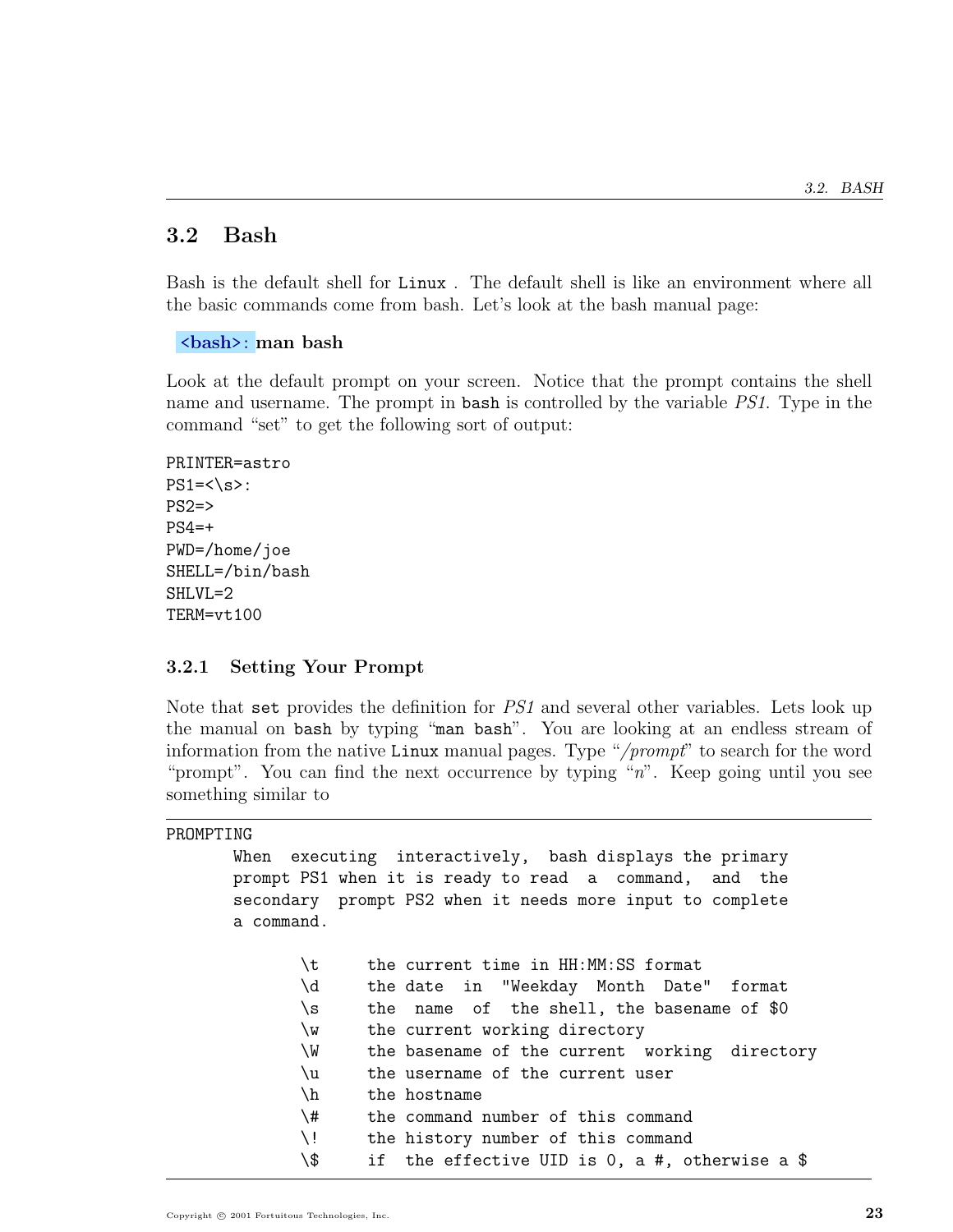## 3.2 Bash

Bash is the default shell for `Linux` . The default shell is like an environment where all the basic commands come from bash. Let's look at the bash manual page:

**<bash>: man bash**

Look at the default prompt on your screen. Notice that the prompt contains the shell name and username. The prompt in `bash` is controlled by the variable *PS1*. Type in the command "set" to get the following sort of output:

```
PRINTER=astro
PS1=<\s>:
PS2=>
PS4=+
PWD=/home/joe
SHELL=/bin/bash
SHLVL=2
TERM=vt100
```

### 3.2.1 Setting Your Prompt

Note that `set` provides the definition for *PS1* and several other variables. Lets look up the manual on `bash` by typing "`man bash`". You are looking at an endless stream of information from the native `Linux` manual pages. Type "*/prompt*" to search for the word "prompt". You can find the next occurrence by typing "*n*". Keep going until you see something similar to

```
PROMPTING
       When  executing  interactively,  bash displays the primary
       prompt PS1 when it is ready to read  a  command,  and  the
       secondary  prompt PS2 when it needs more input to complete
       a command.

              \t     the current time in HH:MM:SS format
              \d     the date  in  "Weekday  Month  Date"  format
              \s     the  name  of  the shell, the basename of $0
              \w     the current working directory
              \W     the basename of the current  working  directory
              \u     the username of the current user
              \h     the hostname
              \#     the command number of this command
              \!     the history number of this command
              \$     if  the effective UID is 0, a #, otherwise a $
```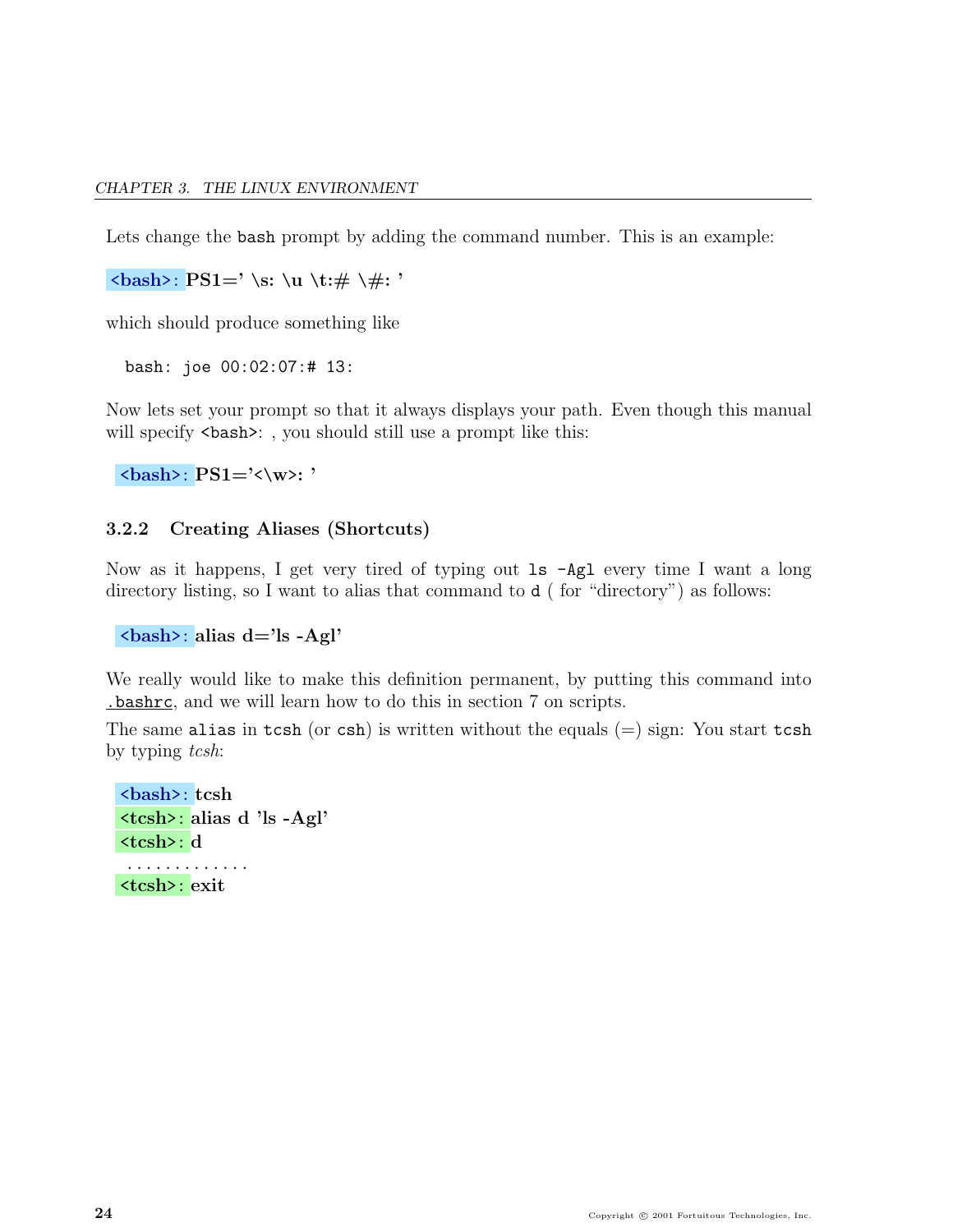Lets change the `bash` prompt by adding the command number. This is an example:

**<bash>: PS1=' \s: \u \t:# \#: '**

which should produce something like

```
bash: joe 00:02:07:# 13:
```

Now lets set your prompt so that it always displays your path. Even though this manual will specify `<bash>`: , you should still use a prompt like this:

**<bash>: PS1='<\w>: '**

### 3.2.2 Creating Aliases (Shortcuts)

Now as it happens, I get very tired of typing out `ls -Agl` every time I want a long directory listing, so I want to alias that command to `d` ( for "directory") as follows:

**<bash>: alias d='ls -Agl'**

We really would like to make this definition permanent, by putting this command into `.bashrc`, and we will learn how to do this in section 7 on scripts.

The same `alias` in `tcsh` (or `csh`) is written without the equals (=) sign: You start `tcsh` by typing *tcsh*:

**<bash>: tcsh**
**<tcsh>: alias d 'ls -Agl'**
**<tcsh>: d**
. . . . . . . . . . . . .
**<tcsh>: exit**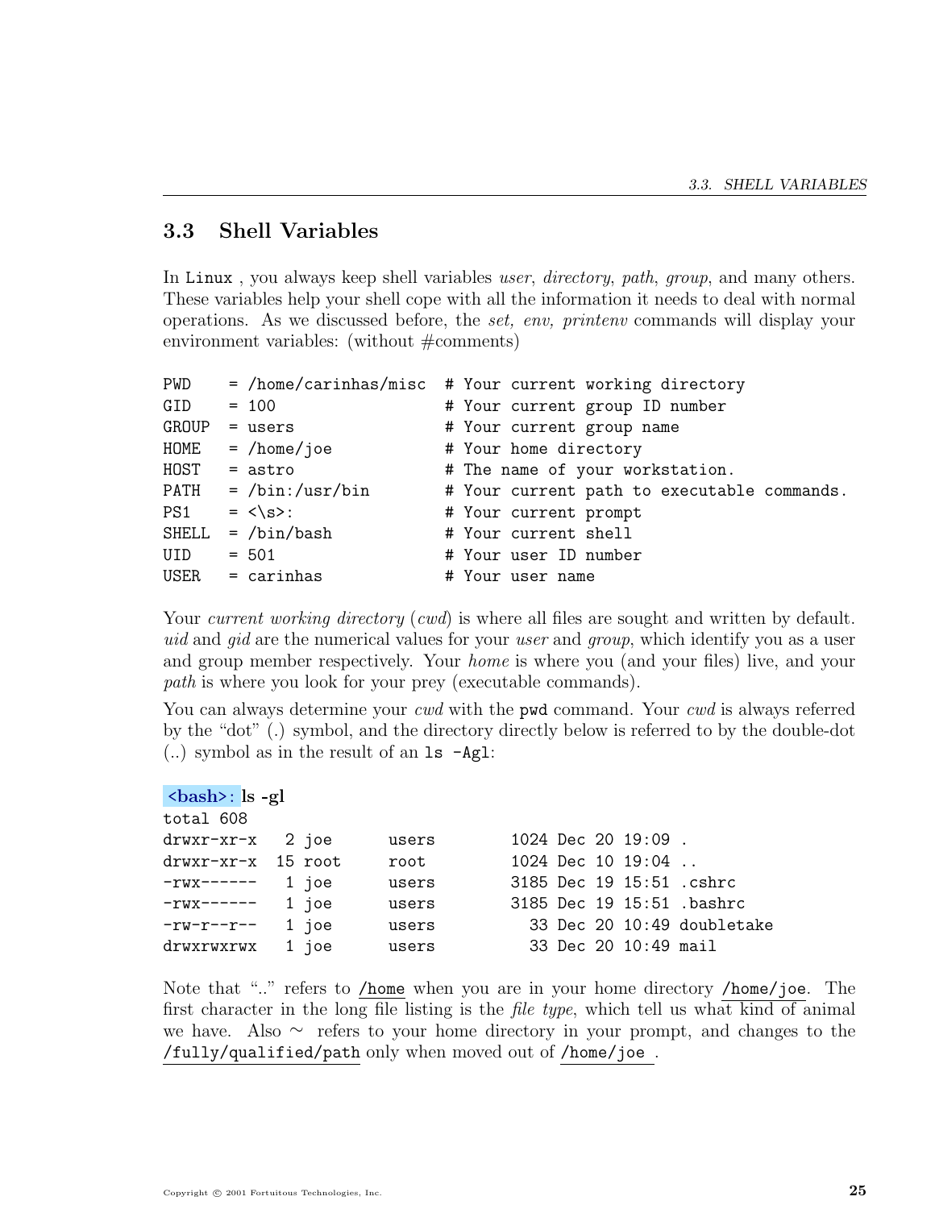## 3.3 Shell Variables

In `Linux` , you always keep shell variables *user*, *directory*, *path*, *group*, and many others. These variables help your shell cope with all the information it needs to deal with normal operations. As we discussed before, the *set, env, printenv* commands will display your environment variables: (without #comments)

```
PWD    = /home/carinhas/misc  # Your current working directory
GID    = 100                  # Your current group ID number
GROUP  = users                # Your current group name
HOME   = /home/joe            # Your home directory
HOST   = astro                # The name of your workstation.
PATH   = /bin:/usr/bin        # Your current path to executable commands.
PS1    = <\s>:                # Your current prompt
SHELL  = /bin/bash            # Your current shell
UID    = 501                  # Your user ID number
USER   = carinhas             # Your user name
```

Your *current working directory* (*cwd*) is where all files are sought and written by default. *uid* and *gid* are the numerical values for your *user* and *group*, which identify you as a user and group member respectively. Your *home* is where you (and your files) live, and your *path* is where you look for your prey (executable commands).

You can always determine your *cwd* with the `pwd` command. Your *cwd* is always referred by the "dot" (.) symbol, and the directory directly below is referred to by the double-dot (..) symbol as in the result of an `ls -Agl`:

```
<bash>: ls -gl
total 608
drwxr-xr-x   2 joe      users        1024 Dec 20 19:09 .
drwxr-xr-x  15 root     root         1024 Dec 10 19:04 ..
-rwx------   1 joe      users        3185 Dec 19 15:51 .cshrc
-rwx------   1 joe      users        3185 Dec 19 15:51 .bashrc
-rw-r--r--   1 joe      users          33 Dec 20 10:49 doubletake
drwxrwxrwx   1 joe      users          33 Dec 20 10:49 mail
```

Note that ".." refers to `/home` when you are in your home directory `/home/joe`. The first character in the long file listing is the *file type*, which tell us what kind of animal we have. Also ~ refers to your home directory in your prompt, and changes to the `/fully/qualified/path` only when moved out of `/home/joe` .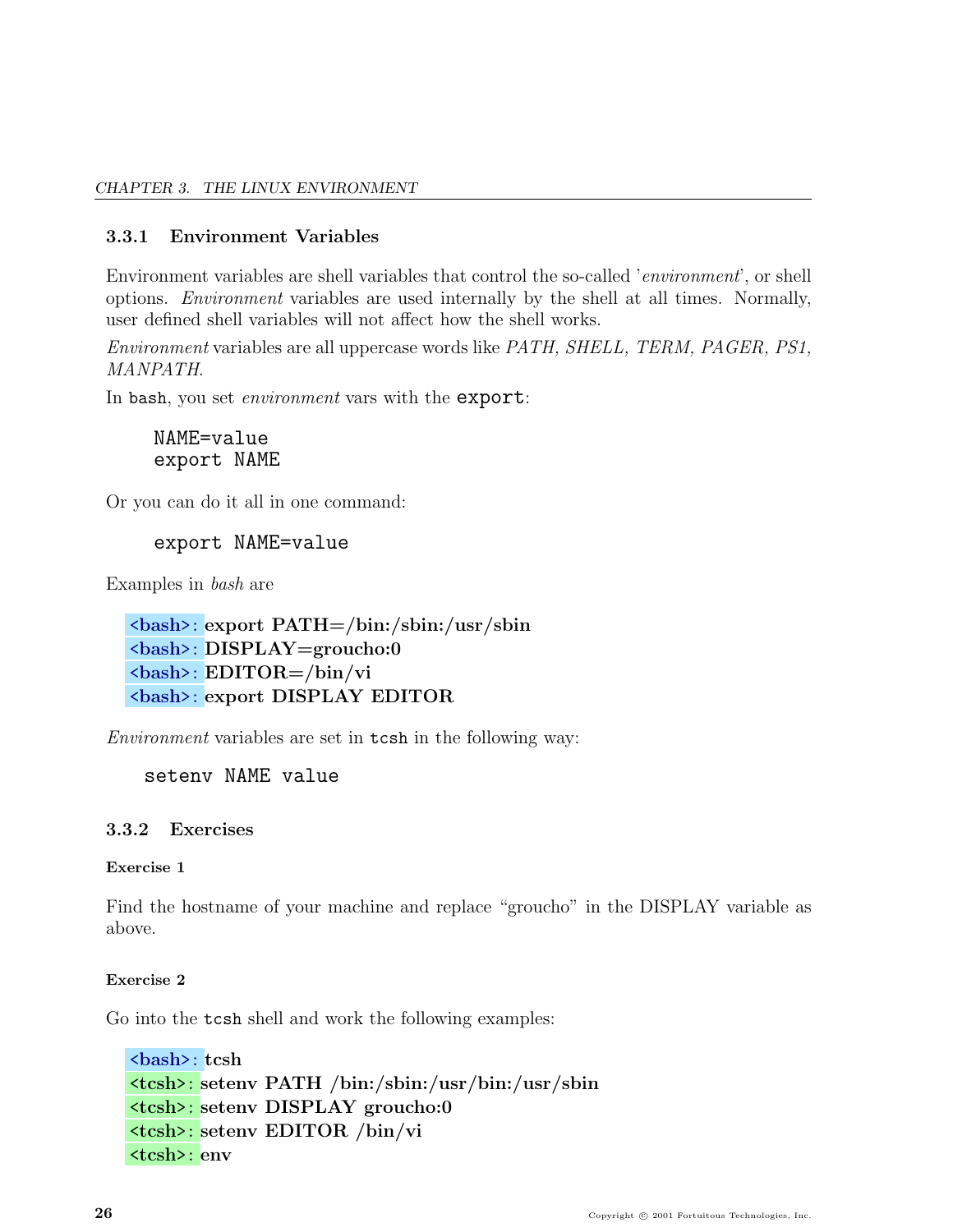### 3.3.1 Environment Variables

Environment variables are shell variables that control the so-called '*environment*', or shell options. *Environment* variables are used internally by the shell at all times. Normally, user defined shell variables will not affect how the shell works.

*Environment* variables are all uppercase words like *PATH, SHELL, TERM, PAGER, PS1, MANPATH.*

In `bash`, you set *environment* vars with the `export`:

```
NAME=value
export NAME
```

Or you can do it all in one command:

```
export NAME=value
```

Examples in *bash* are

```
<bash>: export PATH=/bin:/sbin:/usr/sbin
<bash>: DISPLAY=groucho:0
<bash>: EDITOR=/bin/vi
<bash>: export DISPLAY EDITOR
```

*Environment* variables are set in `tcsh` in the following way:

```
setenv NAME value
```

### 3.3.2 Exercises

#### Exercise 1

Find the hostname of your machine and replace "groucho" in the DISPLAY variable as above.

#### Exercise 2

Go into the `tcsh` shell and work the following examples:

```
<bash>: tcsh
<tcsh>: setenv PATH /bin:/sbin:/usr/bin:/usr/sbin
<tcsh>: setenv DISPLAY groucho:0
<tcsh>: setenv EDITOR /bin/vi
<tcsh>: env
```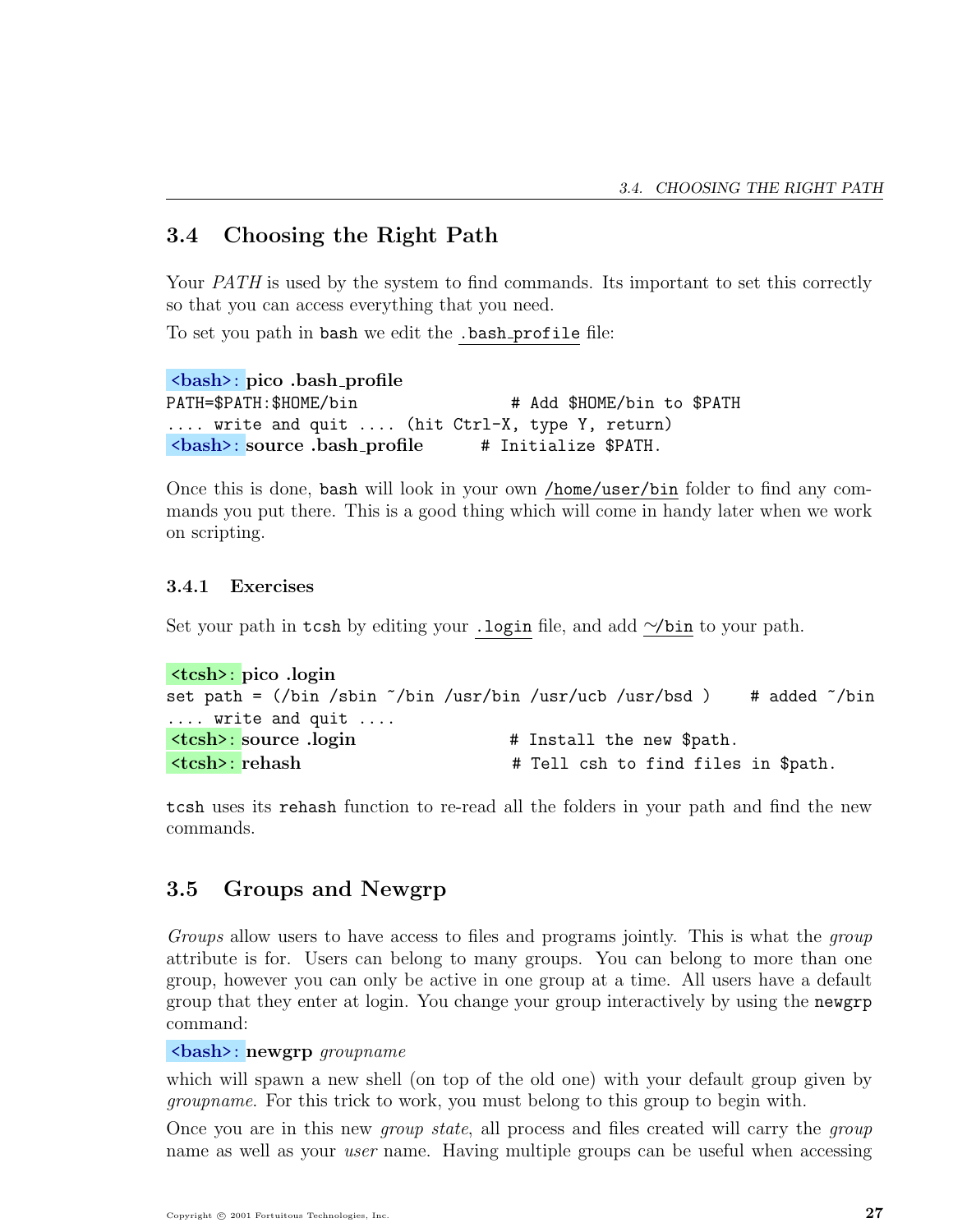## 3.4 Choosing the Right Path

Your *PATH* is used by the system to find commands. Its important to set this correctly so that you can access everything that you need.

To set you path in `bash` we edit the `.bash_profile` file:

```
<bash>: pico .bash_profile
PATH=$PATH:$HOME/bin                # Add $HOME/bin to $PATH
.... write and quit .... (hit Ctrl-X, type Y, return)
<bash>: source .bash_profile      # Initialize $PATH.
```

Once this is done, `bash` will look in your own `/home/user/bin` folder to find any commands you put there. This is a good thing which will come in handy later when we work on scripting.

### 3.4.1 Exercises

Set your path in `tcsh` by editing your `.login` file, and add `~/bin` to your path.

```
<tcsh>: pico .login
set path = (/bin /sbin ~/bin /usr/bin /usr/ucb /usr/bsd )    # added ~/bin
.... write and quit ....
<tcsh>: source .login                    # Install the new $path.
<tcsh>: rehash                           # Tell csh to find files in $path.
```

`tcsh` uses its `rehash` function to re-read all the folders in your path and find the new commands.

## 3.5 Groups and Newgrp

*Groups* allow users to have access to files and programs jointly. This is what the *group* attribute is for. Users can belong to many groups. You can belong to more than one group, however you can only be active in one group at a time. All users have a default group that they enter at login. You change your group interactively by using the `newgrp` command:

```
<bash>: newgrp groupname
```

which will spawn a new shell (on top of the old one) with your default group given by *groupname*. For this trick to work, you must belong to this group to begin with.

Once you are in this new *group state*, all process and files created will carry the *group* name as well as your *user* name. Having multiple groups can be useful when accessing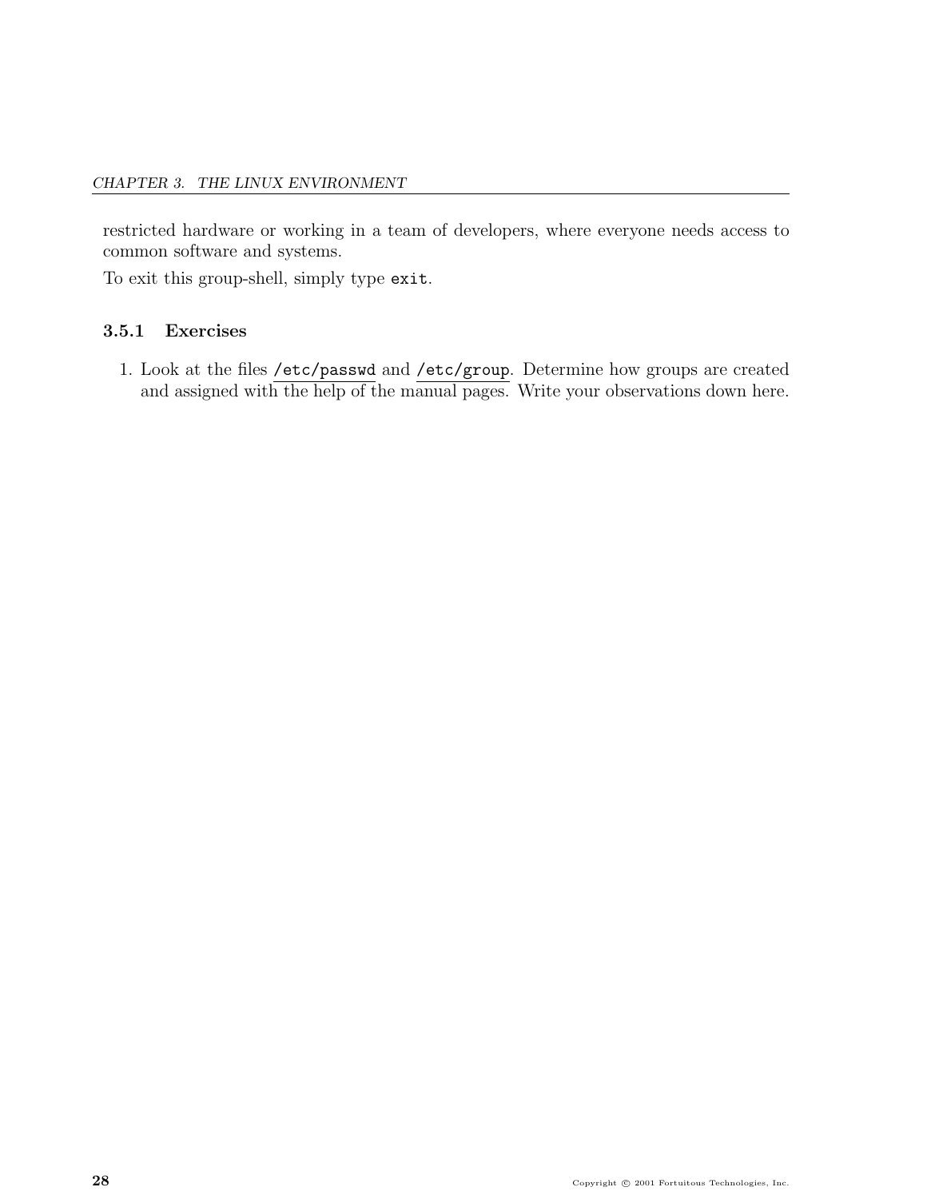restricted hardware or working in a team of developers, where everyone needs access to common software and systems.

To exit this group-shell, simply type `exit`.

### 3.5.1 Exercises

1. Look at the files `/etc/passwd` and `/etc/group`. Determine how groups are created and assigned with the help of the manual pages. Write your observations down here.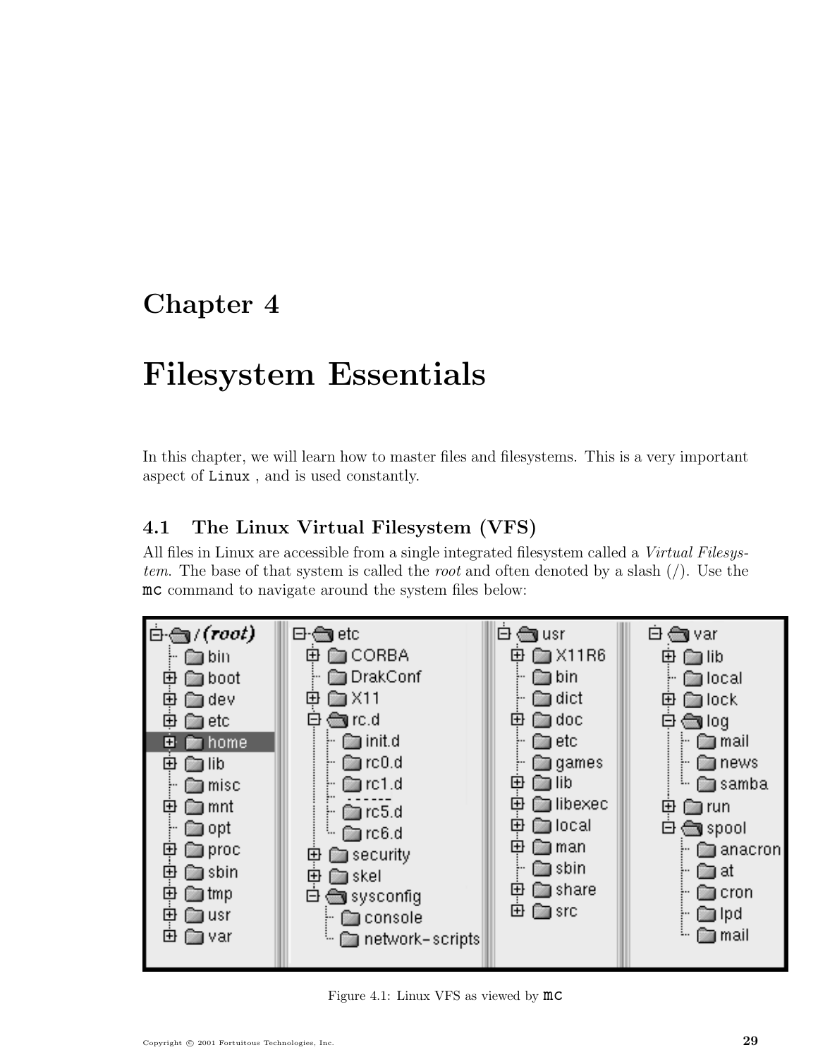# Chapter 4

# Filesystem Essentials

In this chapter, we will learn how to master files and filesystems. This is a very important aspect of `Linux` , and is used constantly.

## 4.1 The Linux Virtual Filesystem (VFS)

All files in Linux are accessible from a single integrated filesystem called a *Virtual Filesystem*. The base of that system is called the *root* and often denoted by a slash (/). Use the `mc` command to navigate around the system files below:

Figure 4.1: Linux VFS as viewed by `mc`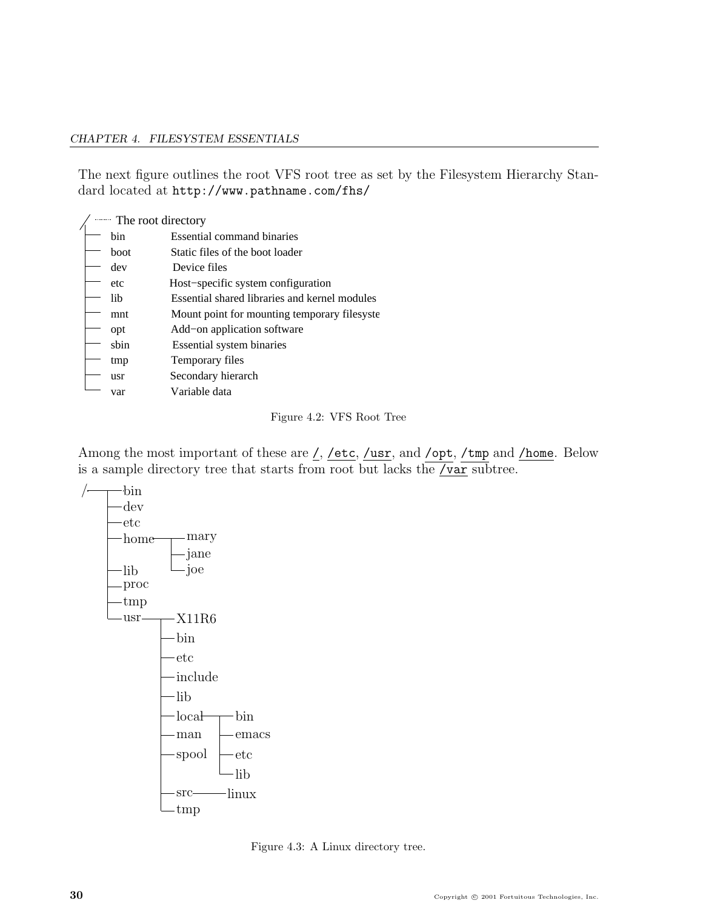The next figure outlines the root VFS root tree as set by the Filesystem Hierarchy Standard located at `http://www.pathname.com/fhs/`

```
/ ...... The root directory
├── bin       Essential command binaries
├── boot      Static files of the boot loader
├── dev       Device files
├── etc       Host−specific system configuration
├── lib       Essential shared libraries and kernel modules
├── mnt       Mount point for mounting temporary filesyste
├── opt       Add−on application software
├── sbin      Essential system binaries
├── tmp       Temporary files
├── usr       Secondary hierarch
└── var       Variable data
```

Figure 4.2: VFS Root Tree

Among the most important of these are `/`, `/etc`, `/usr`, and `/opt`, `/tmp` and `/home`. Below is a sample directory tree that starts from root but lacks the `/var` subtree.

```
/ ─┬─ bin
   ├─ dev
   ├─ etc
   ├─ home ─┬─ mary
   │        ├─ jane
   │        └─ joe
   ├─ lib
   ├─ proc
   ├─ tmp
   └─ usr ──┬─ X11R6
            ├─ bin
            ├─ etc
            ├─ include
            ├─ lib
            ├─ local ─┬─ bin
            ├─ man    ├─ emacs
            ├─ spool  ├─ etc
            │         └─ lib
            ├─ src ──── linux
            └─ tmp
```

Figure 4.3: A Linux directory tree.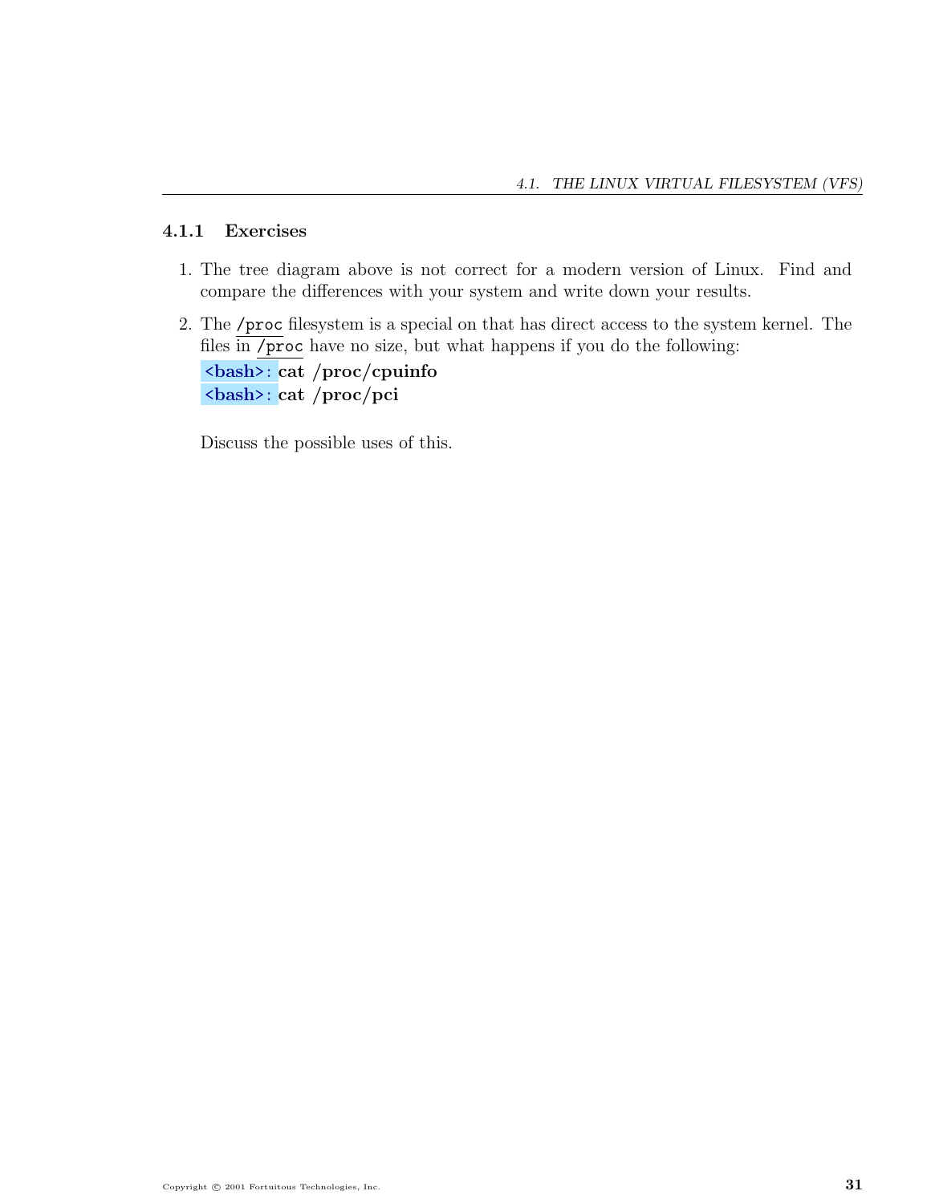### 4.1.1 Exercises

1. The tree diagram above is not correct for a modern version of Linux. Find and compare the differences with your system and write down your results.

2. The `/proc` filesystem is a special on that has direct access to the system kernel. The files in `/proc` have no size, but what happens if you do the following:

   ```
   <bash>: cat /proc/cpuinfo
   <bash>: cat /proc/pci
   ```

   Discuss the possible uses of this.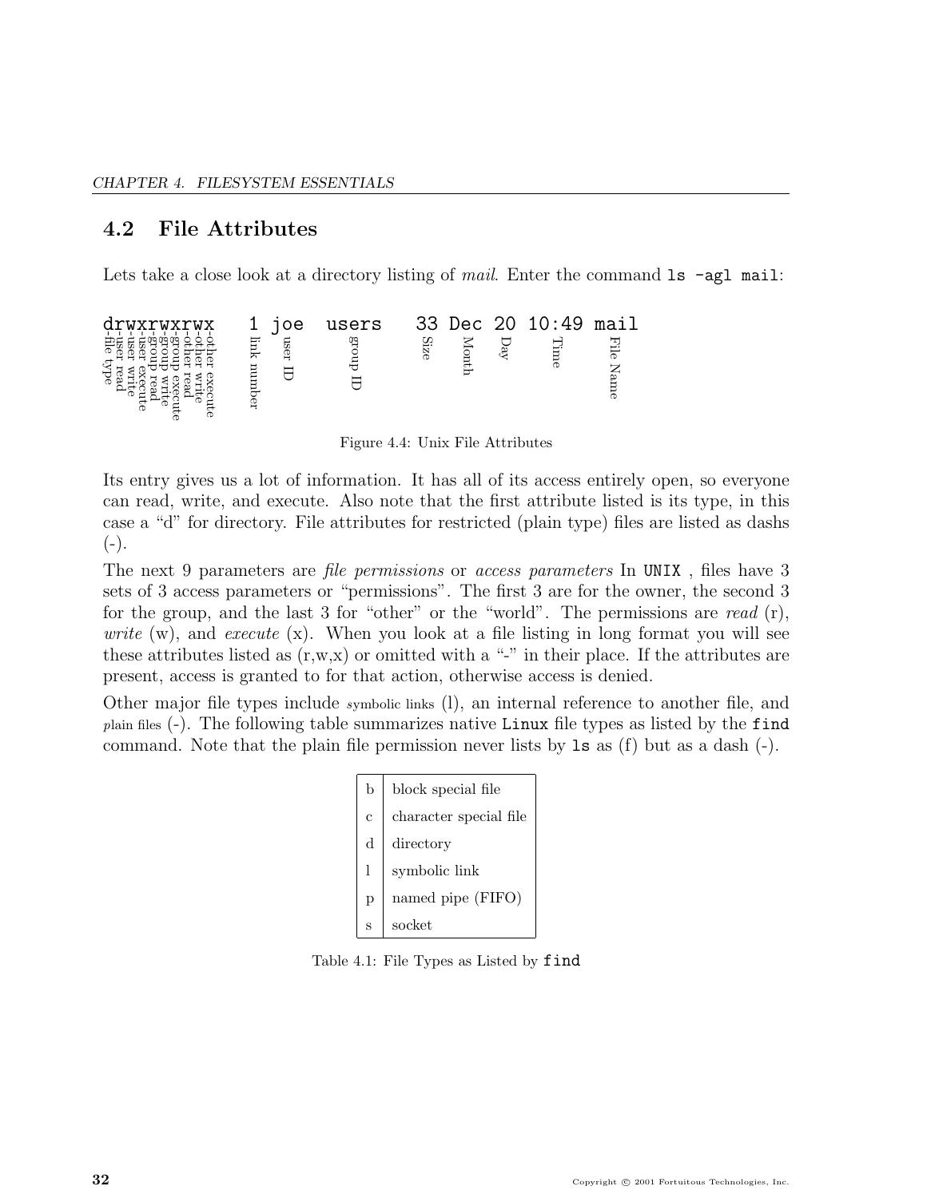## 4.2 File Attributes

Lets take a close look at a directory listing of *mail*. Enter the command `ls -agl mail`:

```
drwxrwxrwx    1 joe   users    33 Dec 20 10:49 mail
```

| Field | Meaning |
|---|---|
| d | file type |
| r | user read |
| w | user write |
| x | user execute |
| r | group read |
| w | group write |
| x | group execute |
| r | other read |
| w | other write |
| x | other execute |
| 1 | link number |
| joe | user ID |
| users | group ID |
| 33 | Size |
| Dec | Month |
| 20 | Day |
| 10:49 | Time |
| mail | File Name |

Figure 4.4: Unix File Attributes

Its entry gives us a lot of information. It has all of its access entirely open, so everyone can read, write, and execute. Also note that the first attribute listed is its type, in this case a "d" for directory. File attributes for restricted (plain type) files are listed as dashs (-).

The next 9 parameters are *file permissions* or *access parameters* In UNIX , files have 3 sets of 3 access parameters or "permissions". The first 3 are for the owner, the second 3 for the group, and the last 3 for "other" or the "world". The permissions are *read* (r), *write* (w), and *execute* (x). When you look at a file listing in long format you will see these attributes listed as (r,w,x) or omitted with a "-" in their place. If the attributes are present, access is granted to for that action, otherwise access is denied.

Other major file types include symbolic links (l), an internal reference to another file, and plain files (-). The following table summarizes native Linux file types as listed by the **find** command. Note that the plain file permission never lists by `ls` as (f) but as a dash (-).

| | |
|---|---|
| b | block special file |
| c | character special file |
| d | directory |
| l | symbolic link |
| p | named pipe (FIFO) |
| s | socket |

Table 4.1: File Types as Listed by **find**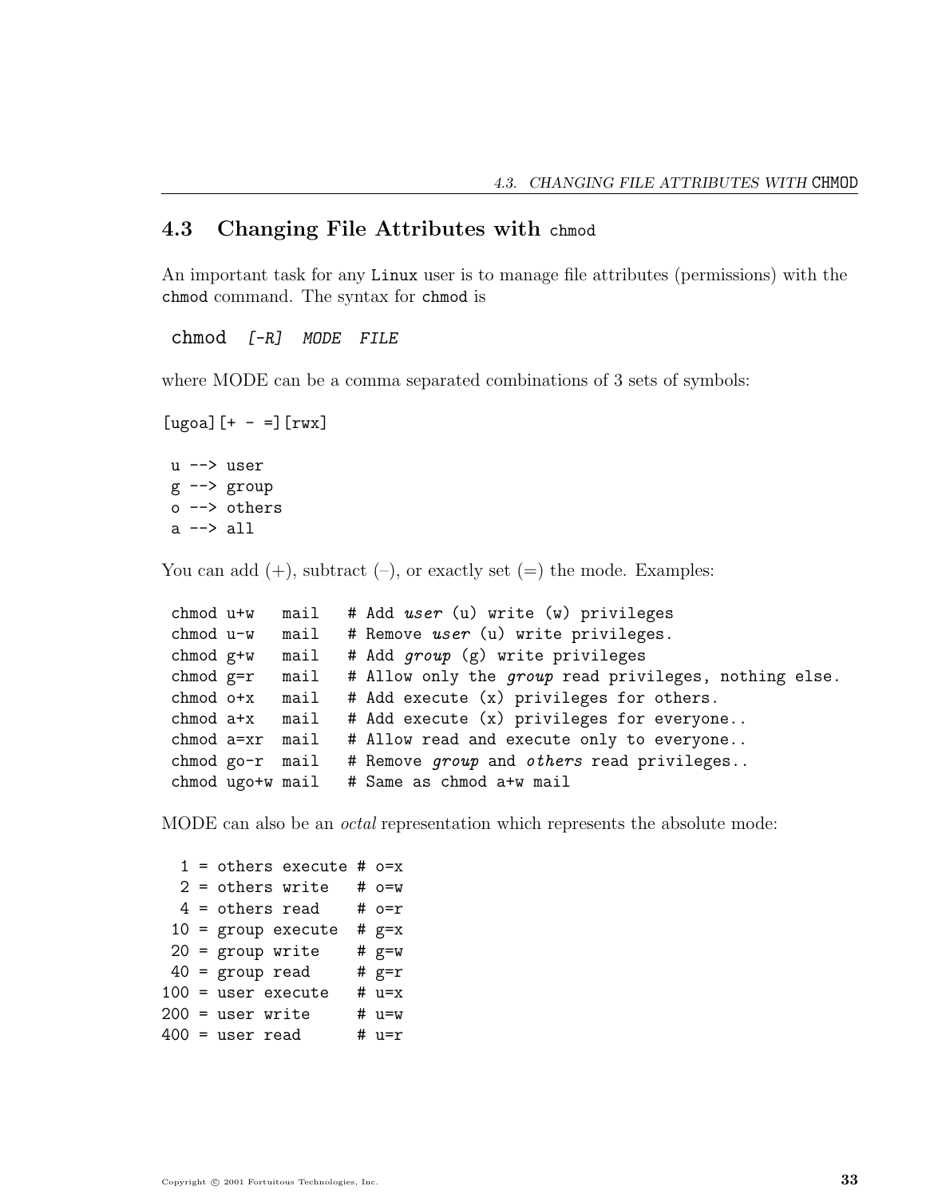## 4.3 Changing File Attributes with `chmod`

An important task for any Linux user is to manage file attributes (permissions) with the `chmod` command. The syntax for `chmod` is

```
chmod  [-R]  MODE  FILE
```

where MODE can be a comma separated combinations of 3 sets of symbols:

```
[ugoa][+ - =][rwx]

 u --> user
 g --> group
 o --> others
 a --> all
```

You can add (+), subtract (–), or exactly set (=) the mode. Examples:

```
chmod u+w   mail   # Add user (u) write (w) privileges
chmod u-w   mail   # Remove user (u) write privileges.
chmod g+w   mail   # Add group (g) write privileges
chmod g=r   mail   # Allow only the group read privileges, nothing else.
chmod o+x   mail   # Add execute (x) privileges for others.
chmod a+x   mail   # Add execute (x) privileges for everyone..
chmod a=xr  mail   # Allow read and execute only to everyone..
chmod go-r  mail   # Remove group and others read privileges..
chmod ugo+w mail   # Same as chmod a+w mail
```

MODE can also be an *octal* representation which represents the absolute mode:

```
  1 = others execute # o=x
  2 = others write   # o=w
  4 = others read    # o=r
 10 = group execute  # g=x
 20 = group write    # g=w
 40 = group read     # g=r
100 = user execute   # u=x
200 = user write     # u=w
400 = user read      # u=r
```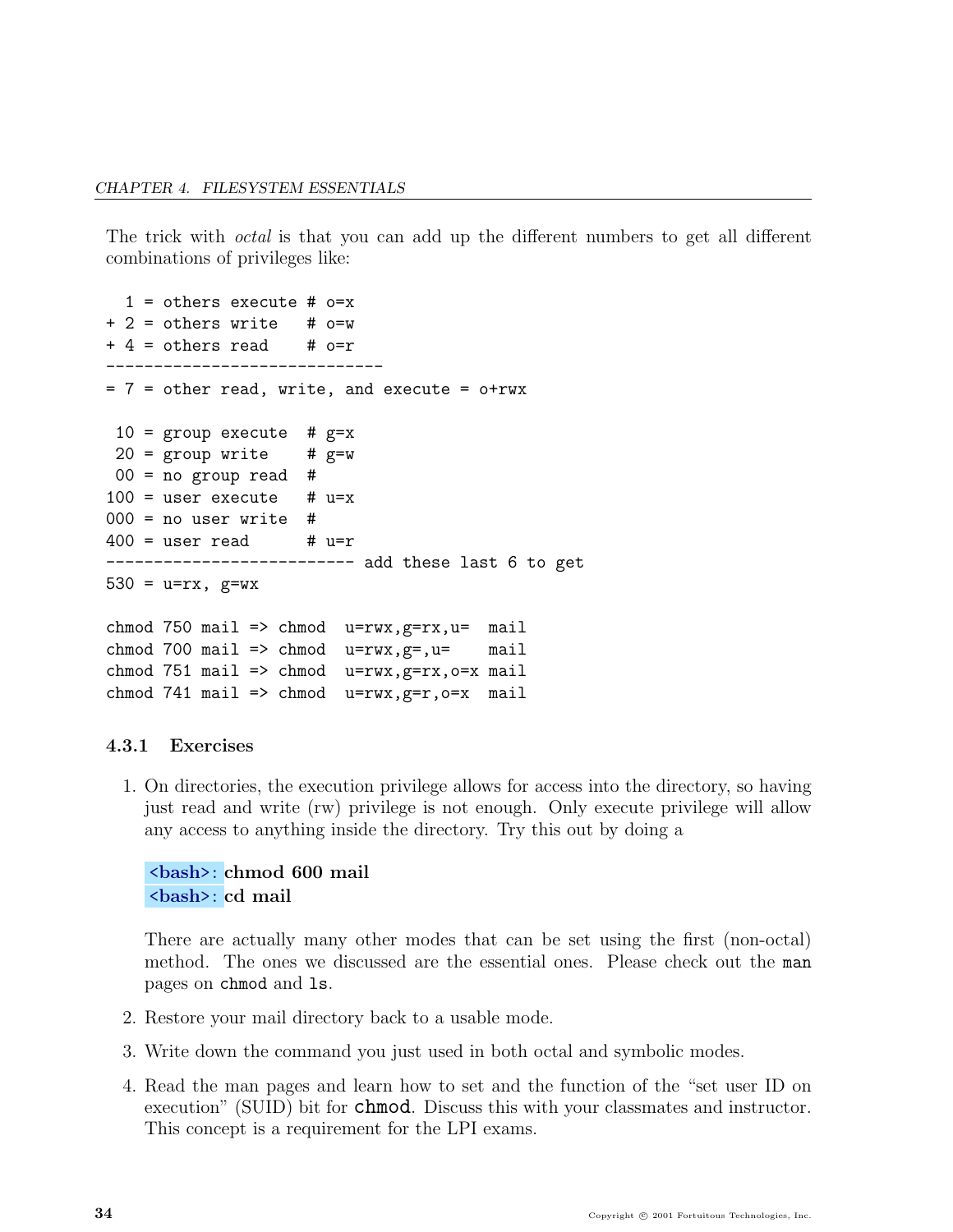The trick with *octal* is that you can add up the different numbers to get all different combinations of privileges like:

```
  1 = others execute # o=x
+ 2 = others write   # o=w
+ 4 = others read    # o=r
-----------------------------
= 7 = other read, write, and execute = o+rwx

 10 = group execute  # g=x
 20 = group write    # g=w
 00 = no group read  #
100 = user execute   # u=x
000 = no user write  #
400 = user read      # u=r
-------------------------- add these last 6 to get
530 = u=rx, g=wx

chmod 750 mail => chmod  u=rwx,g=rx,u=  mail
chmod 700 mail => chmod  u=rwx,g=,u=    mail
chmod 751 mail => chmod  u=rwx,g=rx,o=x mail
chmod 741 mail => chmod  u=rwx,g=r,o=x  mail
```

### 4.3.1 Exercises

1. On directories, the execution privilege allows for access into the directory, so having just read and write (rw) privilege is not enough. Only execute privilege will allow any access to anything inside the directory. Try this out by doing a

   <bash>: **chmod 600 mail**
   <bash>: **cd mail**

   There are actually many other modes that can be set using the first (non-octal) method. The ones we discussed are the essential ones. Please check out the `man` pages on `chmod` and `ls`.

2. Restore your mail directory back to a usable mode.

3. Write down the command you just used in both octal and symbolic modes.

4. Read the man pages and learn how to set and the function of the "set user ID on execution" (SUID) bit for `chmod`. Discuss this with your classmates and instructor. This concept is a requirement for the LPI exams.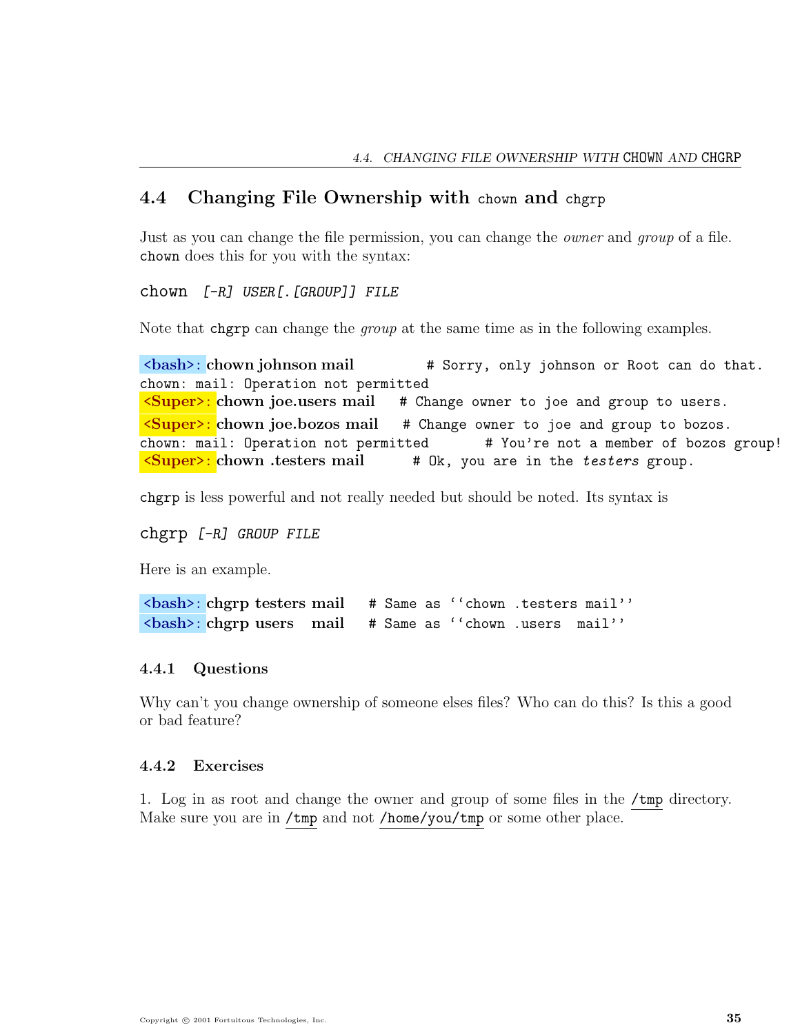## 4.4 Changing File Ownership with `chown` and `chgrp`

Just as you can change the file permission, you can change the *owner* and *group* of a file. `chown` does this for you with the syntax:

```
chown [-R] USER[.[GROUP]] FILE
```

Note that `chgrp` can change the *group* at the same time as in the following examples.

```
<bash>: chown johnson mail        # Sorry, only johnson or Root can do that.
chown: mail: Operation not permitted
<Super>: chown joe.users mail    # Change owner to joe and group to users.
<Super>: chown joe.bozos mail    # Change owner to joe and group to bozos.
chown: mail: Operation not permitted       # You're not a member of bozos group!
<Super>: chown .testers mail      # Ok, you are in the testers group.
```

`chgrp` is less powerful and not really needed but should be noted. Its syntax is

```
chgrp [-R] GROUP FILE
```

Here is an example.

```
<bash>: chgrp testers mail    # Same as ``chown .testers mail''
<bash>: chgrp users   mail    # Same as ``chown .users  mail''
```

### 4.4.1 Questions

Why can't you change ownership of someone elses files? Who can do this? Is this a good or bad feature?

### 4.4.2 Exercises

1. Log in as root and change the owner and group of some files in the `/tmp` directory. Make sure you are in `/tmp` and not `/home/you/tmp` or some other place.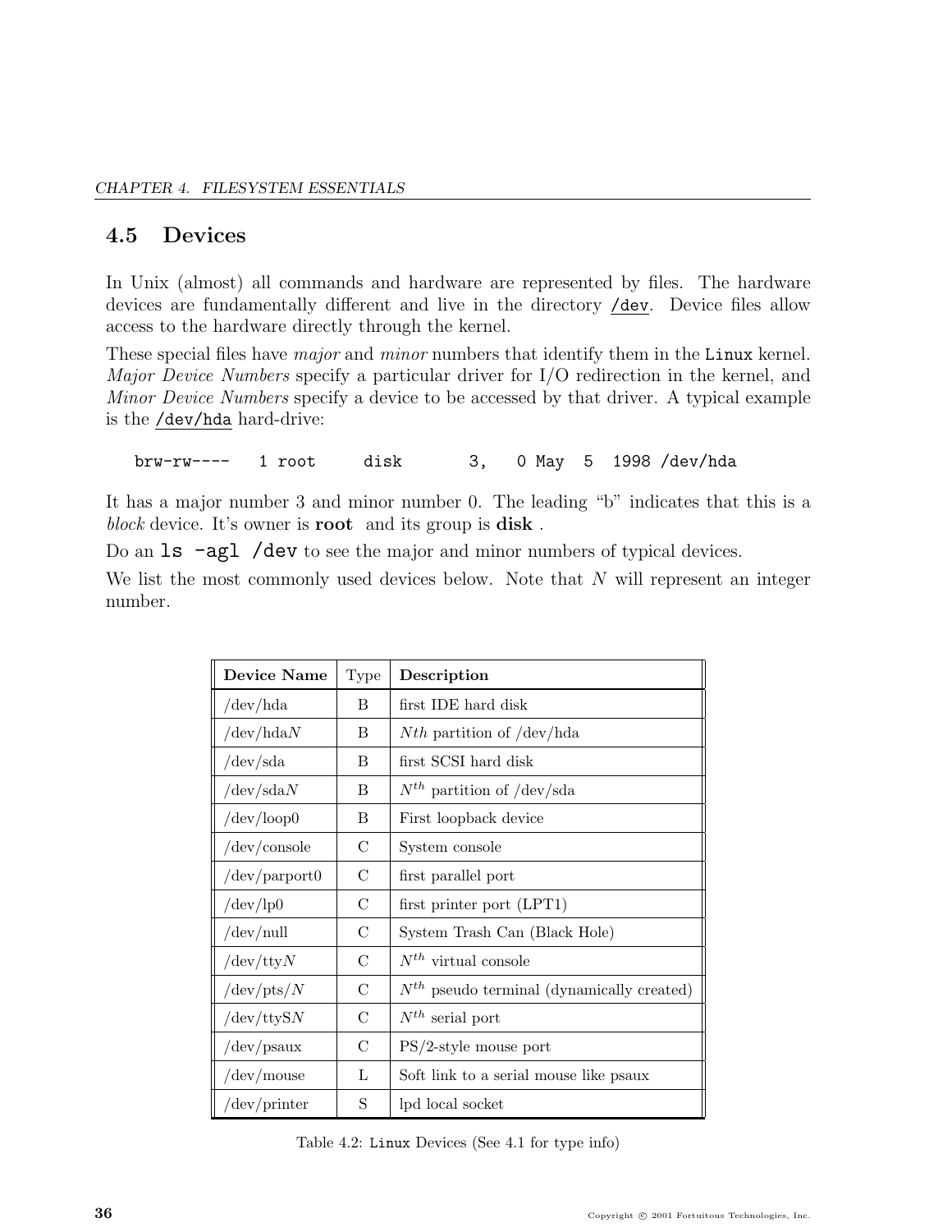## 4.5 Devices

In Unix (almost) all commands and hardware are represented by files. The hardware devices are fundamentally different and live in the directory /dev. Device files allow access to the hardware directly through the kernel.

These special files have *major* and *minor* numbers that identify them in the `Linux` kernel. *Major Device Numbers* specify a particular driver for I/O redirection in the kernel, and *Minor Device Numbers* specify a device to be accessed by that driver. A typical example is the /dev/hda hard-drive:

```
brw-rw----   1 root     disk       3,   0 May  5  1998 /dev/hda
```

It has a major number 3 and minor number 0. The leading "b" indicates that this is a *block* device. It's owner is **root** and its group is **disk** .

Do an `ls -agl /dev` to see the major and minor numbers of typical devices.

We list the most commonly used devices below. Note that *N* will represent an integer number.

| Device Name | Type | Description |
|---|---|---|
| /dev/hda | B | first IDE hard disk |
| /dev/hda*N* | B | *Nth* partition of /dev/hda |
| /dev/sda | B | first SCSI hard disk |
| /dev/sda*N* | B | $N^{th}$ partition of /dev/sda |
| /dev/loop0 | B | First loopback device |
| /dev/console | C | System console |
| /dev/parport0 | C | first parallel port |
| /dev/lp0 | C | first printer port (LPT1) |
| /dev/null | C | System Trash Can (Black Hole) |
| /dev/tty*N* | C | $N^{th}$ virtual console |
| /dev/pts/*N* | C | $N^{th}$ pseudo terminal (dynamically created) |
| /dev/ttyS*N* | C | $N^{th}$ serial port |
| /dev/psaux | C | PS/2-style mouse port |
| /dev/mouse | L | Soft link to a serial mouse like psaux |
| /dev/printer | S | lpd local socket |

Table 4.2: `Linux` Devices (See 4.1 for type info)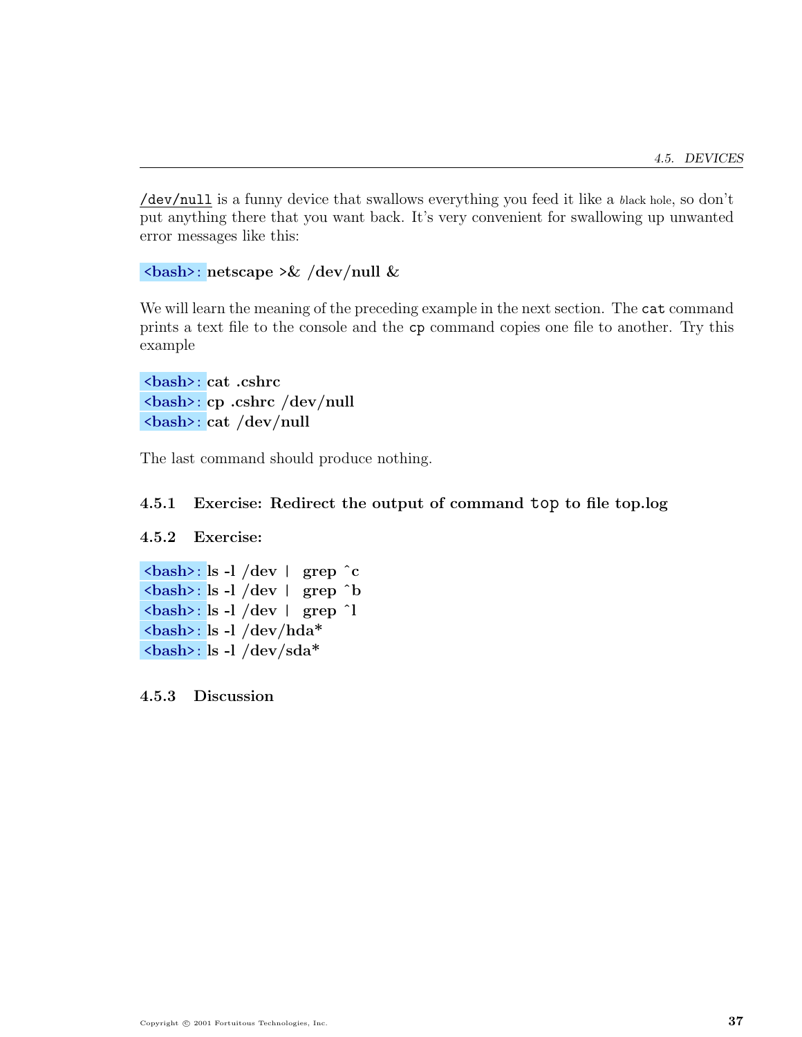`/dev/null` is a funny device that swallows everything you feed it like a black hole, so don't put anything there that you want back. It's very convenient for swallowing up unwanted error messages like this:

```
<bash>: netscape >& /dev/null &
```

We will learn the meaning of the preceding example in the next section. The `cat` command prints a text file to the console and the `cp` command copies one file to another. Try this example

```
<bash>: cat .cshrc
<bash>: cp .cshrc /dev/null
<bash>: cat /dev/null
```

The last command should produce nothing.

### 4.5.1 Exercise: Redirect the output of command `top` to file top.log

### 4.5.2 Exercise:

```
<bash>: ls -l /dev | grep ^c
<bash>: ls -l /dev | grep ^b
<bash>: ls -l /dev | grep ^l
<bash>: ls -l /dev/hda*
<bash>: ls -l /dev/sda*
```

### 4.5.3 Discussion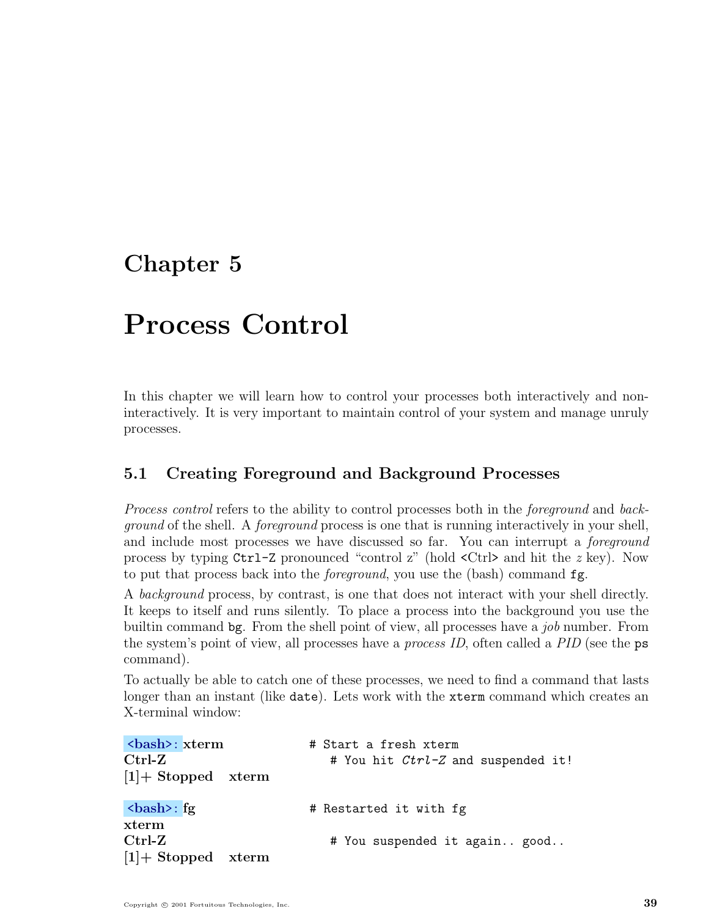# Chapter 5

# Process Control

In this chapter we will learn how to control your processes both interactively and non-interactively. It is very important to maintain control of your system and manage unruly processes.

## 5.1 Creating Foreground and Background Processes

*Process control* refers to the ability to control processes both in the *foreground* and *background* of the shell. A *foreground* process is one that is running interactively in your shell, and include most processes we have discussed so far. You can interrupt a *foreground* process by typing `Ctrl-Z` pronounced "control z" (hold <Ctrl> and hit the *z* key). Now to put that process back into the *foreground*, you use the (bash) command `fg`.

A *background* process, by contrast, is one that does not interact with your shell directly. It keeps to itself and runs silently. To place a process into the background you use the builtin command `bg`. From the shell point of view, all processes have a *job* number. From the system's point of view, all processes have a *process ID*, often called a *PID* (see the `ps` command).

To actually be able to catch one of these processes, we need to find a command that lasts longer than an instant (like `date`). Lets work with the `xterm` command which creates an X-terminal window:

```
<bash>: xterm              # Start a fresh xterm
Ctrl-Z                        # You hit Ctrl-Z and suspended it!
[1]+ Stopped   xterm

<bash>: fg                 # Restarted it with fg
xterm
Ctrl-Z                        # You suspended it again.. good..
[1]+ Stopped   xterm
```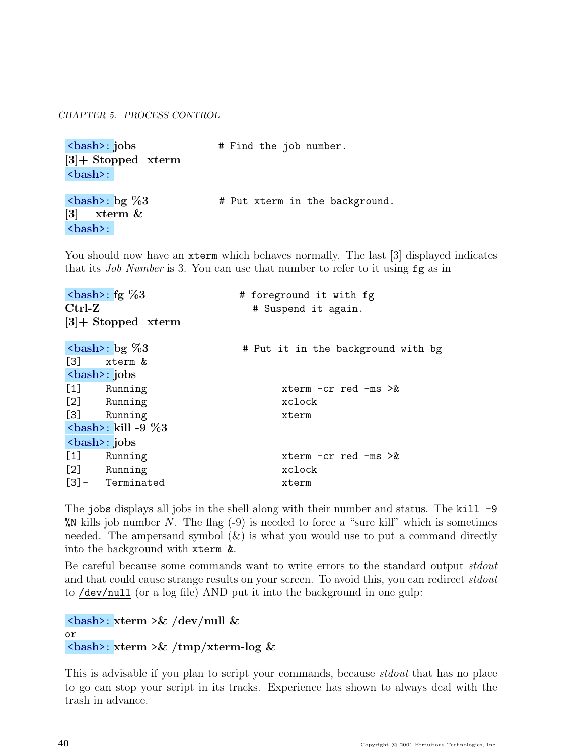```
<bash>: jobs               # Find the job number.
[3]+ Stopped  xterm
<bash>:

<bash>: bg %3              # Put xterm in the background.
[3]    xterm &
<bash>:
```

You should now have an `xterm` which behaves normally. The last [3] displayed indicates that its *Job Number* is 3. You can use that number to refer to it using `fg` as in

```
<bash>: fg %3                  # foreground it with fg
Ctrl-Z                          # Suspend it again.
[3]+ Stopped  xterm

<bash>: bg %3                  # Put it in the background with bg
[3]    xterm &
<bash>: jobs
[1]    Running                      xterm -cr red -ms >&
[2]    Running                      xclock
[3]    Running                      xterm
<bash>: kill -9 %3
<bash>: jobs
[1]    Running                      xterm -cr red -ms >&
[2]    Running                      xclock
[3]-   Terminated                   xterm
```

The `jobs` displays all jobs in the shell along with their number and status. The `kill -9 %N` kills job number *N*. The flag (-9) is needed to force a "sure kill" which is sometimes needed. The ampersand symbol (&) is what you would use to put a command directly into the background with `xterm &`.

Be careful because some commands want to write errors to the standard output *stdout* and that could cause strange results on your screen. To avoid this, you can redirect *stdout* to `/dev/null` (or a log file) AND put it into the background in one gulp:

```
<bash>: xterm >& /dev/null &
or
<bash>: xterm >& /tmp/xterm-log &
```

This is advisable if you plan to script your commands, because *stdout* that has no place to go can stop your script in its tracks. Experience has shown to always deal with the trash in advance.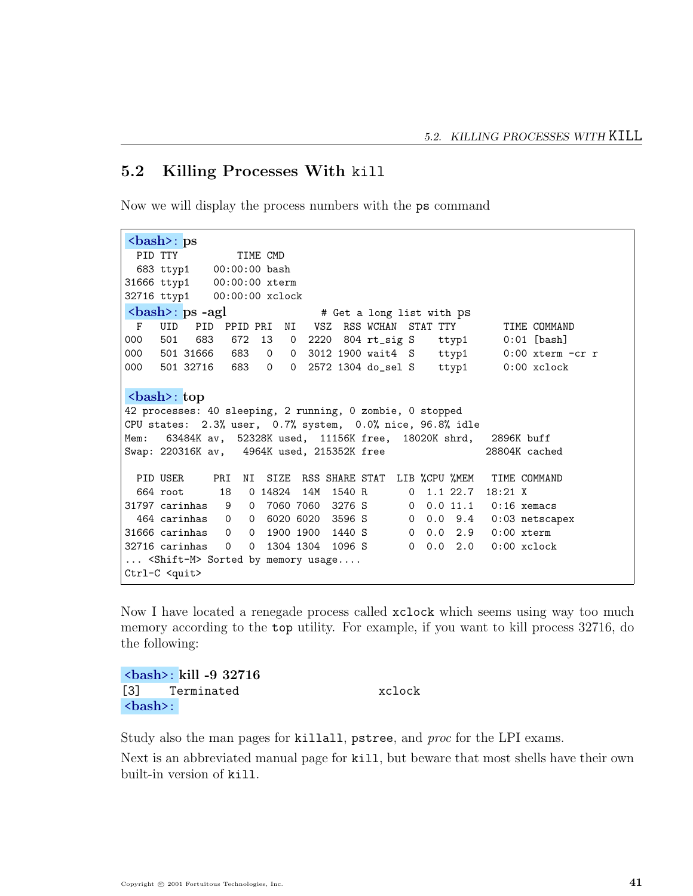## 5.2 Killing Processes With kill

Now we will display the process numbers with the ps command

```
<bash>: ps
  PID TTY          TIME CMD
  683 ttyp1    00:00:00 bash
31666 ttyp1    00:00:00 xterm
32716 ttyp1    00:00:00 xclock
<bash>: ps -agl                # Get a long list with ps
  F   UID   PID  PPID PRI  NI   VSZ  RSS WCHAN  STAT TTY        TIME COMMAND
000   501   683   672  13   0  2220  804 rt_sig S    ttyp1      0:01 [bash]
000   501 31666   683   0   0  3012 1900 wait4  S    ttyp1      0:00 xterm -cr r
000   501 32716   683   0   0  2572 1304 do_sel S    ttyp1      0:00 xclock

<bash>: top
42 processes: 40 sleeping, 2 running, 0 zombie, 0 stopped
CPU states:  2.3% user,  0.7% system,  0.0% nice, 96.8% idle
Mem:   63484K av,  52328K used,  11156K free,  18020K shrd,   2896K buff
Swap: 220316K av,   4964K used, 215352K free                 28804K cached

  PID USER     PRI  NI  SIZE  RSS SHARE STAT  LIB %CPU %MEM   TIME COMMAND
  664 root      18   0 14824  14M  1540 R       0  1.1 22.7  18:21 X
31797 carinhas   9   0  7060 7060  3276 S       0  0.0 11.1   0:16 xemacs
  464 carinhas   0   0  6020 6020  3596 S       0  0.0  9.4   0:03 netscapex
31666 carinhas   0   0  1900 1900  1440 S       0  0.0  2.9   0:00 xterm
32716 carinhas   0   0  1304 1304  1096 S       0  0.0  2.0   0:00 xclock
... <Shift-M> Sorted by memory usage....
Ctrl-C <quit>
```

Now I have located a renegade process called xclock which seems using way too much memory according to the top utility. For example, if you want to kill process 32716, do the following:

```
<bash>: kill -9 32716
[3]    Terminated                    xclock
<bash>:
```

Study also the man pages for killall, pstree, and *proc* for the LPI exams.

Next is an abbreviated manual page for kill, but beware that most shells have their own built-in version of kill.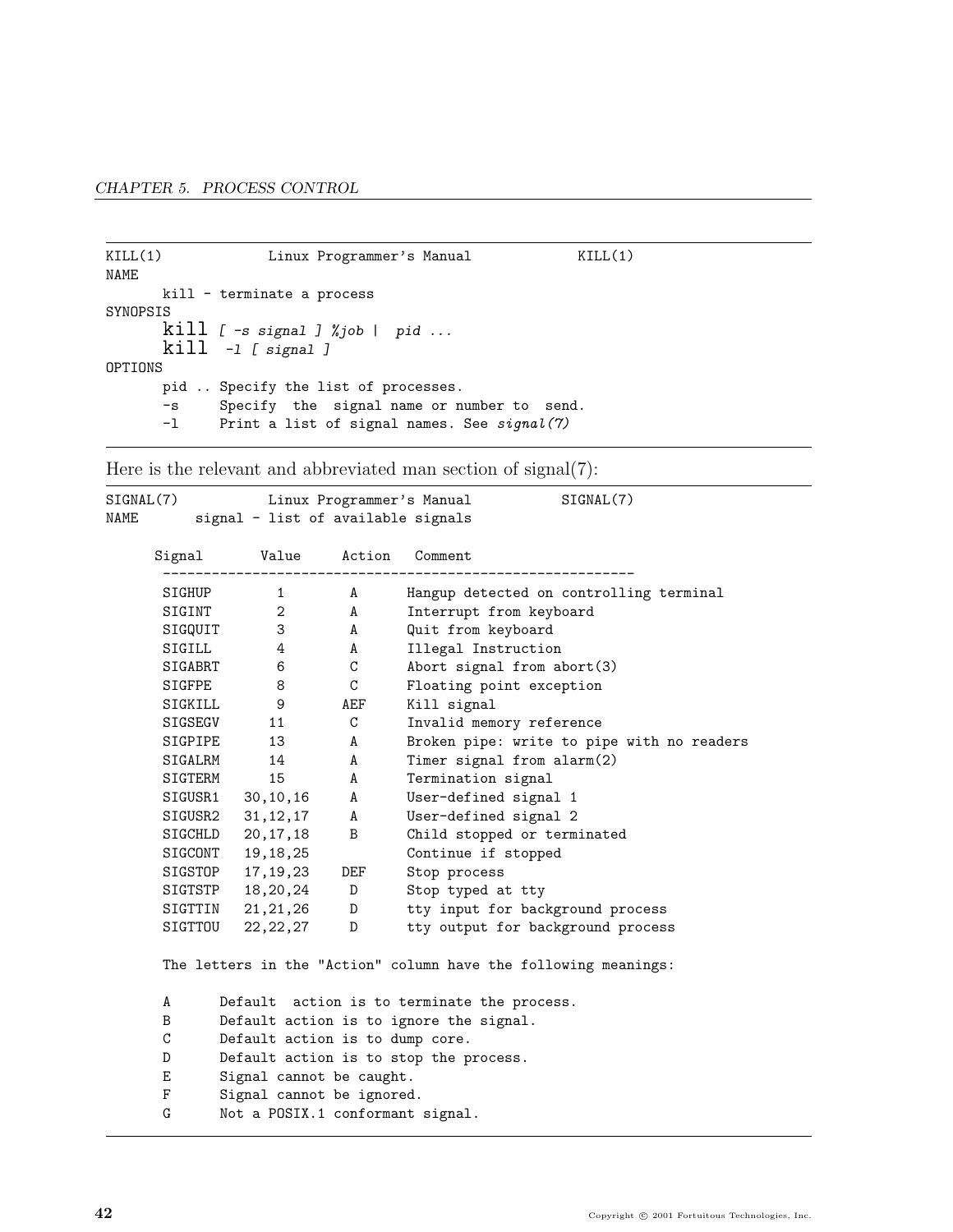```
KILL(1)             Linux Programmer's Manual             KILL(1)
NAME
       kill - terminate a process
SYNOPSIS
       kill [ -s signal ] %job |  pid ...
       kill  -l [ signal ]
OPTIONS
       pid .. Specify the list of processes.
       -s     Specify  the  signal name or number to  send.
       -l     Print a list of signal names. See signal(7)
```

Here is the relevant and abbreviated man section of signal(7):

```
SIGNAL(7)           Linux Programmer's Manual           SIGNAL(7)
NAME       signal - list of available signals

      Signal       Value     Action   Comment
       ---------------------------------------------------------
       SIGHUP       1        A      Hangup detected on controlling terminal
       SIGINT       2        A      Interrupt from keyboard
       SIGQUIT      3        A      Quit from keyboard
       SIGILL       4        A      Illegal Instruction
       SIGABRT      6        C      Abort signal from abort(3)
       SIGFPE       8        C      Floating point exception
       SIGKILL      9       AEF     Kill signal
       SIGSEGV     11        C      Invalid memory reference
       SIGPIPE     13        A      Broken pipe: write to pipe with no readers
       SIGALRM     14        A      Timer signal from alarm(2)
       SIGTERM     15        A      Termination signal
       SIGUSR1   30,10,16    A      User-defined signal 1
       SIGUSR2   31,12,17    A      User-defined signal 2
       SIGCHLD   20,17,18    B      Child stopped or terminated
       SIGCONT   19,18,25           Continue if stopped
       SIGSTOP   17,19,23   DEF     Stop process
       SIGTSTP   18,20,24    D      Stop typed at tty
       SIGTTIN   21,21,26    D      tty input for background process
       SIGTTOU   22,22,27    D      tty output for background process

       The letters in the "Action" column have the following meanings:

       A      Default  action is to terminate the process.
       B      Default action is to ignore the signal.
       C      Default action is to dump core.
       D      Default action is to stop the process.
       E      Signal cannot be caught.
       F      Signal cannot be ignored.
       G      Not a POSIX.1 conformant signal.
```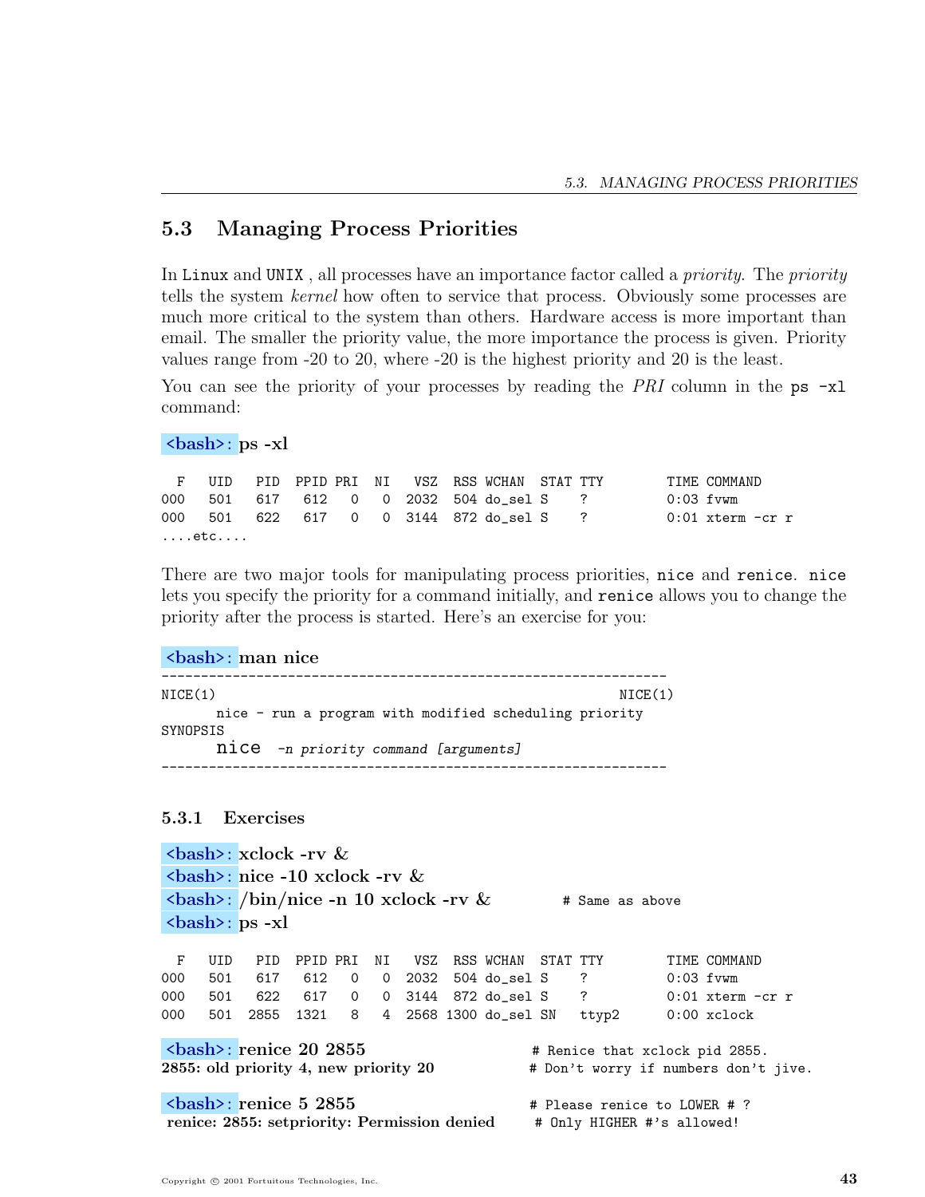## 5.3 Managing Process Priorities

In Linux and UNIX , all processes have an importance factor called a *priority*. The *priority* tells the system *kernel* how often to service that process. Obviously some processes are much more critical to the system than others. Hardware access is more important than email. The smaller the priority value, the more importance the process is given. Priority values range from -20 to 20, where -20 is the highest priority and 20 is the least.

You can see the priority of your processes by reading the *PRI* column in the `ps -xl` command:

**<bash>: ps -xl**

```
  F   UID   PID  PPID PRI  NI   VSZ  RSS WCHAN  STAT TTY        TIME COMMAND
000   501   617   612   0   0  2032  504 do_sel S    ?          0:03 fvwm
000   501   622   617   0   0  3144  872 do_sel S    ?          0:01 xterm -cr r
....etc....
```

There are two major tools for manipulating process priorities, `nice` and `renice`. `nice` lets you specify the priority for a command initially, and `renice` allows you to change the priority after the process is started. Here's an exercise for you:

**<bash>: man nice**

```
------------------------------------------------------------------
NICE(1)                                                    NICE(1)
       nice - run a program with modified scheduling priority
SYNOPSIS
       nice  -n priority command [arguments]
------------------------------------------------------------------
```

### 5.3.1 Exercises

**<bash>: xclock -rv &**
**<bash>: nice -10 xclock -rv &**
**<bash>: /bin/nice -n 10 xclock -rv &** `# Same as above`
**<bash>: ps -xl**

```
  F   UID   PID  PPID PRI  NI   VSZ  RSS WCHAN  STAT TTY        TIME COMMAND
000   501   617   612   0   0  2032  504 do_sel S    ?          0:03 fvwm
000   501   622   617   0   0  3144  872 do_sel S    ?          0:01 xterm -cr r
000   501  2855  1321   8   4  2568 1300 do_sel SN   ttyp2      0:00 xclock
```

**<bash>: renice 20 2855** `# Renice that xclock pid 2855.`
**2855: old priority 4, new priority 20** `# Don't worry if numbers don't jive.`

**<bash>: renice 5 2855** `# Please renice to LOWER # ?`
**renice: 2855: setpriority: Permission denied** `# Only HIGHER #'s allowed!`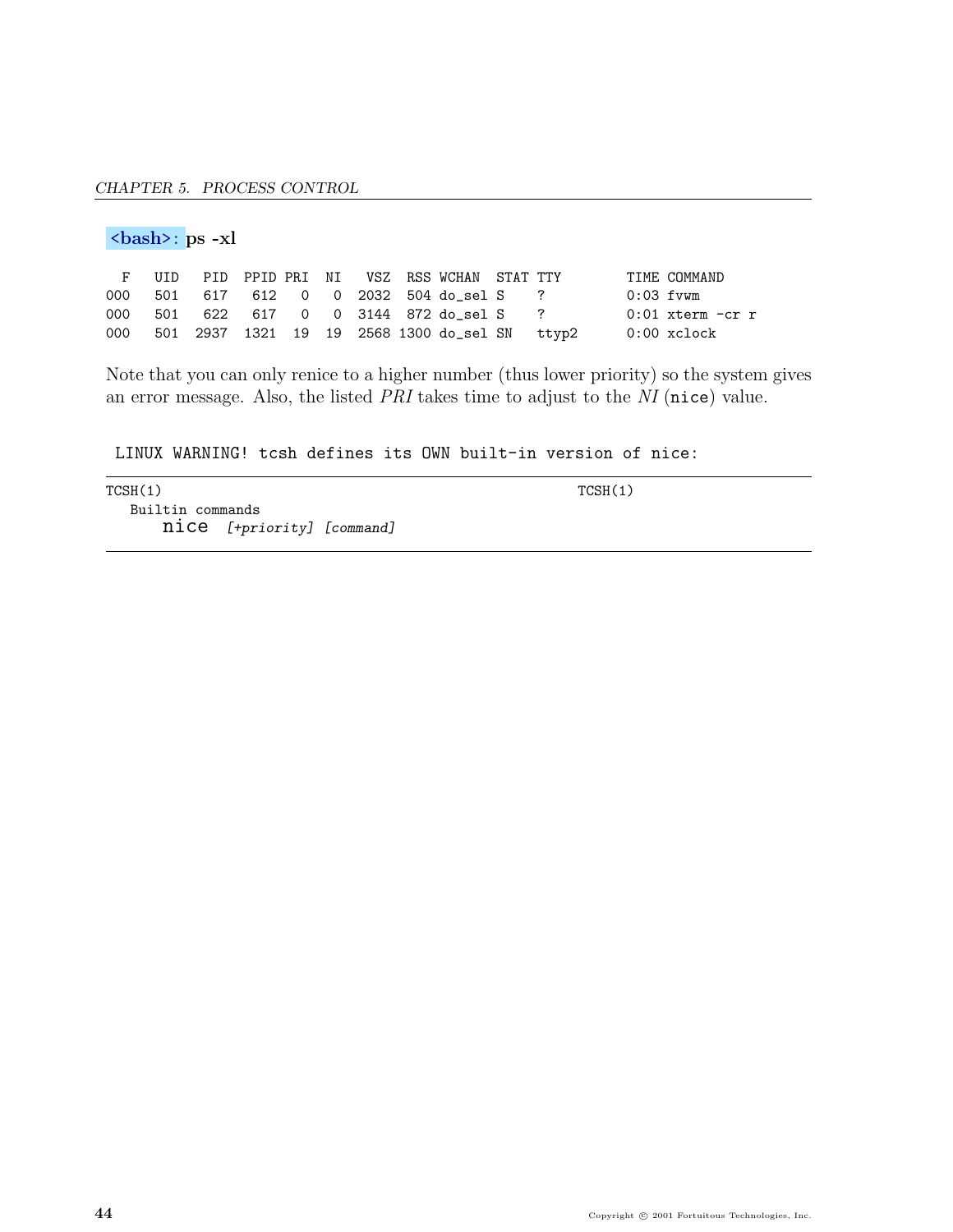**<bash>:** **ps -xl**

```
  F   UID   PID  PPID PRI  NI   VSZ  RSS WCHAN  STAT TTY        TIME COMMAND
000   501   617   612   0   0  2032  504 do_sel S    ?          0:03 fvwm
000   501   622   617   0   0  3144  872 do_sel S    ?          0:01 xterm -cr r
000   501  2937  1321  19  19  2568 1300 do_sel SN   ttyp2      0:00 xclock
```

Note that you can only renice to a higher number (thus lower priority) so the system gives an error message. Also, the listed *PRI* takes time to adjust to the *NI* (`nice`) value.

```
LINUX WARNING! tcsh defines its OWN built-in version of nice:
```

```
TCSH(1)                                              TCSH(1)
   Builtin commands
       nice [+priority] [command]
```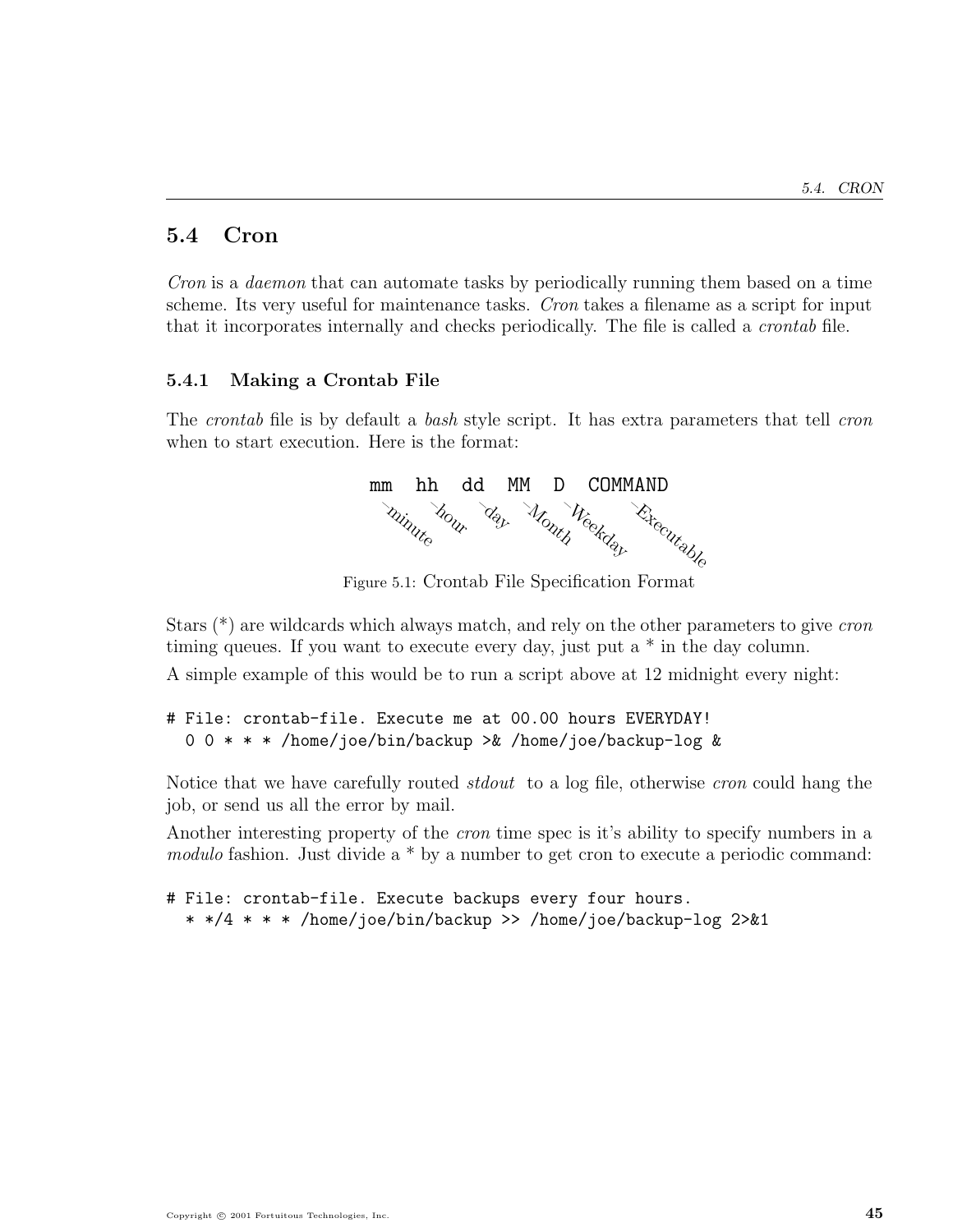## 5.4 Cron

*Cron* is a *daemon* that can automate tasks by periodically running them based on a time scheme. Its very useful for maintenance tasks. *Cron* takes a filename as a script for input that it incorporates internally and checks periodically. The file is called a *crontab* file.

### 5.4.1 Making a Crontab File

The *crontab* file is by default a *bash* style script. It has extra parameters that tell *cron* when to start execution. Here is the format:

```
mm   hh   dd   MM   D   COMMAND
```

minute, hour, day, Month, Weekday, Executable

Figure 5.1: Crontab File Specification Format

Stars (*) are wildcards which always match, and rely on the other parameters to give *cron* timing queues. If you want to execute every day, just put a * in the day column.

A simple example of this would be to run a script above at 12 midnight every night:

```
# File: crontab-file. Execute me at 00.00 hours EVERYDAY!
  0 0 * * * /home/joe/bin/backup >& /home/joe/backup-log &
```

Notice that we have carefully routed *stdout* to a log file, otherwise *cron* could hang the job, or send us all the error by mail.

Another interesting property of the *cron* time spec is it's ability to specify numbers in a *modulo* fashion. Just divide a * by a number to get cron to execute a periodic command:

```
# File: crontab-file. Execute backups every four hours.
  * */4 * * * /home/joe/bin/backup >> /home/joe/backup-log 2>&1
```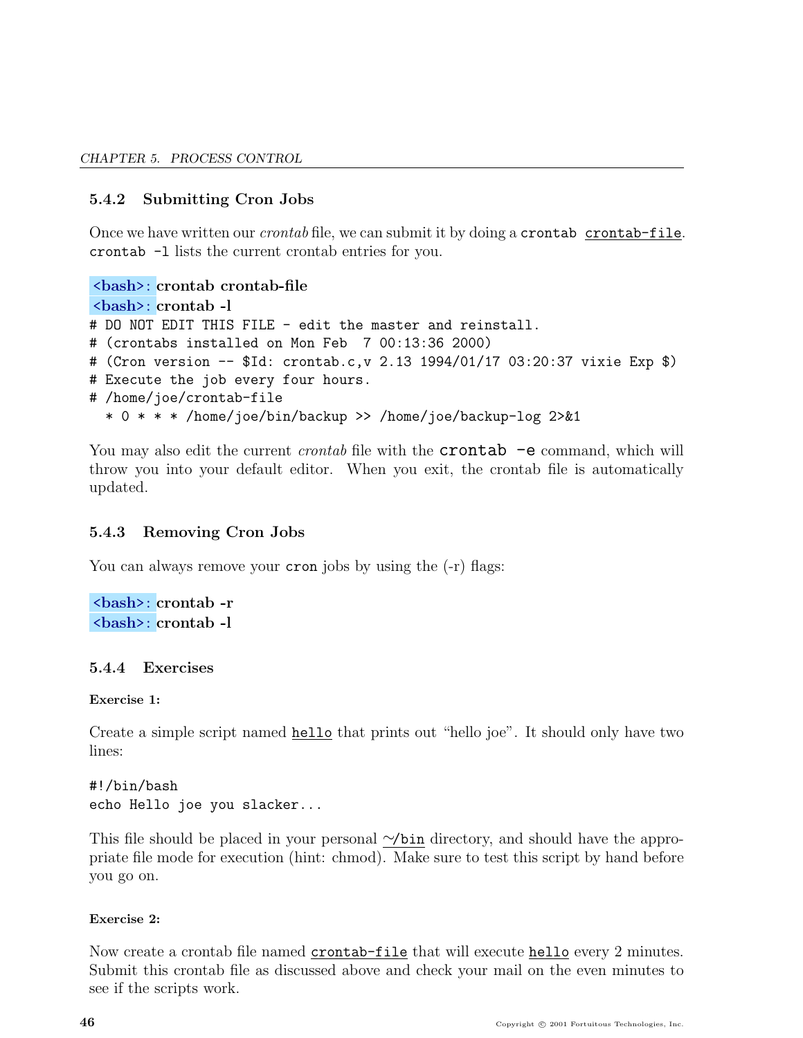### 5.4.2 Submitting Cron Jobs

Once we have written our *crontab* file, we can submit it by doing a `crontab crontab-file`. `crontab -l` lists the current crontab entries for you.

```
<bash>: crontab crontab-file
<bash>: crontab -l
# DO NOT EDIT THIS FILE - edit the master and reinstall.
# (crontabs installed on Mon Feb  7 00:13:36 2000)
# (Cron version -- $Id: crontab.c,v 2.13 1994/01/17 03:20:37 vixie Exp $)
# Execute the job every four hours.
# /home/joe/crontab-file
  * 0 * * * /home/joe/bin/backup >> /home/joe/backup-log 2>&1
```

You may also edit the current *crontab* file with the `crontab -e` command, which will throw you into your default editor. When you exit, the crontab file is automatically updated.

### 5.4.3 Removing Cron Jobs

You can always remove your `cron` jobs by using the (-r) flags:

```
<bash>: crontab -r
<bash>: crontab -l
```

### 5.4.4 Exercises

**Exercise 1:**

Create a simple script named `hello` that prints out "hello joe". It should only have two lines:

```
#!/bin/bash
echo Hello joe you slacker...
```

This file should be placed in your personal `~/bin` directory, and should have the appropriate file mode for execution (hint: chmod). Make sure to test this script by hand before you go on.

**Exercise 2:**

Now create a crontab file named `crontab-file` that will execute `hello` every 2 minutes. Submit this crontab file as discussed above and check your mail on the even minutes to see if the scripts work.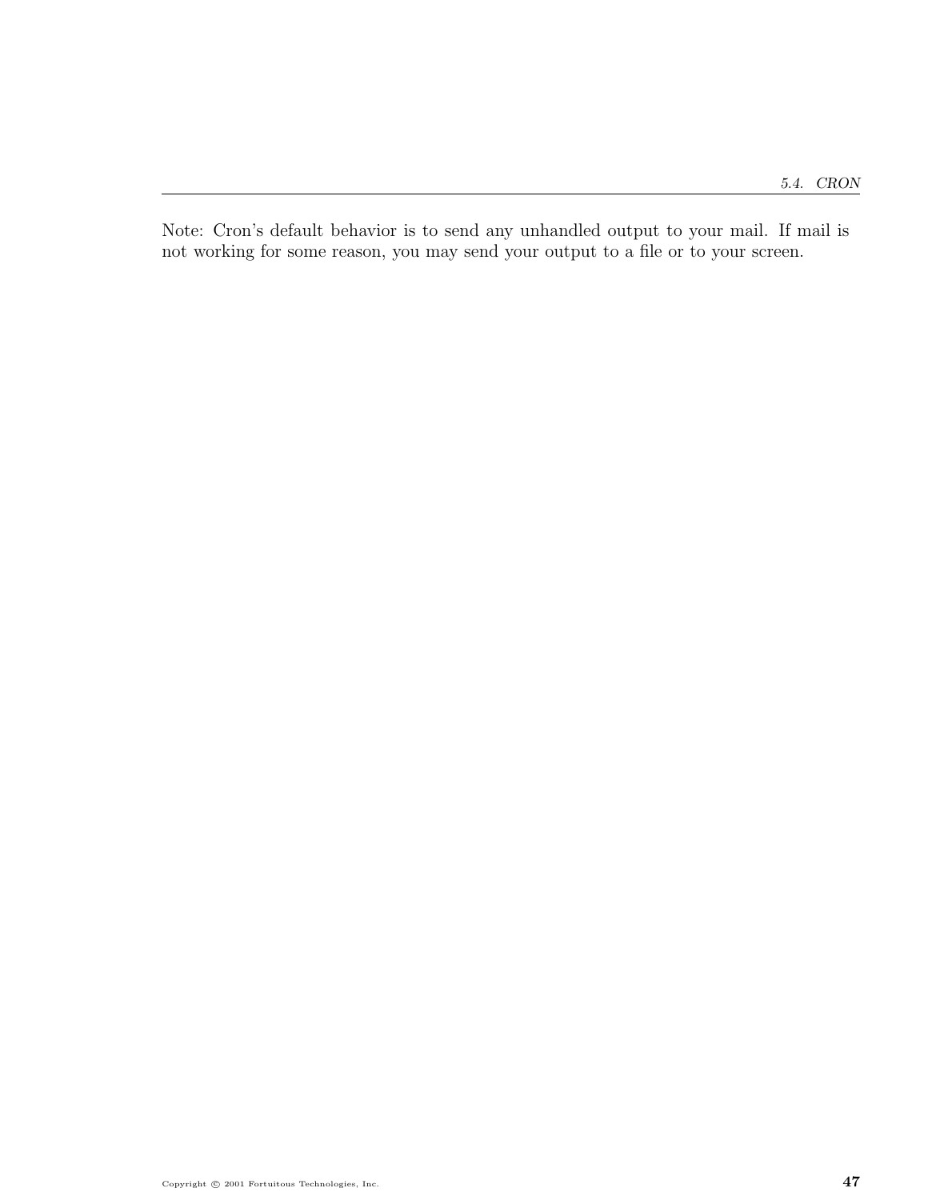Note: Cron's default behavior is to send any unhandled output to your mail. If mail is not working for some reason, you may send your output to a file or to your screen.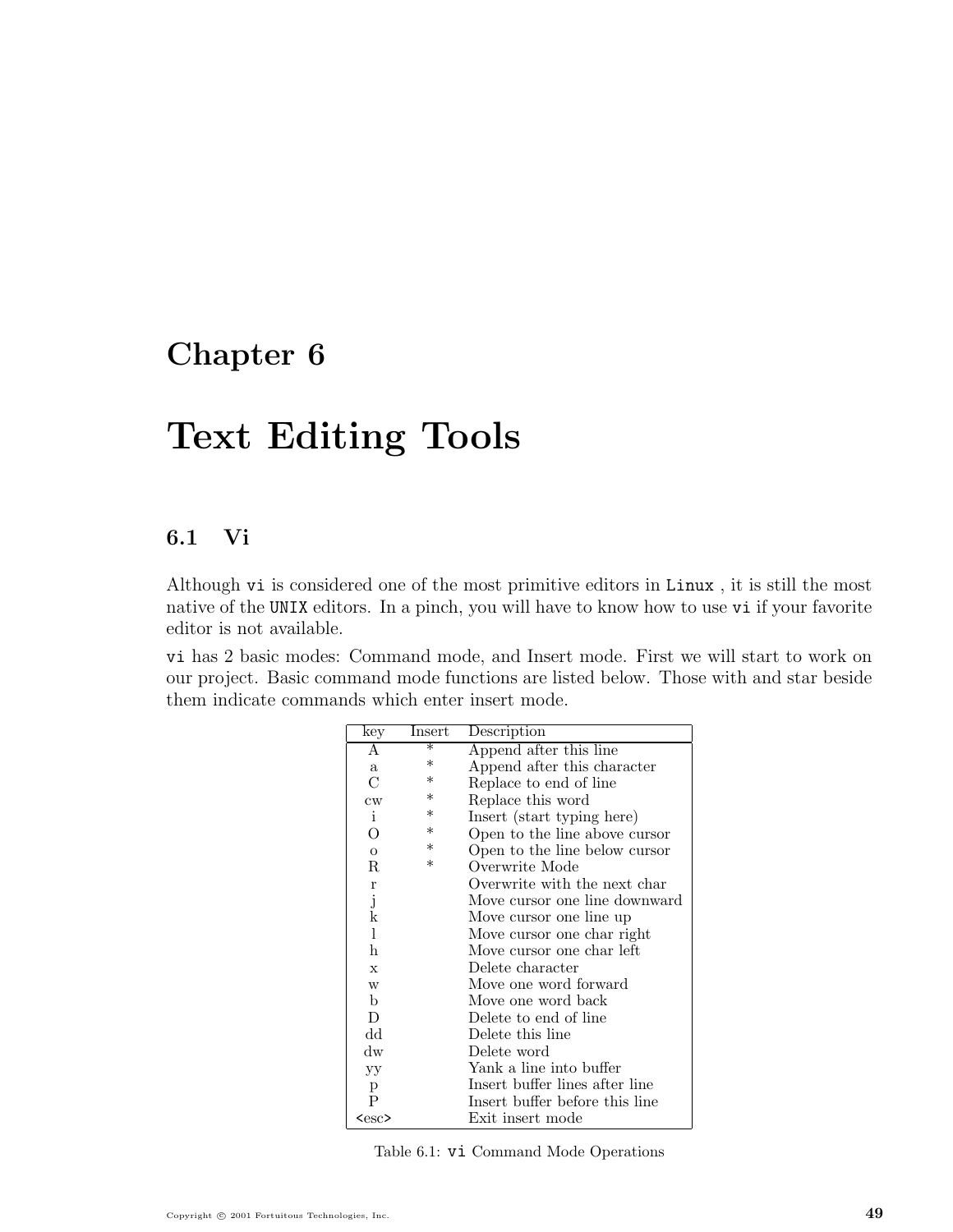# Chapter 6

# Text Editing Tools

## 6.1 Vi

Although vi is considered one of the most primitive editors in Linux , it is still the most native of the UNIX editors. In a pinch, you will have to know how to use vi if your favorite editor is not available.

vi has 2 basic modes: Command mode, and Insert mode. First we will start to work on our project. Basic command mode functions are listed below. Those with and star beside them indicate commands which enter insert mode.

| key | Insert | Description |
|---|---|---|
| A | * | Append after this line |
| a | * | Append after this character |
| C | * | Replace to end of line |
| cw | * | Replace this word |
| i | * | Insert (start typing here) |
| O | * | Open to the line above cursor |
| o | * | Open to the line below cursor |
| R | * | Overwrite Mode |
| r | | Overwrite with the next char |
| j | | Move cursor one line downward |
| k | | Move cursor one line up |
| l | | Move cursor one char right |
| h | | Move cursor one char left |
| x | | Delete character |
| w | | Move one word forward |
| b | | Move one word back |
| D | | Delete to end of line |
| dd | | Delete this line |
| dw | | Delete word |
| yy | | Yank a line into buffer |
| p | | Insert buffer lines after line |
| P | | Insert buffer before this line |
| <esc> | | Exit insert mode |

Table 6.1: vi Command Mode Operations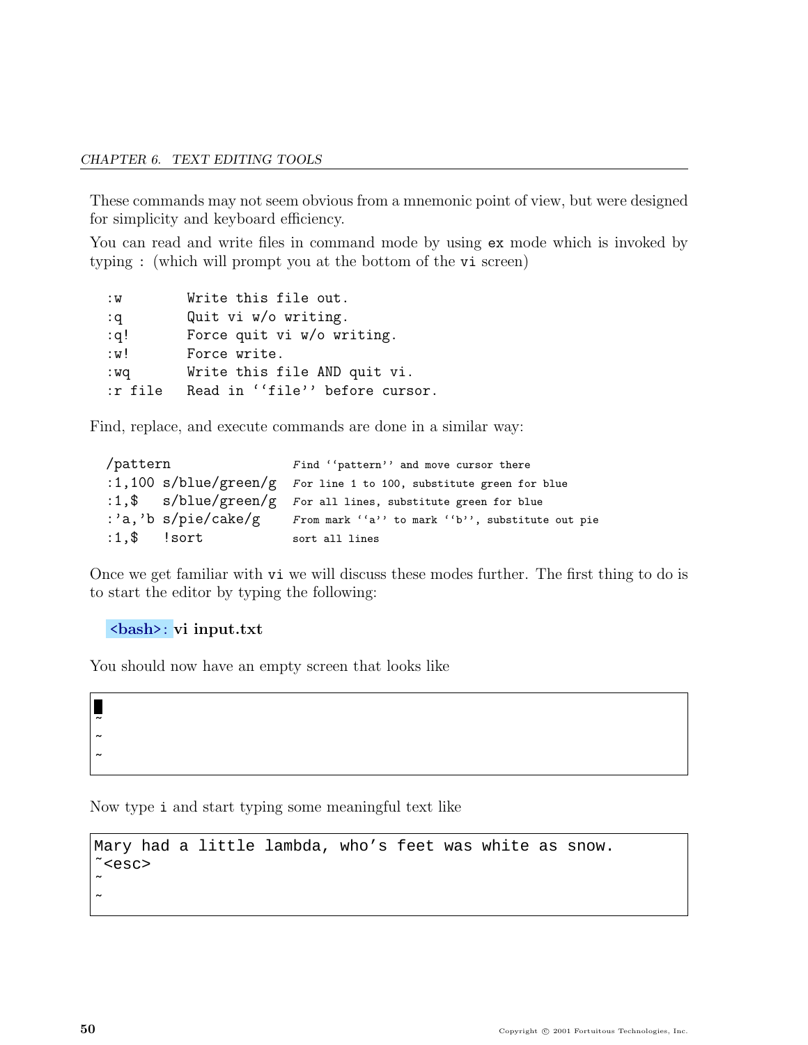These commands may not seem obvious from a mnemonic point of view, but were designed for simplicity and keyboard efficiency.

You can read and write files in command mode by using `ex` mode which is invoked by typing : (which will prompt you at the bottom of the `vi` screen)

```
:w        Write this file out.
:q        Quit vi w/o writing.
:q!       Force quit vi w/o writing.
:w!       Force write.
:wq       Write this file AND quit vi.
:r file   Read in ``file'' before cursor.
```

Find, replace, and execute commands are done in a similar way:

```
/pattern               Find ``pattern'' and move cursor there
:1,100 s/blue/green/g  For line 1 to 100, substitute green for blue
:1,$   s/blue/green/g  For all lines, substitute green for blue
:'a,'b s/pie/cake/g    From mark ``a'' to mark ``b'', substitute out pie
:1,$   !sort           sort all lines
```

Once we get familiar with `vi` we will discuss these modes further. The first thing to do is to start the editor by typing the following:

<bash>: **vi input.txt**

You should now have an empty screen that looks like

```
█
~
~
~
```

Now type `i` and start typing some meaningful text like

```
Mary had a little lambda, who's feet was white as snow.
~<esc>
~
~
```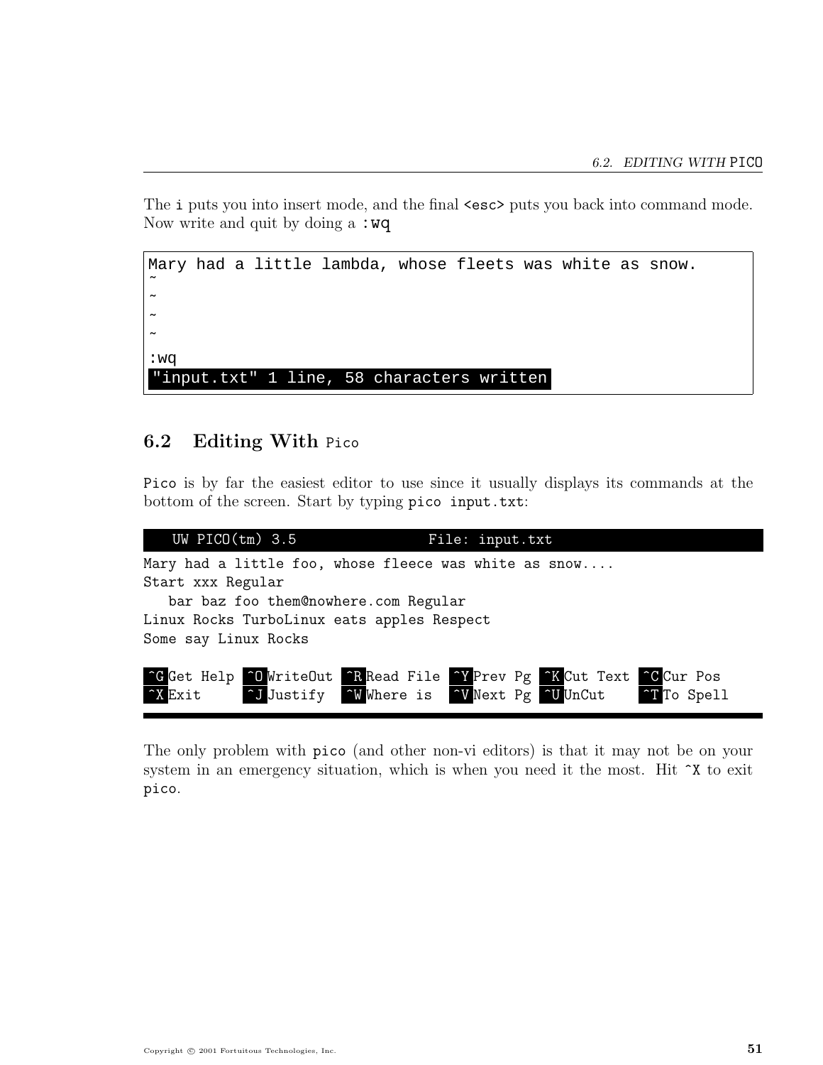The `i` puts you into insert mode, and the final `<esc>` puts you back into command mode. Now write and quit by doing a `:wq`

```
Mary had a little lambda, whose fleets was white as snow.
~
~
~
~
:wq
"input.txt" 1 line, 58 characters written
```

## 6.2 Editing With Pico

`Pico` is by far the easiest editor to use since it usually displays its commands at the bottom of the screen. Start by typing `pico input.txt`:

```
   UW PICO(tm) 3.5                File: input.txt
Mary had a little foo, whose fleece was white as snow....
Start xxx Regular
   bar baz foo them@nowhere.com Regular
Linux Rocks TurboLinux eats apples Respect
Some say Linux Rocks

^G Get Help  ^O WriteOut  ^R Read File  ^Y Prev Pg  ^K Cut Text  ^C Cur Pos
^X Exit      ^J Justify   ^W Where is   ^V Next Pg  ^U UnCut     ^T To Spell
```

The only problem with `pico` (and other non-vi editors) is that it may not be on your system in an emergency situation, which is when you need it the most. Hit `^X` to exit `pico`.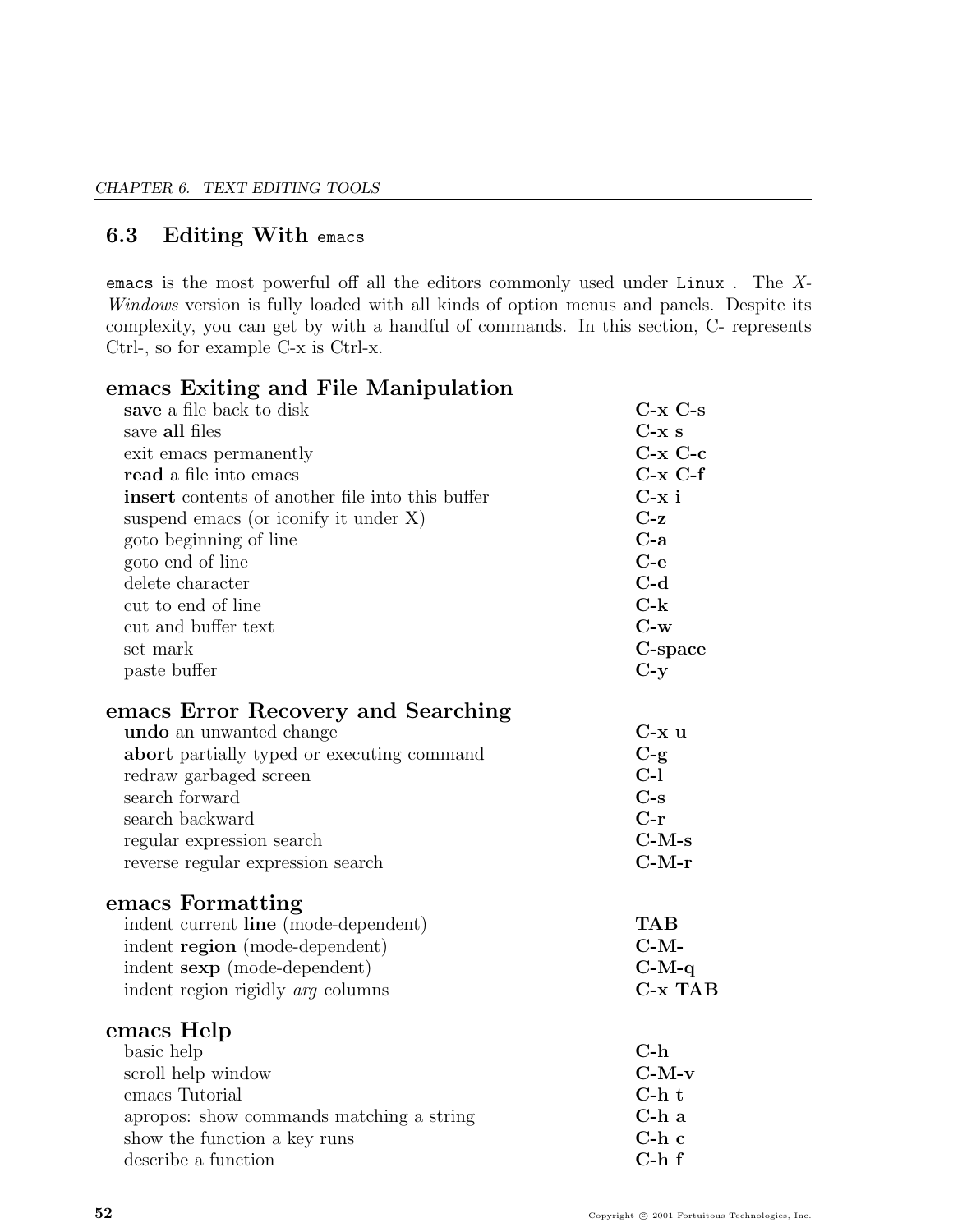## 6.3 Editing With `emacs`

`emacs` is the most powerful off all the editors commonly used under `Linux` . The *X-Windows* version is fully loaded with all kinds of option menus and panels. Despite its complexity, you can get by with a handful of commands. In this section, C- represents Ctrl-, so for example C-x is Ctrl-x.

### emacs Exiting and File Manipulation

| | |
|---|---|
| **save** a file back to disk | **C-x C-s** |
| save **all** files | **C-x s** |
| exit emacs permanently | **C-x C-c** |
| **read** a file into emacs | **C-x C-f** |
| **insert** contents of another file into this buffer | **C-x i** |
| suspend emacs (or iconify it under X) | **C-z** |
| goto beginning of line | **C-a** |
| goto end of line | **C-e** |
| delete character | **C-d** |
| cut to end of line | **C-k** |
| cut and buffer text | **C-w** |
| set mark | **C-space** |
| paste buffer | **C-y** |

### emacs Error Recovery and Searching

| | |
|---|---|
| **undo** an unwanted change | **C-x u** |
| **abort** partially typed or executing command | **C-g** |
| redraw garbaged screen | **C-l** |
| search forward | **C-s** |
| search backward | **C-r** |
| regular expression search | **C-M-s** |
| reverse regular expression search | **C-M-r** |

### emacs Formatting

| | |
|---|---|
| indent current **line** (mode-dependent) | **TAB** |
| indent **region** (mode-dependent) | **C-M-** |
| indent **sexp** (mode-dependent) | **C-M-q** |
| indent region rigidly *arg* columns | **C-x TAB** |

### emacs Help

| | |
|---|---|
| basic help | **C-h** |
| scroll help window | **C-M-v** |
| emacs Tutorial | **C-h t** |
| apropos: show commands matching a string | **C-h a** |
| show the function a key runs | **C-h c** |
| describe a function | **C-h f** |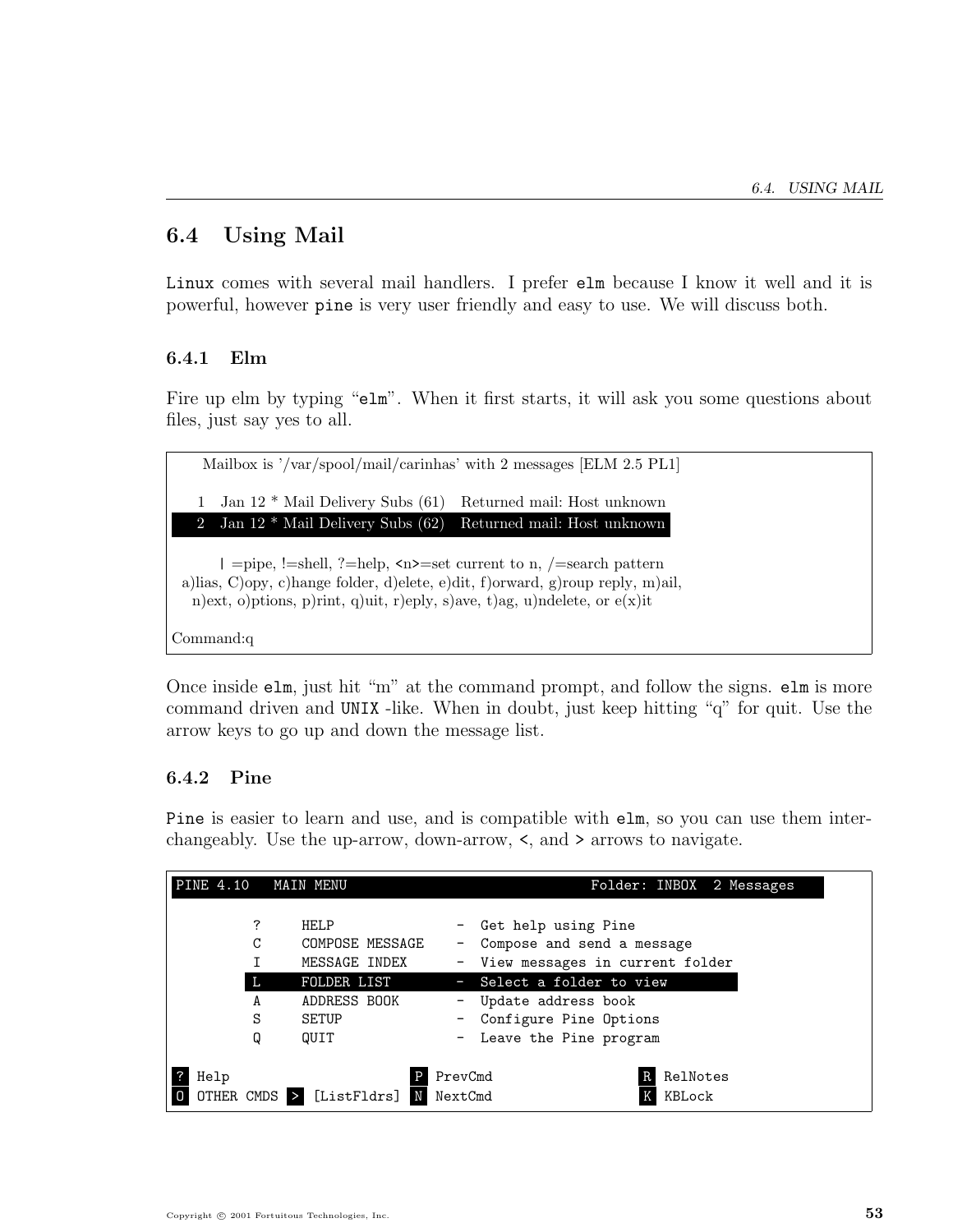## 6.4 Using Mail

Linux comes with several mail handlers. I prefer elm because I know it well and it is powerful, however pine is very user friendly and easy to use. We will discuss both.

### 6.4.1 Elm

Fire up elm by typing "elm". When it first starts, it will ask you some questions about files, just say yes to all.

```
    Mailbox is '/var/spool/mail/carinhas' with 2 messages [ELM 2.5 PL1]

   1   Jan 12 * Mail Delivery Subs (61)   Returned mail: Host unknown
   2   Jan 12 * Mail Delivery Subs (62)   Returned mail: Host unknown

      | =pipe, !=shell, ?=help, <n>=set current to n, /=search pattern
 a)lias, C)opy, c)hange folder, d)elete, e)dit, f)orward, g)roup reply, m)ail,
   n)ext, o)ptions, p)rint, q)uit, r)eply, s)ave, t)ag, u)ndelete, or e(x)it

Command:q
```

Once inside elm, just hit "m" at the command prompt, and follow the signs. elm is more command driven and UNIX -like. When in doubt, just keep hitting "q" for quit. Use the arrow keys to go up and down the message list.

### 6.4.2 Pine

Pine is easier to learn and use, and is compatible with elm, so you can use them interchangeably. Use the up-arrow, down-arrow, <, and > arrows to navigate.

```
PINE 4.10   MAIN MENU                             Folder: INBOX  2 Messages

         ?     HELP               -  Get help using Pine
         C     COMPOSE MESSAGE    -  Compose and send a message
         I     MESSAGE INDEX      -  View messages in current folder
         L     FOLDER LIST        -  Select a folder to view
         A     ADDRESS BOOK       -  Update address book
         S     SETUP              -  Configure Pine Options
         Q     QUIT               -  Leave the Pine program

? Help                     P PrevCmd                R RelNotes
O OTHER CMDS > [ListFldrs] N NextCmd                K KBLock
```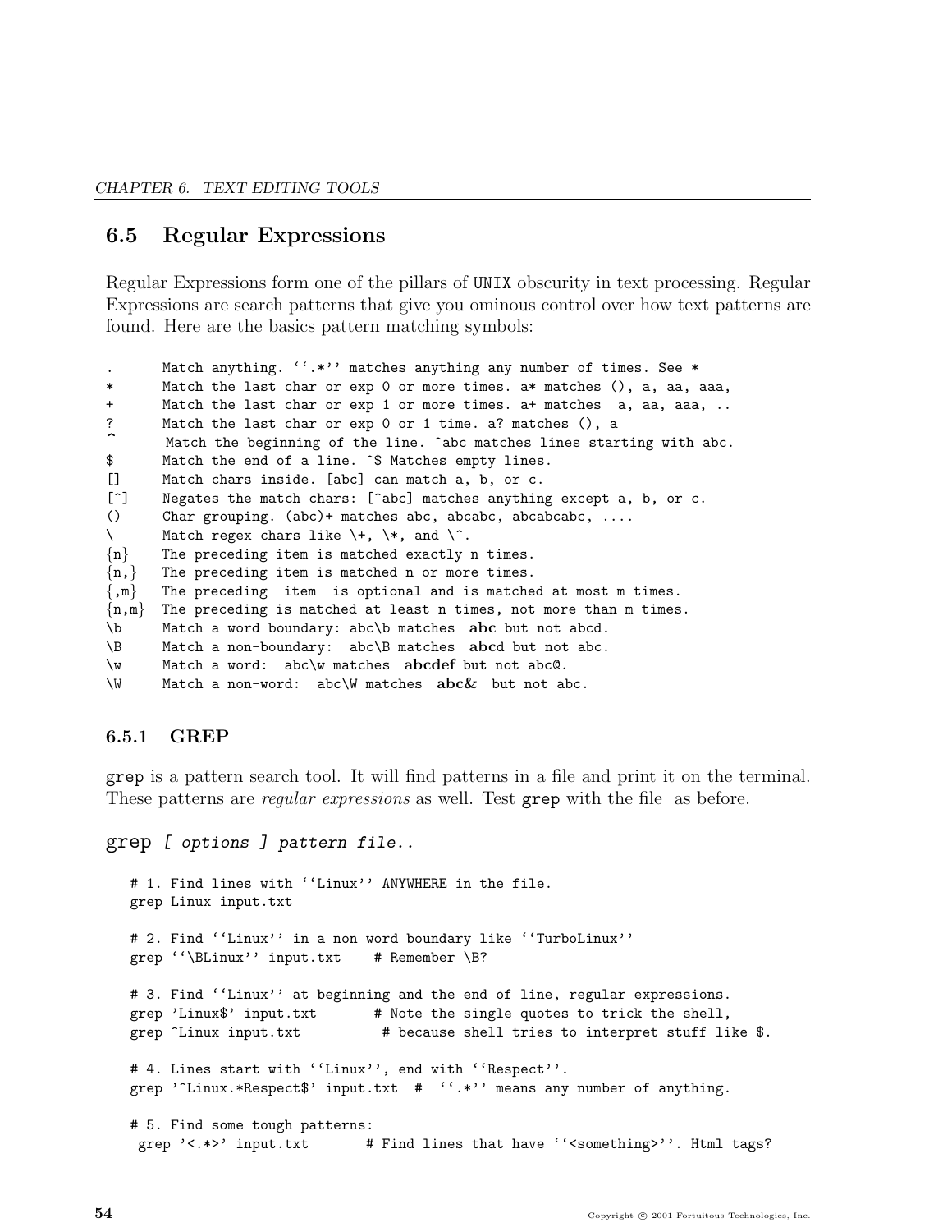## 6.5 Regular Expressions

Regular Expressions form one of the pillars of UNIX obscurity in text processing. Regular Expressions are search patterns that give you ominous control over how text patterns are found. Here are the basics pattern matching symbols:

```
.       Match anything. ``.*'' matches anything any number of times. See *
*       Match the last char or exp 0 or more times. a* matches (), a, aa, aaa,
+       Match the last char or exp 1 or more times. a+ matches  a, aa, aaa, ..
?       Match the last char or exp 0 or 1 time. a? matches (), a
^       Match the beginning of the line. ^abc matches lines starting with abc.
$       Match the end of a line. ^$ Matches empty lines.
[]      Match chars inside. [abc] can match a, b, or c.
[^]     Negates the match chars: [^abc] matches anything except a, b, or c.
()      Char grouping. (abc)+ matches abc, abcabc, abcabcabc, ....
\       Match regex chars like \+, \*, and \^.
{n}     The preceding item is matched exactly n times.
{n,}    The preceding item is matched n or more times.
{,m}    The preceding  item  is optional and is matched at most m times.
{n,m}   The preceding is matched at least n times, not more than m times.
\b      Match a word boundary: abc\b matches  abc but not abcd.
\B      Match a non-boundary:  abc\B matches  abcd but not abc.
\w      Match a word:  abc\w matches  abcdef but not abc@.
\W      Match a non-word:  abc\W matches  abc&  but not abc.
```

### 6.5.1 GREP

**grep** is a pattern search tool. It will find patterns in a file and print it on the terminal. These patterns are *regular expressions* as well. Test **grep** with the file as before.

**grep** *[ options ] pattern file..*

```
# 1. Find lines with ``Linux'' ANYWHERE in the file.
grep Linux input.txt

# 2. Find ``Linux'' in a non word boundary like ``TurboLinux''
grep ``\BLinux'' input.txt    # Remember \B?

# 3. Find ``Linux'' at beginning and the end of line, regular expressions.
grep 'Linux$' input.txt       # Note the single quotes to trick the shell,
grep ^Linux input.txt          # because shell tries to interpret stuff like $.

# 4. Lines start with ``Linux'', end with ``Respect''.
grep '^Linux.*Respect$' input.txt  #  ``.*'' means any number of anything.

# 5. Find some tough patterns:
 grep '<.*>' input.txt       # Find lines that have ``<something>''. Html tags?
```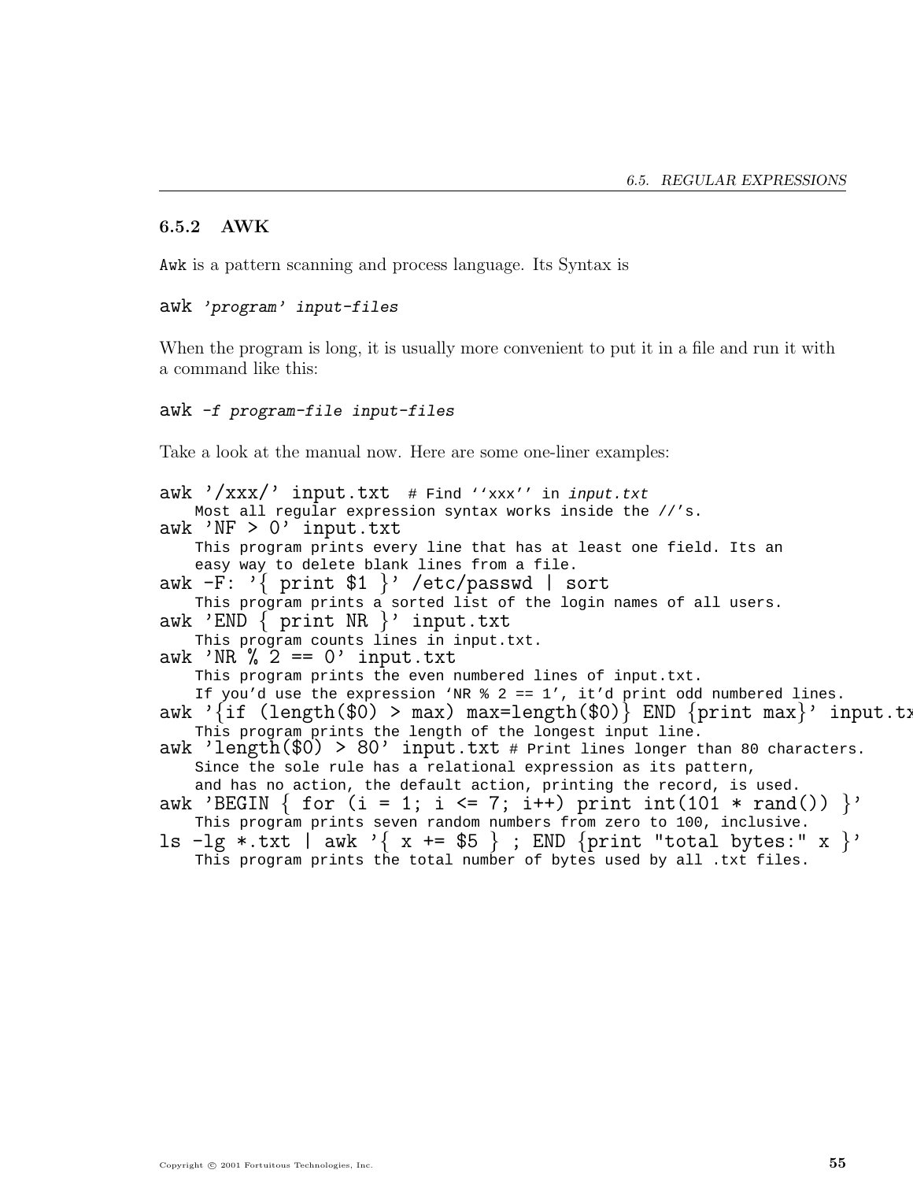### 6.5.2 AWK

`Awk` is a pattern scanning and process language. Its Syntax is

awk *'program' input-files*

When the program is long, it is usually more convenient to put it in a file and run it with a command like this:

awk -f *program-file input-files*

Take a look at the manual now. Here are some one-liner examples:

```
awk '/xxx/' input.txt  # Find ''xxx'' in input.txt
    Most all regular expression syntax works inside the //'s.
awk 'NF > 0' input.txt
    This program prints every line that has at least one field. Its an
    easy way to delete blank lines from a file.
awk -F: '{ print $1 }' /etc/passwd | sort
    This program prints a sorted list of the login names of all users.
awk 'END { print NR }' input.txt
    This program counts lines in input.txt.
awk 'NR % 2 == 0' input.txt
    This program prints the even numbered lines of input.txt.
    If you'd use the expression 'NR % 2 == 1', it'd print odd numbered lines.
awk '{if (length($0) > max) max=length($0)} END {print max}' input.txt
    This program prints the length of the longest input line.
awk 'length($0) > 80' input.txt # Print lines longer than 80 characters.
    Since the sole rule has a relational expression as its pattern,
    and has no action, the default action, printing the record, is used.
awk 'BEGIN { for (i = 1; i <= 7; i++) print int(101 * rand()) }'
    This program prints seven random numbers from zero to 100, inclusive.
ls -lg *.txt | awk '{ x += $5 } ; END {print "total bytes:" x }'
    This program prints the total number of bytes used by all .txt files.
```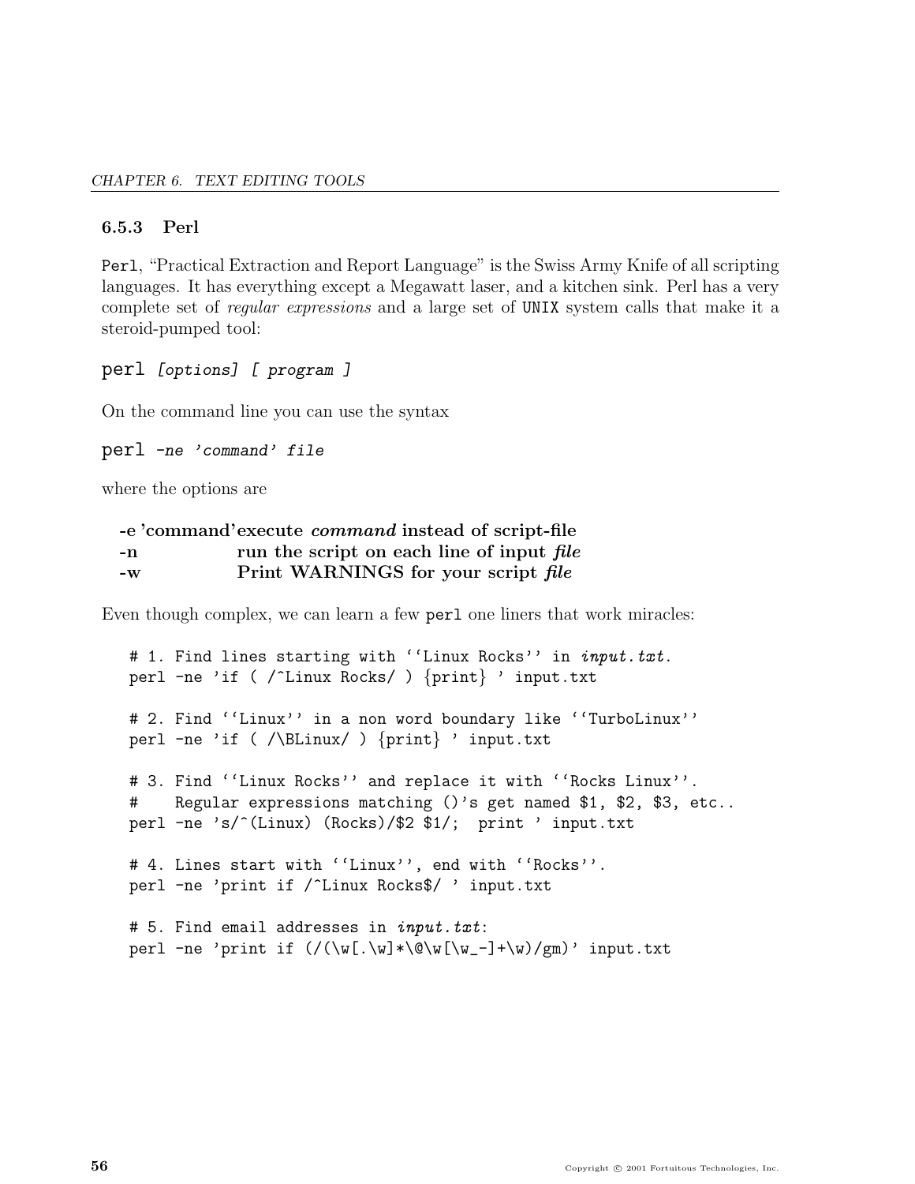### 6.5.3 Perl

`Perl`, "Practical Extraction and Report Language" is the Swiss Army Knife of all scripting languages. It has everything except a Megawatt laser, and a kitchen sink. Perl has a very complete set of *regular expressions* and a large set of `UNIX` system calls that make it a steroid-pumped tool:

`perl` *[options] [ program ]*

On the command line you can use the syntax

`perl` *-ne 'command' file*

where the options are

| | |
|---|---|
| **-e 'command'** | **execute *command* instead of script-file** |
| **-n** | **run the script on each line of input *file*** |
| **-w** | **Print WARNINGS for your script *file*** |

Even though complex, we can learn a few `perl` one liners that work miracles:

```
# 1. Find lines starting with ''Linux Rocks'' in input.txt.
perl -ne 'if ( /^Linux Rocks/ ) {print} ' input.txt

# 2. Find ''Linux'' in a non word boundary like ''TurboLinux''
perl -ne 'if ( /\BLinux/ ) {print} ' input.txt

# 3. Find ''Linux Rocks'' and replace it with ''Rocks Linux''.
#    Regular expressions matching ()'s get named $1, $2, $3, etc..
perl -ne 's/^(Linux) (Rocks)/$2 $1/;  print ' input.txt

# 4. Lines start with ''Linux'', end with ''Rocks''.
perl -ne 'print if /^Linux Rocks$/ ' input.txt

# 5. Find email addresses in input.txt:
perl -ne 'print if (/(\w[.\w]*\@\w[\w_-]+\w)/gm)' input.txt
```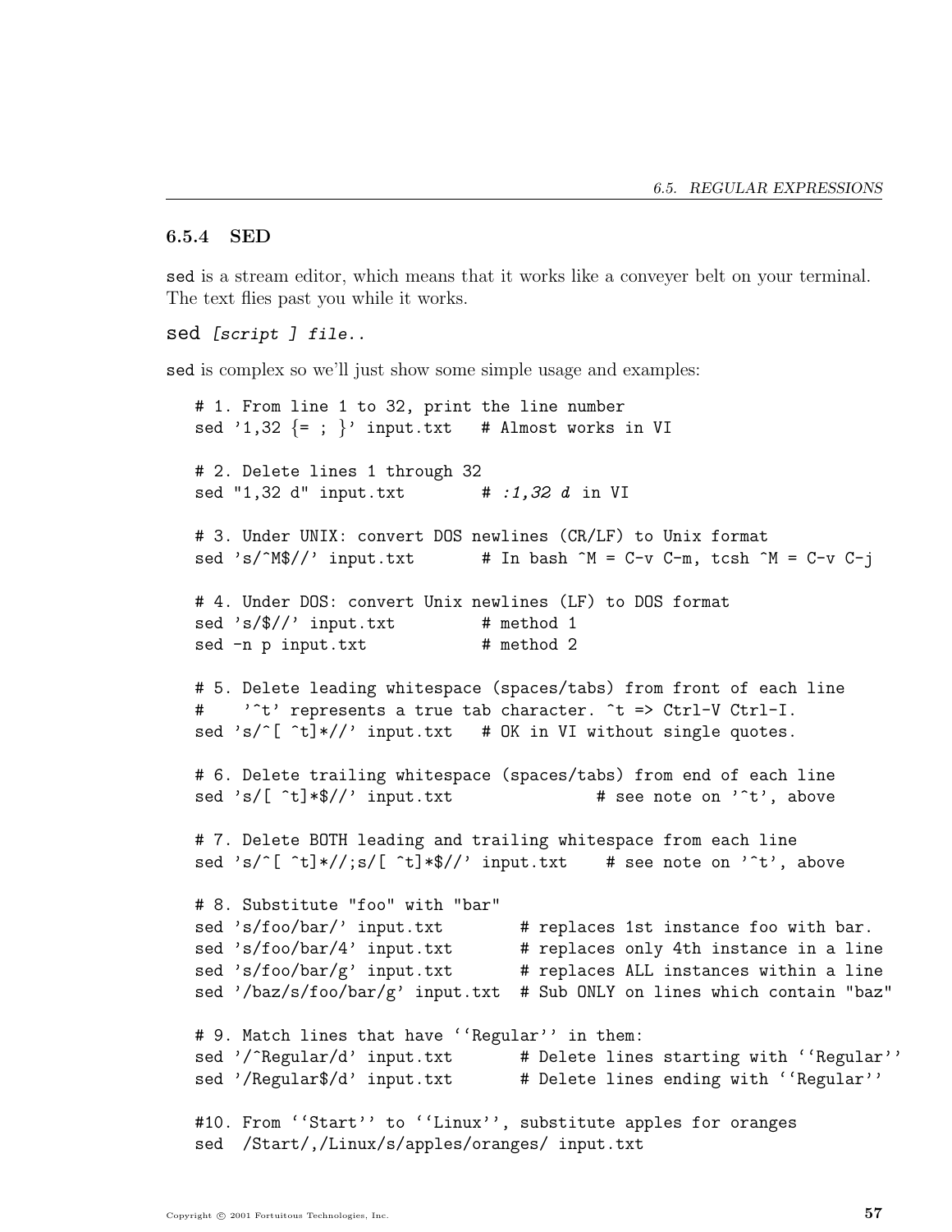### 6.5.4 SED

`sed` is a stream editor, which means that it works like a conveyer belt on your terminal. The text flies past you while it works.

`sed` *[script ] file..*

`sed` is complex so we'll just show some simple usage and examples:

```
# 1. From line 1 to 32, print the line number
sed '1,32 {= ; }' input.txt   # Almost works in VI

# 2. Delete lines 1 through 32
sed "1,32 d" input.txt        # :1,32 d in VI

# 3. Under UNIX: convert DOS newlines (CR/LF) to Unix format
sed 's/^M$//' input.txt       # In bash ^M = C-v C-m, tcsh ^M = C-v C-j

# 4. Under DOS: convert Unix newlines (LF) to DOS format
sed 's/$//' input.txt         # method 1
sed -n p input.txt            # method 2

# 5. Delete leading whitespace (spaces/tabs) from front of each line
#    '^t' represents a true tab character. ^t => Ctrl-V Ctrl-I.
sed 's/^[ ^t]*//' input.txt   # OK in VI without single quotes.

# 6. Delete trailing whitespace (spaces/tabs) from end of each line
sed 's/[ ^t]*$//' input.txt               # see note on '^t', above

# 7. Delete BOTH leading and trailing whitespace from each line
sed 's/^[ ^t]*//;s/[ ^t]*$//' input.txt    # see note on '^t', above

# 8. Substitute "foo" with "bar"
sed 's/foo/bar/' input.txt        # replaces 1st instance foo with bar.
sed 's/foo/bar/4' input.txt       # replaces only 4th instance in a line
sed 's/foo/bar/g' input.txt       # replaces ALL instances within a line
sed '/baz/s/foo/bar/g' input.txt  # Sub ONLY on lines which contain "baz"

# 9. Match lines that have ``Regular'' in them:
sed '/^Regular/d' input.txt       # Delete lines starting with ``Regular''
sed '/Regular$/d' input.txt       # Delete lines ending with ``Regular''

#10. From ``Start'' to ``Linux'', substitute apples for oranges
sed  /Start/,/Linux/s/apples/oranges/ input.txt
```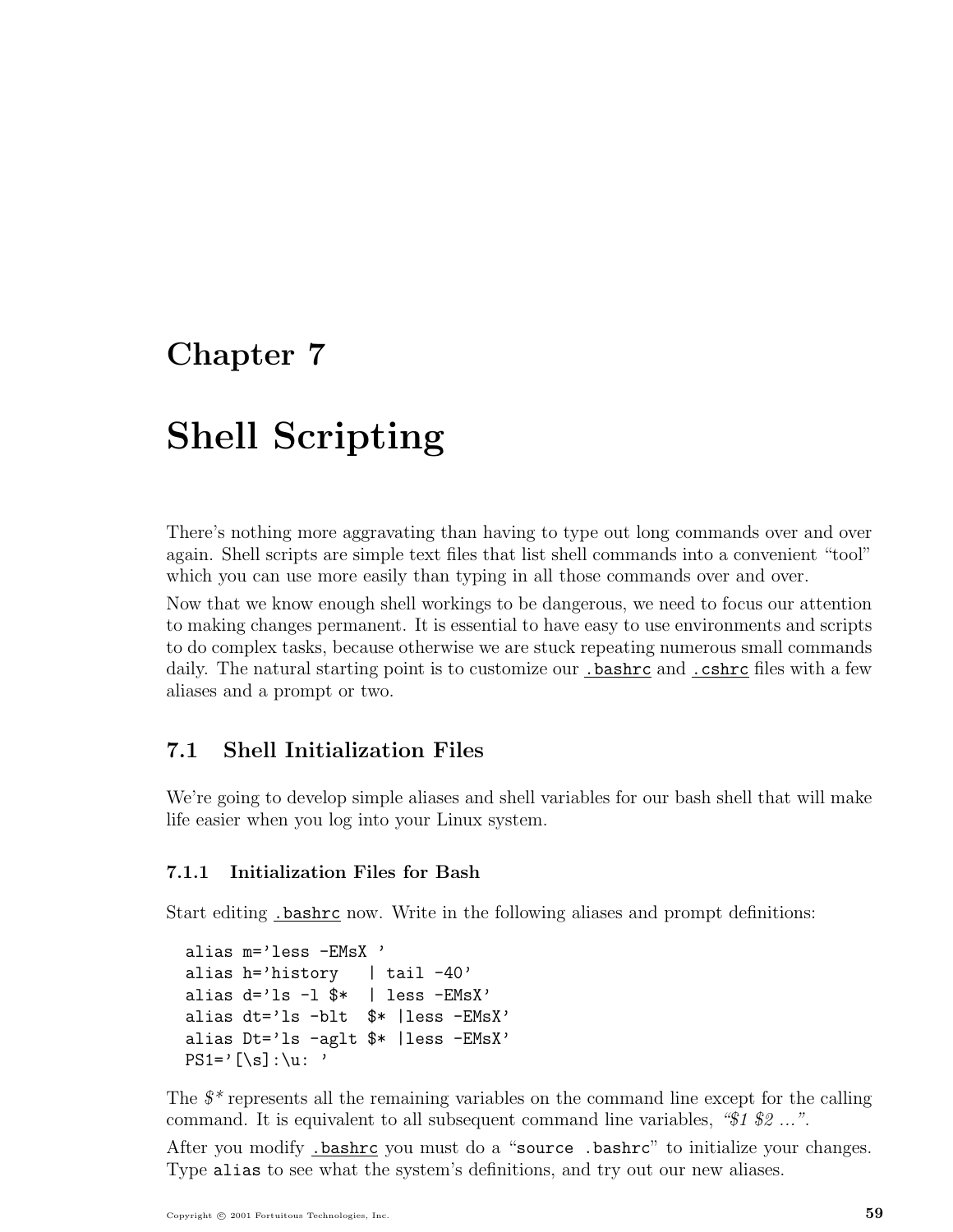# Chapter 7

# Shell Scripting

There's nothing more aggravating than having to type out long commands over and over again. Shell scripts are simple text files that list shell commands into a convenient "tool" which you can use more easily than typing in all those commands over and over.

Now that we know enough shell workings to be dangerous, we need to focus our attention to making changes permanent. It is essential to have easy to use environments and scripts to do complex tasks, because otherwise we are stuck repeating numerous small commands daily. The natural starting point is to customize our .bashrc and .cshrc files with a few aliases and a prompt or two.

## 7.1 Shell Initialization Files

We're going to develop simple aliases and shell variables for our bash shell that will make life easier when you log into your Linux system.

### 7.1.1 Initialization Files for Bash

Start editing .bashrc now. Write in the following aliases and prompt definitions:

```
alias m='less -EMsX '
alias h='history   | tail -40'
alias d='ls -l $*  | less -EMsX'
alias dt='ls -blt  $* |less -EMsX'
alias Dt='ls -aglt $* |less -EMsX'
PS1='[\s]:\u: '
```

The *$\** represents all the remaining variables on the command line except for the calling command. It is equivalent to all subsequent command line variables, *"$1 $2 ..."*.

After you modify .bashrc you must do a "`source .bashrc`" to initialize your changes. Type `alias` to see what the system's definitions, and try out our new aliases.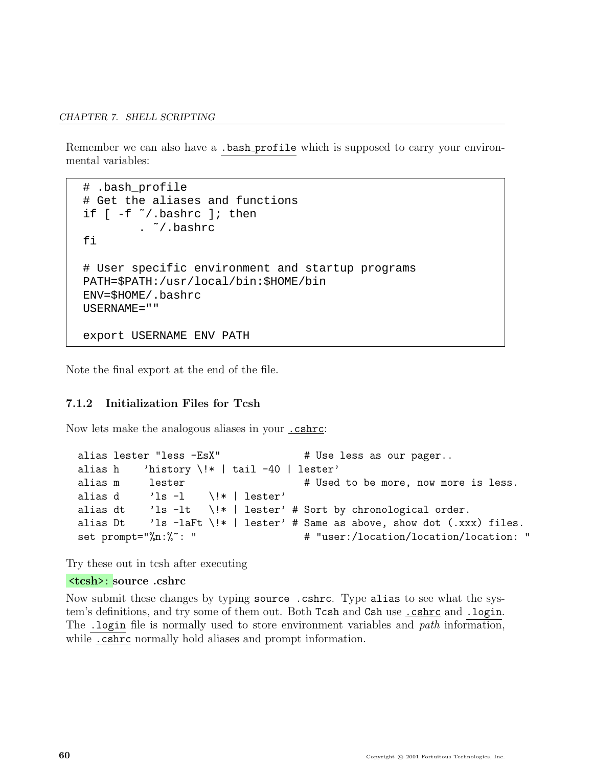Remember we can also have a `.bash_profile` which is supposed to carry your environmental variables:

```
# .bash_profile
# Get the aliases and functions
if [ -f ~/.bashrc ]; then
        . ~/.bashrc
fi

# User specific environment and startup programs
PATH=$PATH:/usr/local/bin:$HOME/bin
ENV=$HOME/.bashrc
USERNAME=""

export USERNAME ENV PATH
```

Note the final export at the end of the file.

### 7.1.2 Initialization Files for Tcsh

Now lets make the analogous aliases in your `.cshrc`:

```
alias lester "less -EsX"              # Use less as our pager..
alias h    'history \!* | tail -40 | lester'
alias m     lester                    # Used to be more, now more is less.
alias d     'ls -l    \!* | lester'
alias dt    'ls -lt   \!* | lester' # Sort by chronological order.
alias Dt    'ls -laFt \!* | lester' # Same as above, show dot (.xxx) files.
set prompt="%n:%~: "                  # "user:/location/location/location: "
```

Try these out in tcsh after executing

<tcsh>: **source .cshrc**

Now submit these changes by typing `source .cshrc`. Type `alias` to see what the system's definitions, and try some of them out. Both `Tcsh` and `Csh` use `.cshrc` and `.login`. The `.login` file is normally used to store environment variables and *path* information, while `.cshrc` normally hold aliases and prompt information.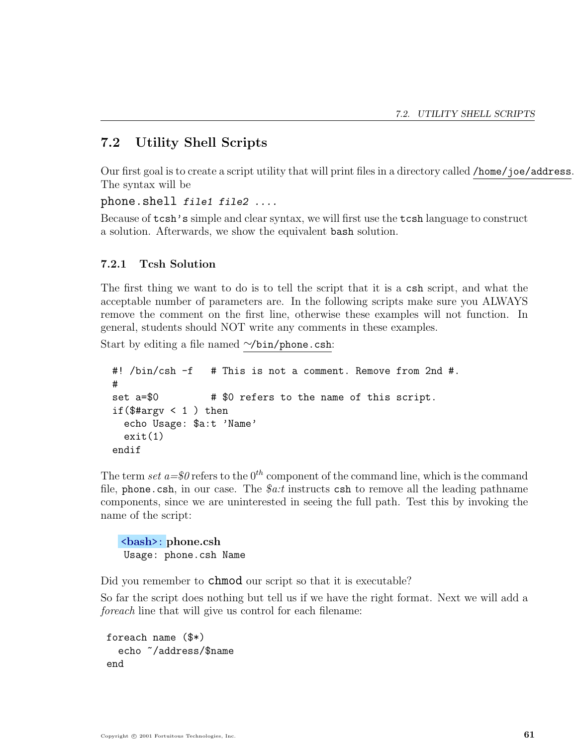## 7.2 Utility Shell Scripts

Our first goal is to create a script utility that will print files in a directory called /home/joe/address. The syntax will be

`phone.shell` *file1 file2 ....*

Because of `tcsh's` simple and clear syntax, we will first use the `tcsh` language to construct a solution. Afterwards, we show the equivalent `bash` solution.

### 7.2.1 Tcsh Solution

The first thing we want to do is to tell the script that it is a `csh` script, and what the acceptable number of parameters are. In the following scripts make sure you ALWAYS remove the comment on the first line, otherwise these examples will not function. In general, students should NOT write any comments in these examples.

Start by editing a file named ~/bin/phone.csh:

```
#! /bin/csh -f   # This is not a comment. Remove from 2nd #.
#
set a=$0         # $0 refers to the name of this script.
if($#argv < 1 ) then
  echo Usage: $a:t 'Name'
  exit(1)
endif
```

The term *set a=$0* refers to the $0^{th}$ component of the command line, which is the command file, `phone.csh`, in our case. The *$a:t* instructs `csh` to remove all the leading pathname components, since we are uninterested in seeing the full path. Test this by invoking the name of the script:

```
<bash>: phone.csh
 Usage: phone.csh Name
```

Did you remember to `chmod` our script so that it is executable?

So far the script does nothing but tell us if we have the right format. Next we will add a *foreach* line that will give us control for each filename:

```
foreach name ($*)
  echo ~/address/$name
end
```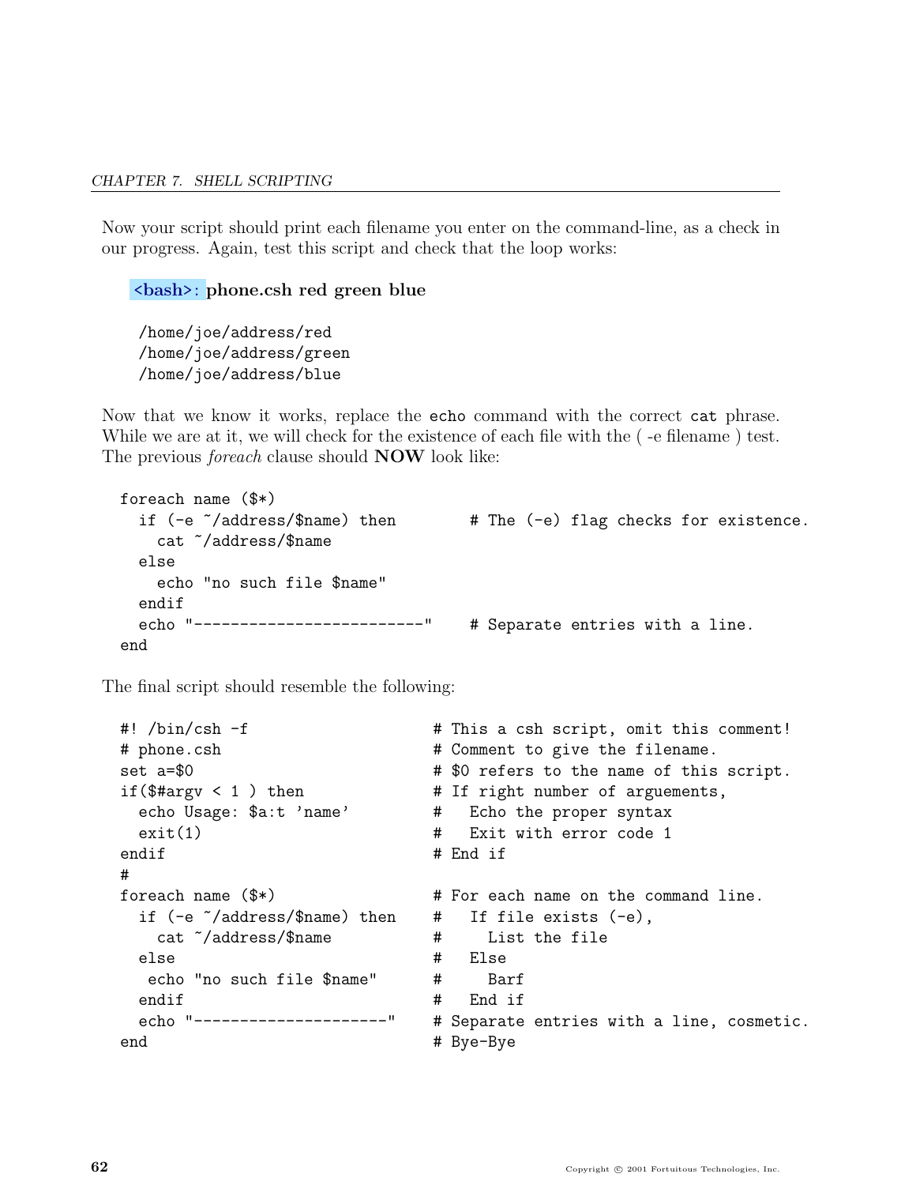Now your script should print each filename you enter on the command-line, as a check in our progress. Again, test this script and check that the loop works:

```
<bash>: phone.csh red green blue

/home/joe/address/red
/home/joe/address/green
/home/joe/address/blue
```

Now that we know it works, replace the `echo` command with the correct `cat` phrase. While we are at it, we will check for the existence of each file with the ( -e filename ) test. The previous *foreach* clause should **NOW** look like:

```
foreach name ($*)
  if (-e ~/address/$name) then        # The (-e) flag checks for existence.
    cat ~/address/$name
  else
    echo "no such file $name"
  endif
  echo "-------------------------"    # Separate entries with a line.
end
```

The final script should resemble the following:

```
#! /bin/csh -f                      # This a csh script, omit this comment!
# phone.csh                         # Comment to give the filename.
set a=$0                            # $0 refers to the name of this script.
if($#argv < 1 ) then                # If right number of arguements,
  echo Usage: $a:t 'name'           #   Echo the proper syntax
  exit(1)                           #   Exit with error code 1
endif                               # End if
#
foreach name ($*)                   # For each name on the command line.
  if (-e ~/address/$name) then      #   If file exists (-e),
    cat ~/address/$name             #     List the file
  else                              #   Else
   echo "no such file $name"        #     Barf
  endif                             #   End if
  echo "---------------------"      # Separate entries with a line, cosmetic.
end                                 # Bye-Bye
```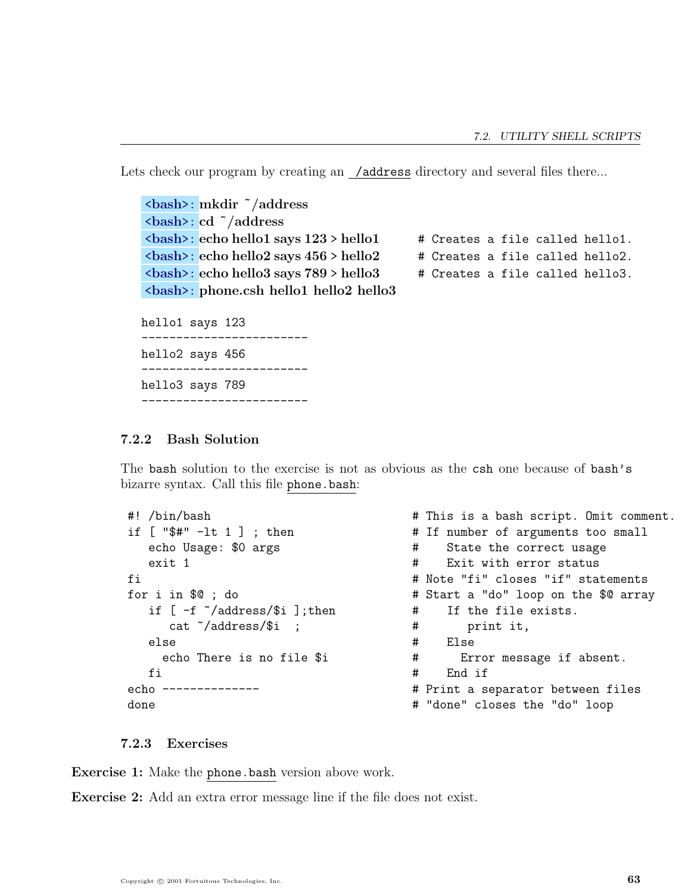Lets check our program by creating an `~/address` directory and several files there...

```
<bash>: mkdir ~/address
<bash>: cd ~/address
<bash>: echo hello1 says 123 > hello1      # Creates a file called hello1.
<bash>: echo hello2 says 456 > hello2      # Creates a file called hello2.
<bash>: echo hello3 says 789 > hello3      # Creates a file called hello3.
<bash>: phone.csh hello1 hello2 hello3

hello1 says 123
------------------------
hello2 says 456
------------------------
hello3 says 789
------------------------
```

### 7.2.2 Bash Solution

The `bash` solution to the exercise is not as obvious as the `csh` one because of `bash's` bizarre syntax. Call this file `phone.bash`:

```
#! /bin/bash                              # This is a bash script. Omit comment.
if [ "$#" -lt 1 ] ; then                  # If number of arguments too small
   echo Usage: $0 args                    #    State the correct usage
   exit 1                                 #    Exit with error status
fi                                        # Note "fi" closes "if" statements
for i in $@ ; do                          # Start a "do" loop on the $@ array
   if [ -f ~/address/$i ];then            #    If the file exists.
      cat ~/address/$i  ;                 #       print it,
   else                                   #    Else
     echo There is no file $i             #      Error message if absent.
   fi                                     #    End if
echo --------------                       # Print a separator between files
done                                      # "done" closes the "do" loop
```

### 7.2.3 Exercises

**Exercise 1:** Make the `phone.bash` version above work.

**Exercise 2:** Add an extra error message line if the file does not exist.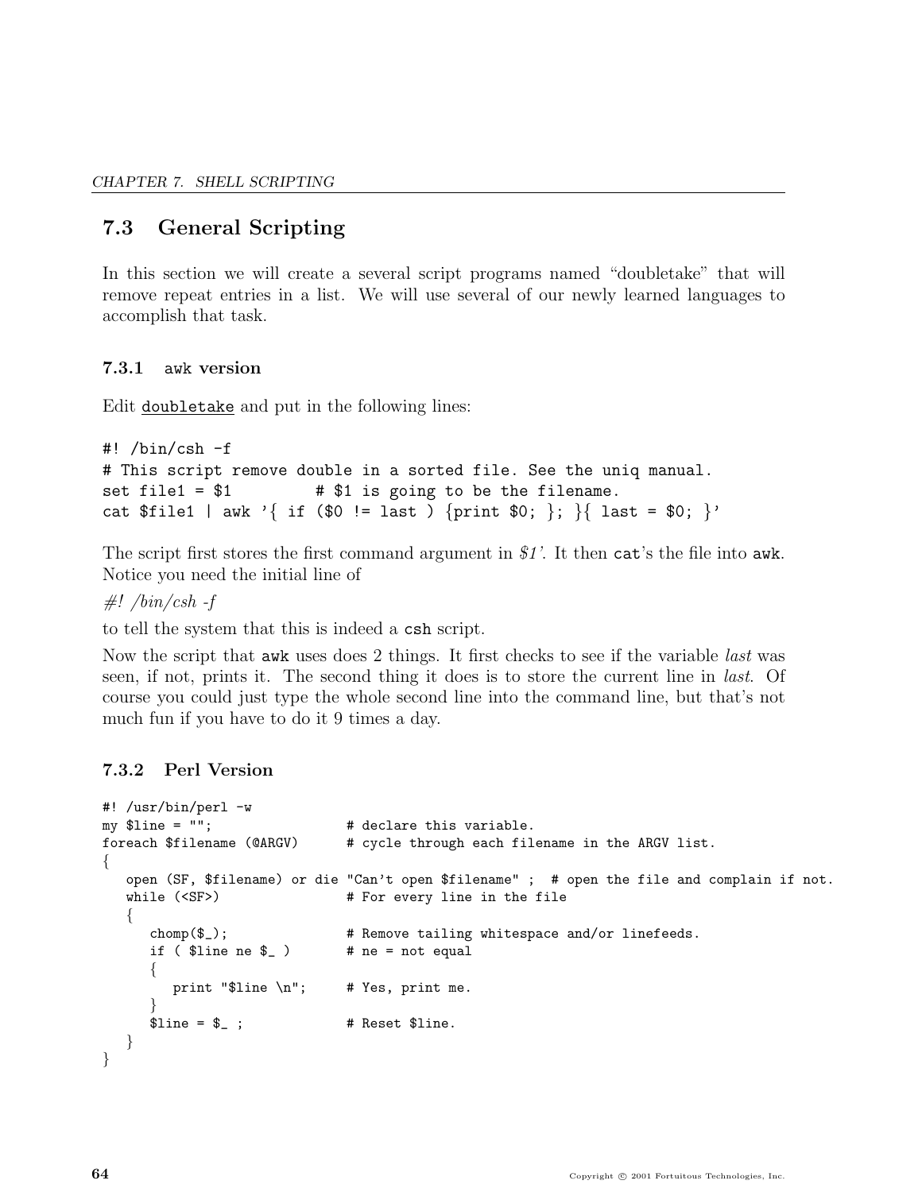## 7.3 General Scripting

In this section we will create a several script programs named "doubletake" that will remove repeat entries in a list. We will use several of our newly learned languages to accomplish that task.

### 7.3.1 awk version

Edit doubletake and put in the following lines:

```
#! /bin/csh -f
# This script remove double in a sorted file. See the uniq manual.
set file1 = $1         # $1 is going to be the filename.
cat $file1 | awk '{ if ($0 != last ) {print $0; }; }{ last = $0; }'
```

The script first stores the first command argument in *$1'*. It then `cat`'s the file into `awk`. Notice you need the initial line of

*#! /bin/csh -f*

to tell the system that this is indeed a `csh` script.

Now the script that `awk` uses does 2 things. It first checks to see if the variable *last* was seen, if not, prints it. The second thing it does is to store the current line in *last*. Of course you could just type the whole second line into the command line, but that's not much fun if you have to do it 9 times a day.

### 7.3.2 Perl Version

```
#! /usr/bin/perl -w
my $line = "";                 # declare this variable.
foreach $filename (@ARGV)      # cycle through each filename in the ARGV list.
{
   open (SF, $filename) or die "Can't open $filename" ;  # open the file and complain if not.
   while (<SF>)                # For every line in the file
   {
      chomp($_);               # Remove tailing whitespace and/or linefeeds.
      if ( $line ne $_ )       # ne = not equal
      {
         print "$line \n";     # Yes, print me.
      }
      $line = $_ ;             # Reset $line.
   }
}
```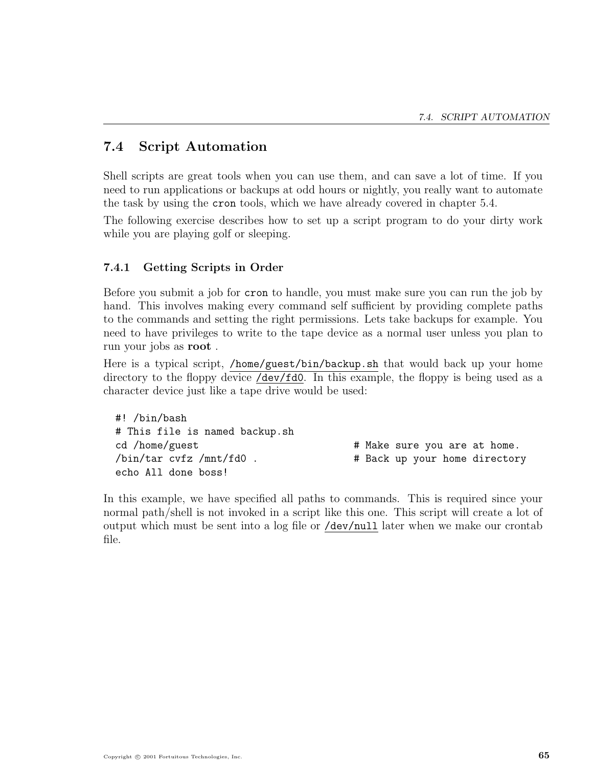## 7.4 Script Automation

Shell scripts are great tools when you can use them, and can save a lot of time. If you need to run applications or backups at odd hours or nightly, you really want to automate the task by using the `cron` tools, which we have already covered in chapter 5.4.

The following exercise describes how to set up a script program to do your dirty work while you are playing golf or sleeping.

### 7.4.1 Getting Scripts in Order

Before you submit a job for `cron` to handle, you must make sure you can run the job by hand. This involves making every command self sufficient by providing complete paths to the commands and setting the right permissions. Lets take backups for example. You need to have privileges to write to the tape device as a normal user unless you plan to run your jobs as **root** .

Here is a typical script, /home/guest/bin/backup.sh that would back up your home directory to the floppy device /dev/fd0. In this example, the floppy is being used as a character device just like a tape drive would be used:

```
#! /bin/bash
# This file is named backup.sh
cd /home/guest                          # Make sure you are at home.
/bin/tar cvfz /mnt/fd0 .                # Back up your home directory
echo All done boss!
```

In this example, we have specified all paths to commands. This is required since your normal path/shell is not invoked in a script like this one. This script will create a lot of output which must be sent into a log file or /dev/null later when we make our crontab file.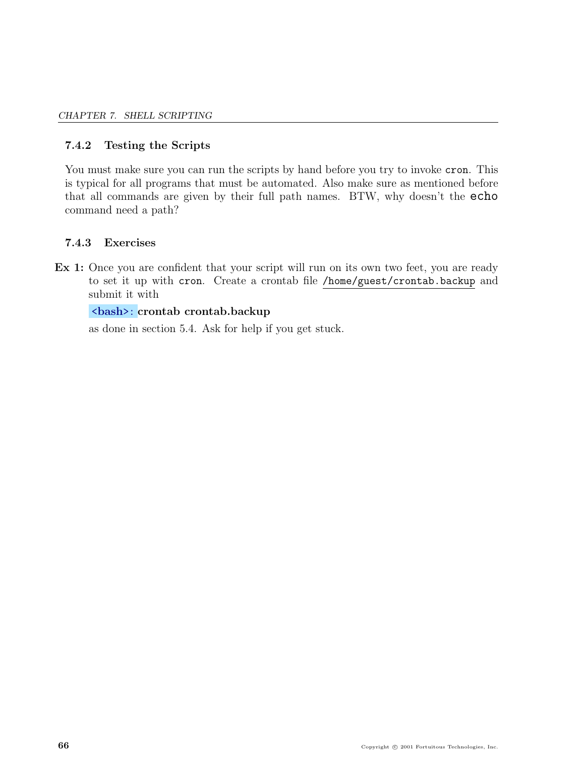### 7.4.2 Testing the Scripts

You must make sure you can run the scripts by hand before you try to invoke `cron`. This is typical for all programs that must be automated. Also make sure as mentioned before that all commands are given by their full path names. BTW, why doesn't the `echo` command need a path?

### 7.4.3 Exercises

**Ex 1:** Once you are confident that your script will run on its own two feet, you are ready to set it up with `cron`. Create a crontab file `/home/guest/crontab.backup` and submit it with

```
<bash>: crontab crontab.backup
```

as done in section 5.4. Ask for help if you get stuck.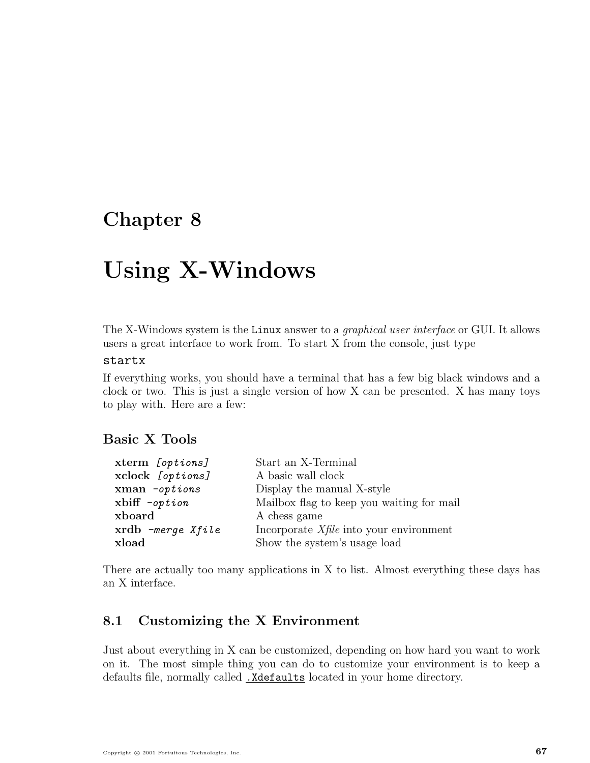# Chapter 8

# Using X-Windows

The X-Windows system is the `Linux` answer to a *graphical user interface* or GUI. It allows users a great interface to work from. To start X from the console, just type

```
startx
```

If everything works, you should have a terminal that has a few big black windows and a clock or two. This is just a single version of how X can be presented. X has many toys to play with. Here are a few:

### Basic X Tools

| | |
|---|---|
| **xterm** *[options]* | Start an X-Terminal |
| **xclock** *[options]* | A basic wall clock |
| **xman** *-options* | Display the manual X-style |
| **xbiff** *-option* | Mailbox flag to keep you waiting for mail |
| **xboard** | A chess game |
| **xrdb** *-merge Xfile* | Incorporate *Xfile* into your environment |
| **xload** | Show the system's usage load |

There are actually too many applications in X to list. Almost everything these days has an X interface.

## 8.1 Customizing the X Environment

Just about everything in X can be customized, depending on how hard you want to work on it. The most simple thing you can do to customize your environment is to keep a defaults file, normally called `.Xdefaults` located in your home directory.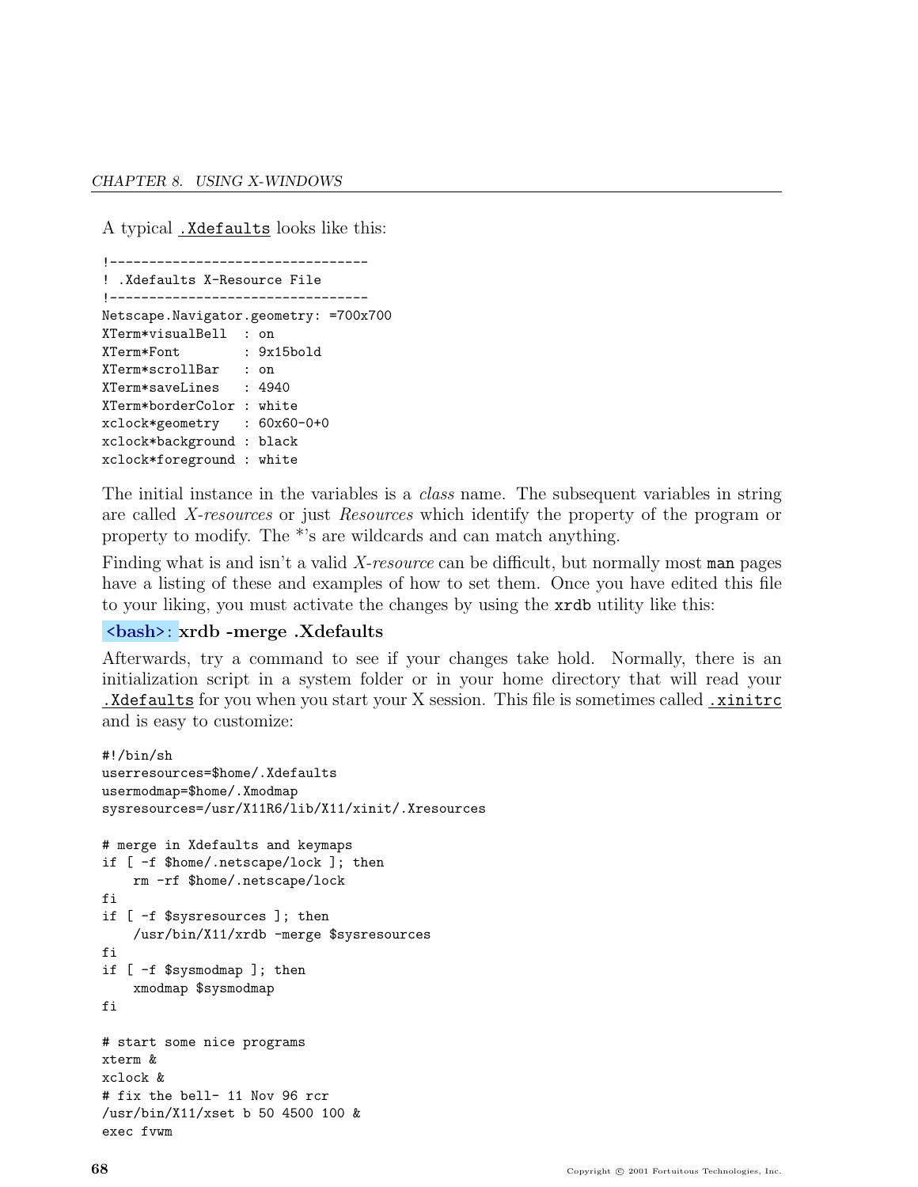A typical `.Xdefaults` looks like this:

```
!---------------------------------
! .Xdefaults X-Resource File
!---------------------------------
Netscape.Navigator.geometry: =700x700
XTerm*visualBell  : on
XTerm*Font        : 9x15bold
XTerm*scrollBar   : on
XTerm*saveLines   : 4940
XTerm*borderColor : white
xclock*geometry   : 60x60-0+0
xclock*background : black
xclock*foreground : white
```

The initial instance in the variables is a *class* name. The subsequent variables in string are called *X-resources* or just *Resources* which identify the property of the program or property to modify. The *'s are wildcards and can match anything.

Finding what is and isn't a valid *X-resource* can be difficult, but normally most `man` pages have a listing of these and examples of how to set them. Once you have edited this file to your liking, you must activate the changes by using the `xrdb` utility like this:

**<bash>: xrdb -merge .Xdefaults**

Afterwards, try a command to see if your changes take hold. Normally, there is an initialization script in a system folder or in your home directory that will read your `.Xdefaults` for you when you start your X session. This file is sometimes called `.xinitrc` and is easy to customize:

```
#!/bin/sh
userresources=$home/.Xdefaults
usermodmap=$home/.Xmodmap
sysresources=/usr/X11R6/lib/X11/xinit/.Xresources

# merge in Xdefaults and keymaps
if [ -f $home/.netscape/lock ]; then
    rm -rf $home/.netscape/lock
fi
if [ -f $sysresources ]; then
    /usr/bin/X11/xrdb -merge $sysresources
fi
if [ -f $sysmodmap ]; then
    xmodmap $sysmodmap
fi

# start some nice programs
xterm &
xclock &
# fix the bell- 11 Nov 96 rcr
/usr/bin/X11/xset b 50 4500 100 &
exec fvwm
```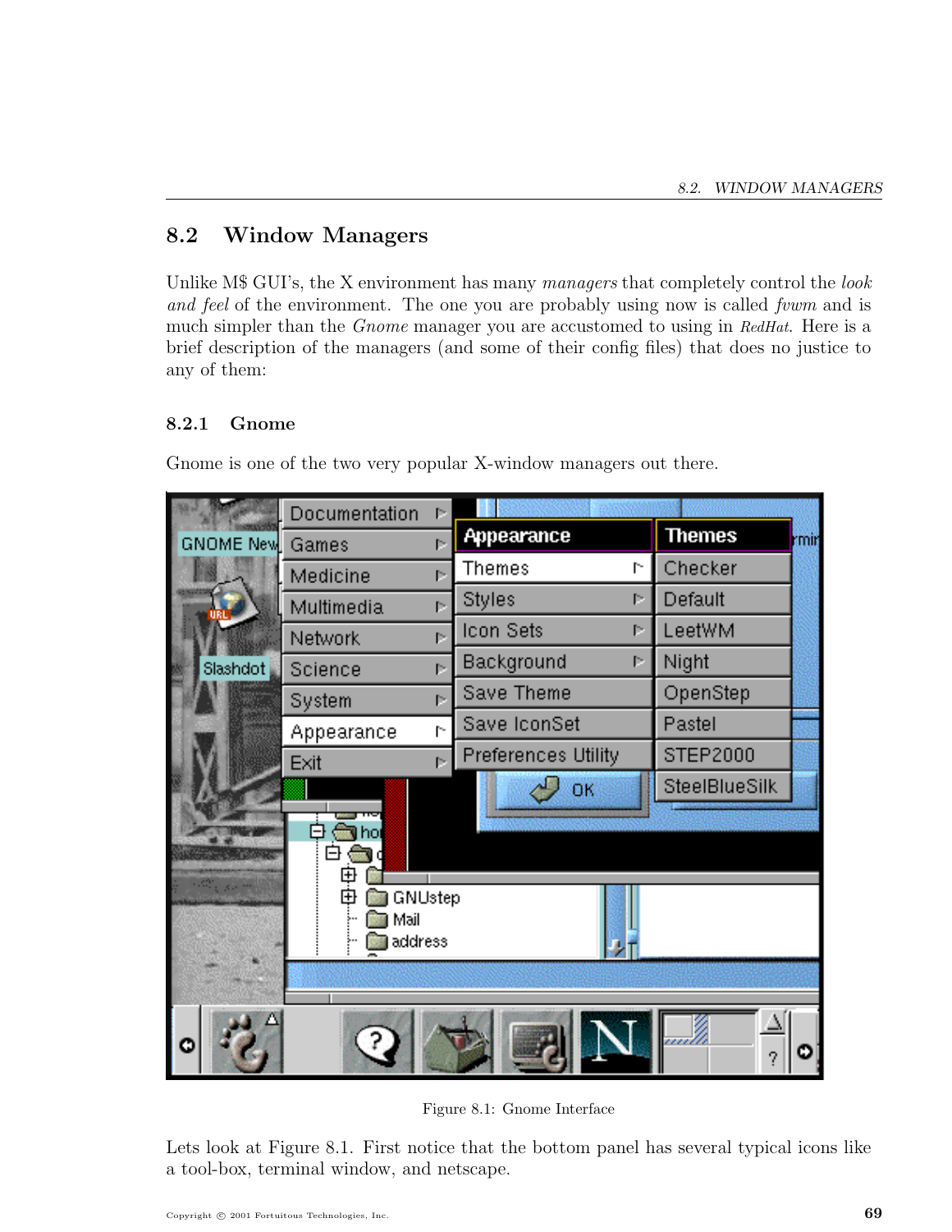## 8.2 Window Managers

Unlike M$ GUI's, the X environment has many *managers* that completely control the *look and feel* of the environment. The one you are probably using now is called *fvwm* and is much simpler than the *Gnome* manager you are accustomed to using in *RedHat*. Here is a brief description of the managers (and some of their config files) that does no justice to any of them:

### 8.2.1 Gnome

Gnome is one of the two very popular X-window managers out there.

Figure 8.1: Gnome Interface

Lets look at Figure 8.1. First notice that the bottom panel has several typical icons like a tool-box, terminal window, and netscape.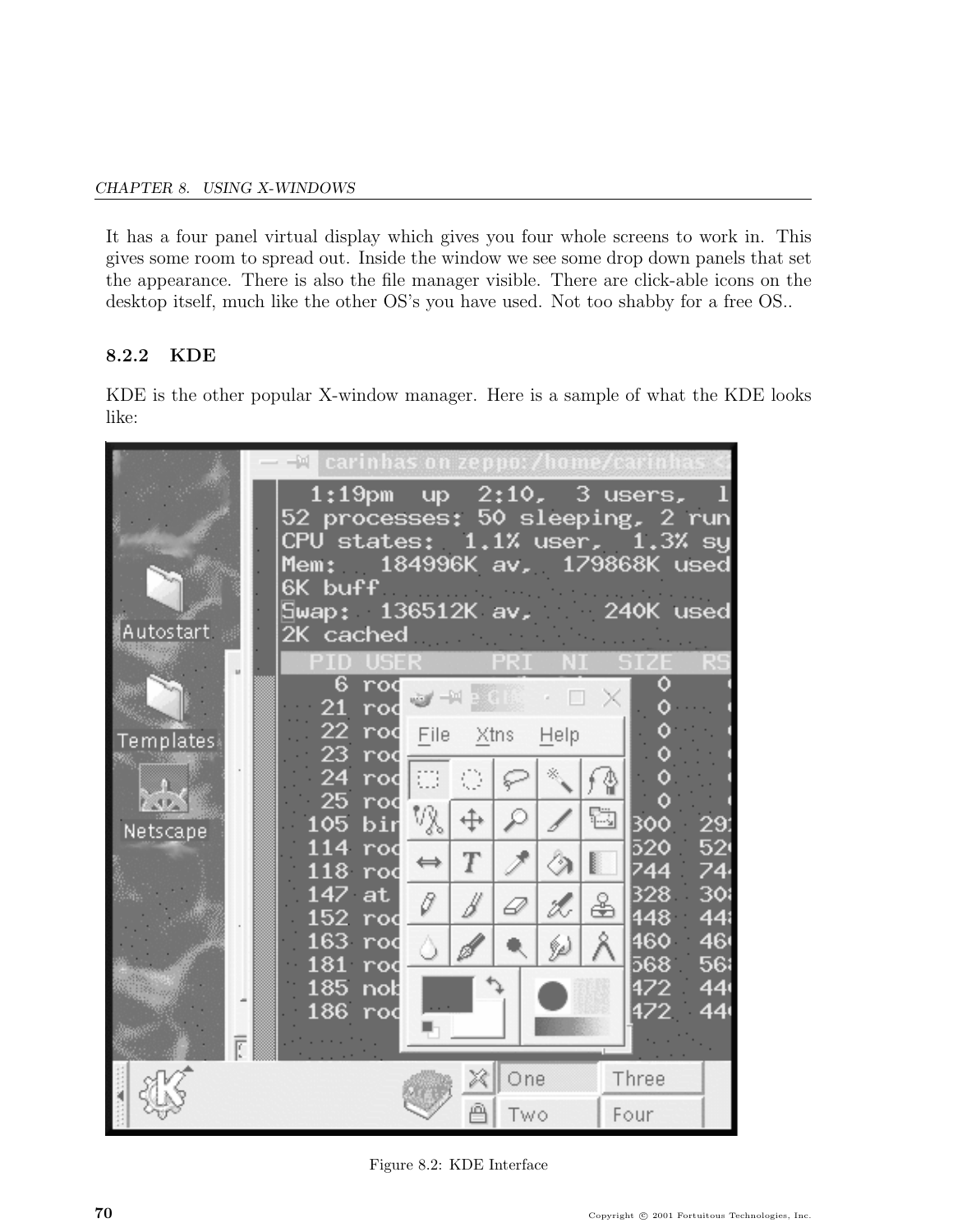It has a four panel virtual display which gives you four whole screens to work in. This gives some room to spread out. Inside the window we see some drop down panels that set the appearance. There is also the file manager visible. There are click-able icons on the desktop itself, much like the other OS's you have used. Not too shabby for a free OS..

### 8.2.2 KDE

KDE is the other popular X-window manager. Here is a sample of what the KDE looks like:

Figure 8.2: KDE Interface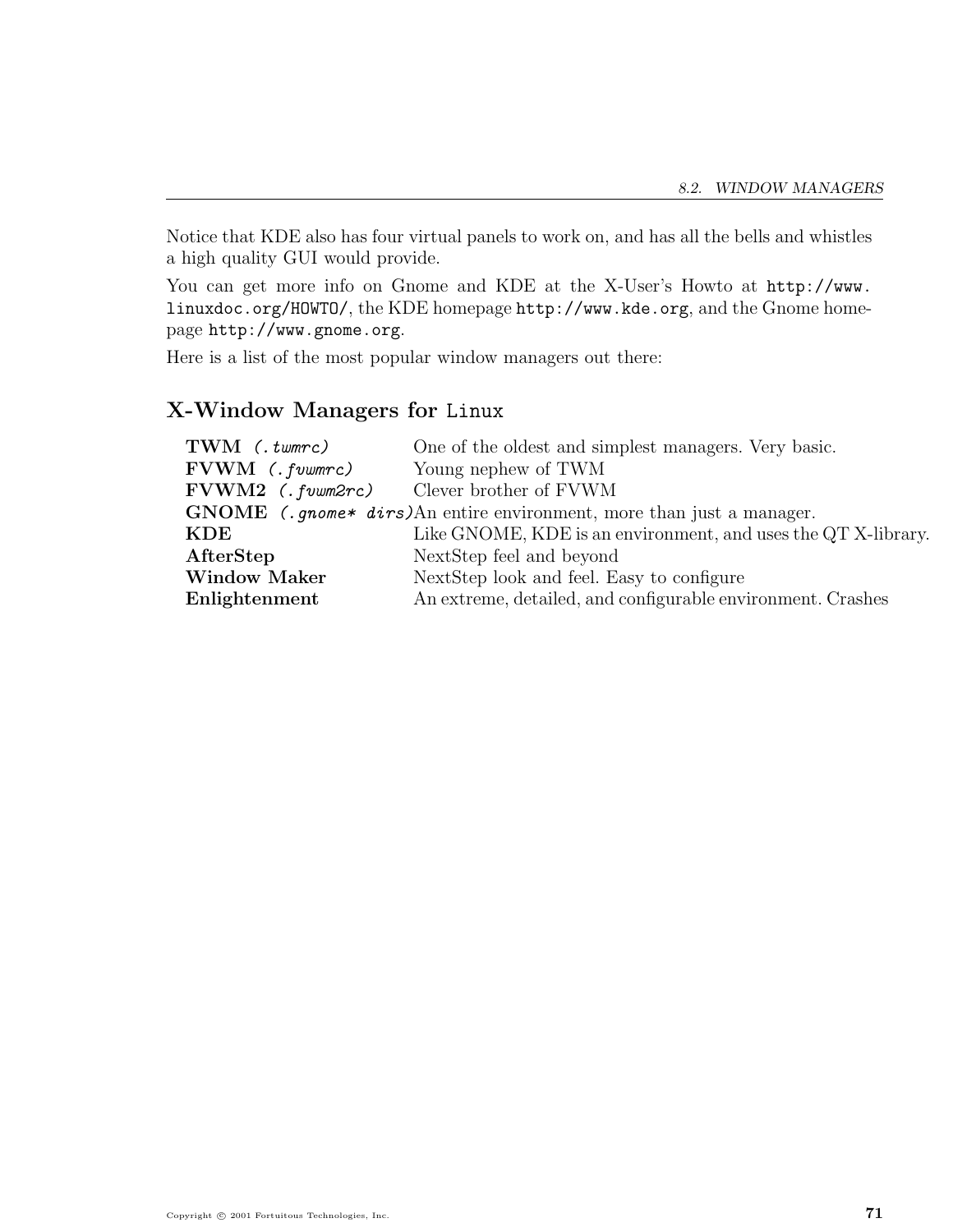Notice that KDE also has four virtual panels to work on, and has all the bells and whistles a high quality GUI would provide.

You can get more info on Gnome and KDE at the X-User's Howto at `http://www.linuxdoc.org/HOWTO/`, the KDE homepage `http://www.kde.org`, and the Gnome homepage `http://www.gnome.org`.

Here is a list of the most popular window managers out there:

## X-Window Managers for Linux

| | |
|---|---|
| **TWM** *(.twmrc)* | One of the oldest and simplest managers. Very basic. |
| **FVWM** *(.fvwmrc)* | Young nephew of TWM |
| **FVWM2** *(.fvwm2rc)* | Clever brother of FVWM |
| **GNOME** *(.gnome* dirs)* | An entire environment, more than just a manager. |
| **KDE** | Like GNOME, KDE is an environment, and uses the QT X-library. |
| **AfterStep** | NextStep feel and beyond |
| **Window Maker** | NextStep look and feel. Easy to configure |
| **Enlightenment** | An extreme, detailed, and configurable environment. Crashes |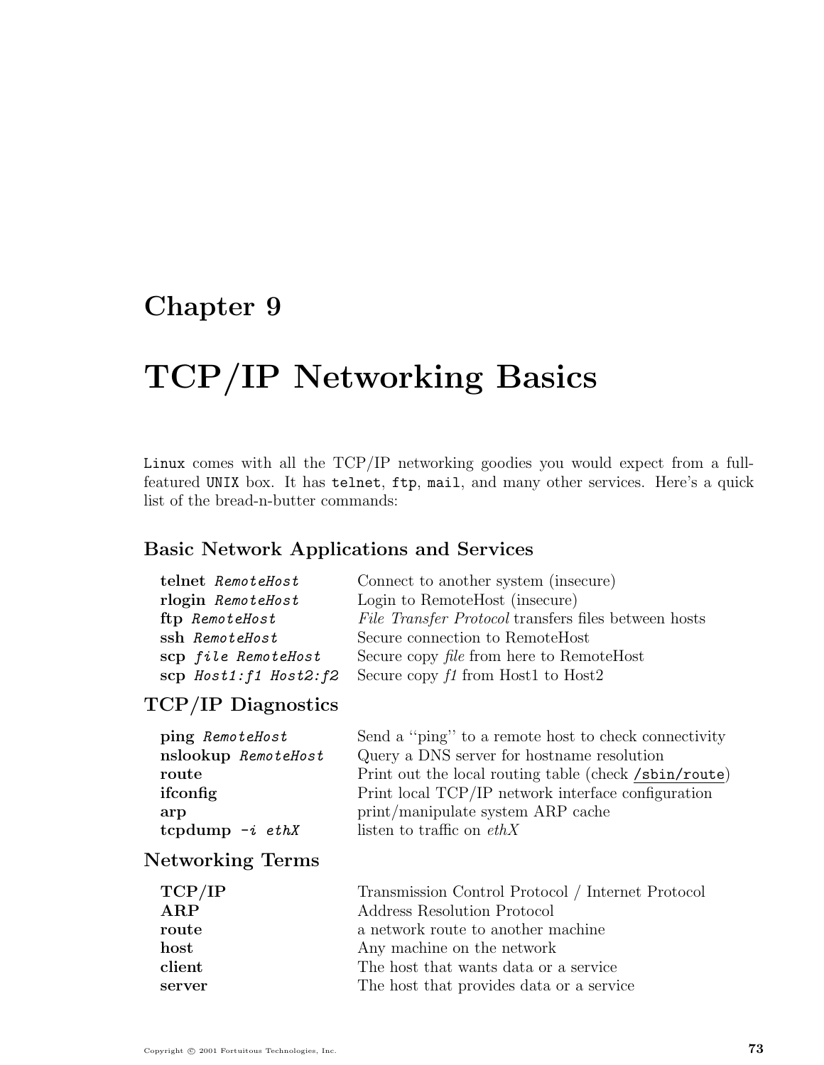# Chapter 9

# TCP/IP Networking Basics

`Linux` comes with all the TCP/IP networking goodies you would expect from a full-featured `UNIX` box. It has `telnet`, `ftp`, `mail`, and many other services. Here's a quick list of the bread-n-butter commands:

## Basic Network Applications and Services

| | |
|---|---|
| **telnet** *RemoteHost* | Connect to another system (insecure) |
| **rlogin** *RemoteHost* | Login to RemoteHost (insecure) |
| **ftp** *RemoteHost* | *File Transfer Protocol* transfers files between hosts |
| **ssh** *RemoteHost* | Secure connection to RemoteHost |
| **scp** *file RemoteHost* | Secure copy *file* from here to RemoteHost |
| **scp** *Host1:f1 Host2:f2* | Secure copy *f1* from Host1 to Host2 |

## TCP/IP Diagnostics

| | |
|---|---|
| **ping** *RemoteHost* | Send a "ping" to a remote host to check connectivity |
| **nslookup** *RemoteHost* | Query a DNS server for hostname resolution |
| **route** | Print out the local routing table (check `/sbin/route`) |
| **ifconfig** | Print local TCP/IP network interface configuration |
| **arp** | print/manipulate system ARP cache |
| **tcpdump** *-i ethX* | listen to traffic on *ethX* |

## Networking Terms

| | |
|---|---|
| **TCP/IP** | Transmission Control Protocol / Internet Protocol |
| **ARP** | Address Resolution Protocol |
| **route** | a network route to another machine |
| **host** | Any machine on the network |
| **client** | The host that wants data or a service |
| **server** | The host that provides data or a service |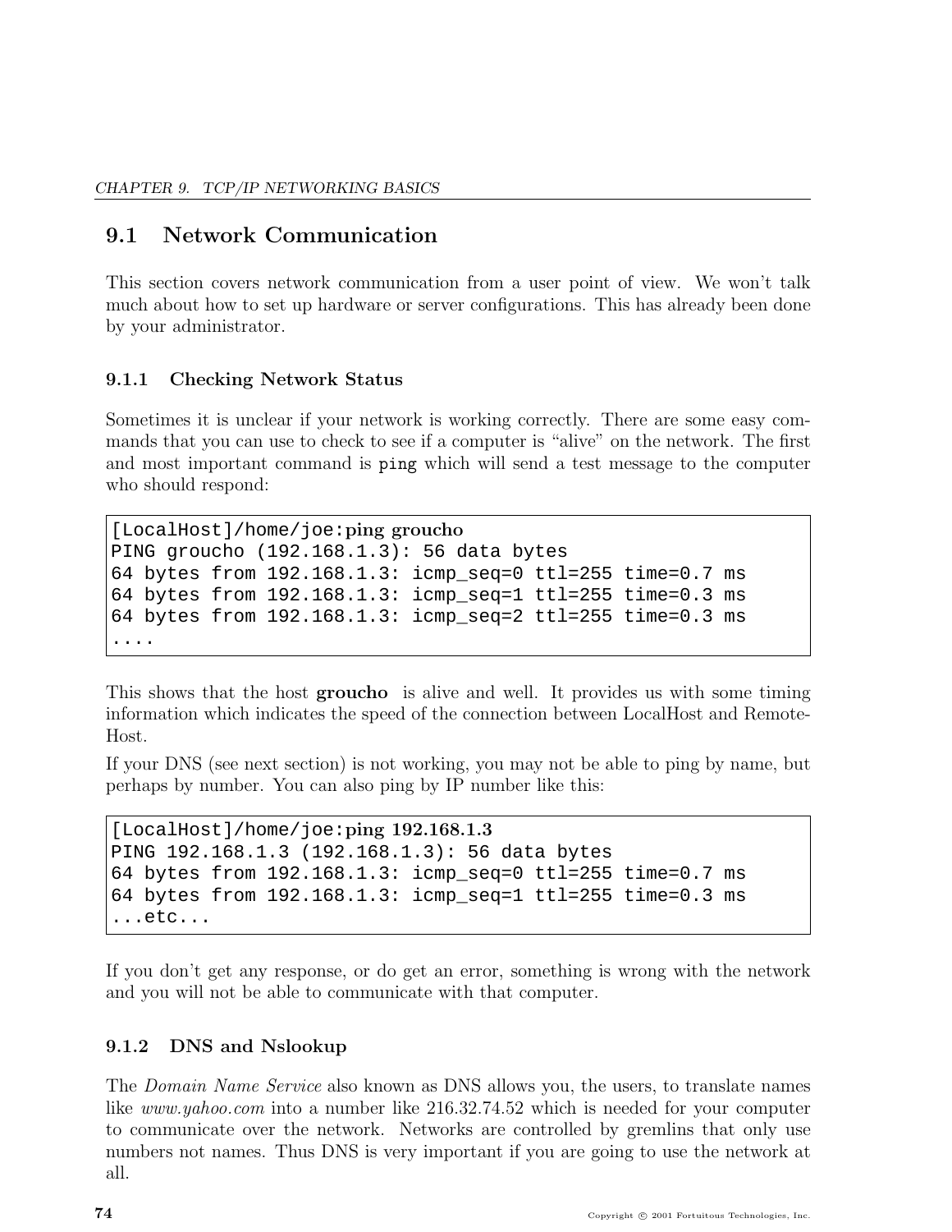## 9.1 Network Communication

This section covers network communication from a user point of view. We won't talk much about how to set up hardware or server configurations. This has already been done by your administrator.

### 9.1.1 Checking Network Status

Sometimes it is unclear if your network is working correctly. There are some easy commands that you can use to check to see if a computer is "alive" on the network. The first and most important command is `ping` which will send a test message to the computer who should respond:

```
[LocalHost]/home/joe:ping groucho
PING groucho (192.168.1.3): 56 data bytes
64 bytes from 192.168.1.3: icmp_seq=0 ttl=255 time=0.7 ms
64 bytes from 192.168.1.3: icmp_seq=1 ttl=255 time=0.3 ms
64 bytes from 192.168.1.3: icmp_seq=2 ttl=255 time=0.3 ms
....
```

This shows that the host **groucho** is alive and well. It provides us with some timing information which indicates the speed of the connection between LocalHost and RemoteHost.

If your DNS (see next section) is not working, you may not be able to ping by name, but perhaps by number. You can also ping by IP number like this:

```
[LocalHost]/home/joe:ping 192.168.1.3
PING 192.168.1.3 (192.168.1.3): 56 data bytes
64 bytes from 192.168.1.3: icmp_seq=0 ttl=255 time=0.7 ms
64 bytes from 192.168.1.3: icmp_seq=1 ttl=255 time=0.3 ms
...etc...
```

If you don't get any response, or do get an error, something is wrong with the network and you will not be able to communicate with that computer.

### 9.1.2 DNS and Nslookup

The *Domain Name Service* also known as DNS allows you, the users, to translate names like *www.yahoo.com* into a number like 216.32.74.52 which is needed for your computer to communicate over the network. Networks are controlled by gremlins that only use numbers not names. Thus DNS is very important if you are going to use the network at all.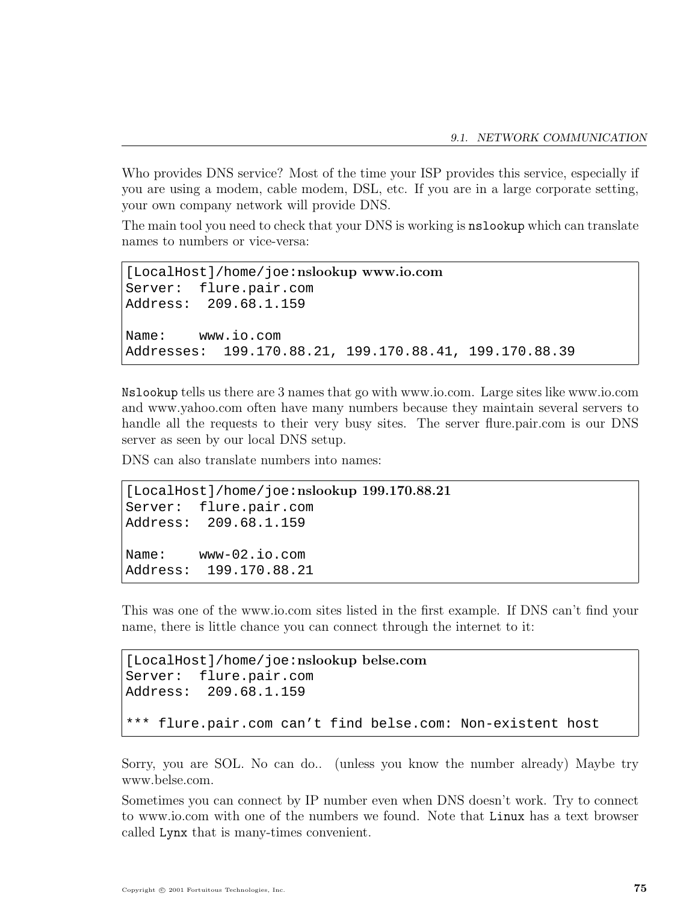Who provides DNS service? Most of the time your ISP provides this service, especially if you are using a modem, cable modem, DSL, etc. If you are in a large corporate setting, your own company network will provide DNS.

The main tool you need to check that your DNS is working is `nslookup` which can translate names to numbers or vice-versa:

```
[LocalHost]/home/joe:nslookup www.io.com
Server:  flure.pair.com
Address:  209.68.1.159

Name:    www.io.com
Addresses:  199.170.88.21, 199.170.88.41, 199.170.88.39
```

`Nslookup` tells us there are 3 names that go with www.io.com. Large sites like www.io.com and www.yahoo.com often have many numbers because they maintain several servers to handle all the requests to their very busy sites. The server flure.pair.com is our DNS server as seen by our local DNS setup.

DNS can also translate numbers into names:

```
[LocalHost]/home/joe:nslookup 199.170.88.21
Server:  flure.pair.com
Address:  209.68.1.159

Name:    www-02.io.com
Address:  199.170.88.21
```

This was one of the www.io.com sites listed in the first example. If DNS can't find your name, there is little chance you can connect through the internet to it:

```
[LocalHost]/home/joe:nslookup belse.com
Server:  flure.pair.com
Address:  209.68.1.159

*** flure.pair.com can't find belse.com: Non-existent host
```

Sorry, you are SOL. No can do.. (unless you know the number already) Maybe try www.belse.com.

Sometimes you can connect by IP number even when DNS doesn't work. Try to connect to www.io.com with one of the numbers we found. Note that `Linux` has a text browser called `Lynx` that is many-times convenient.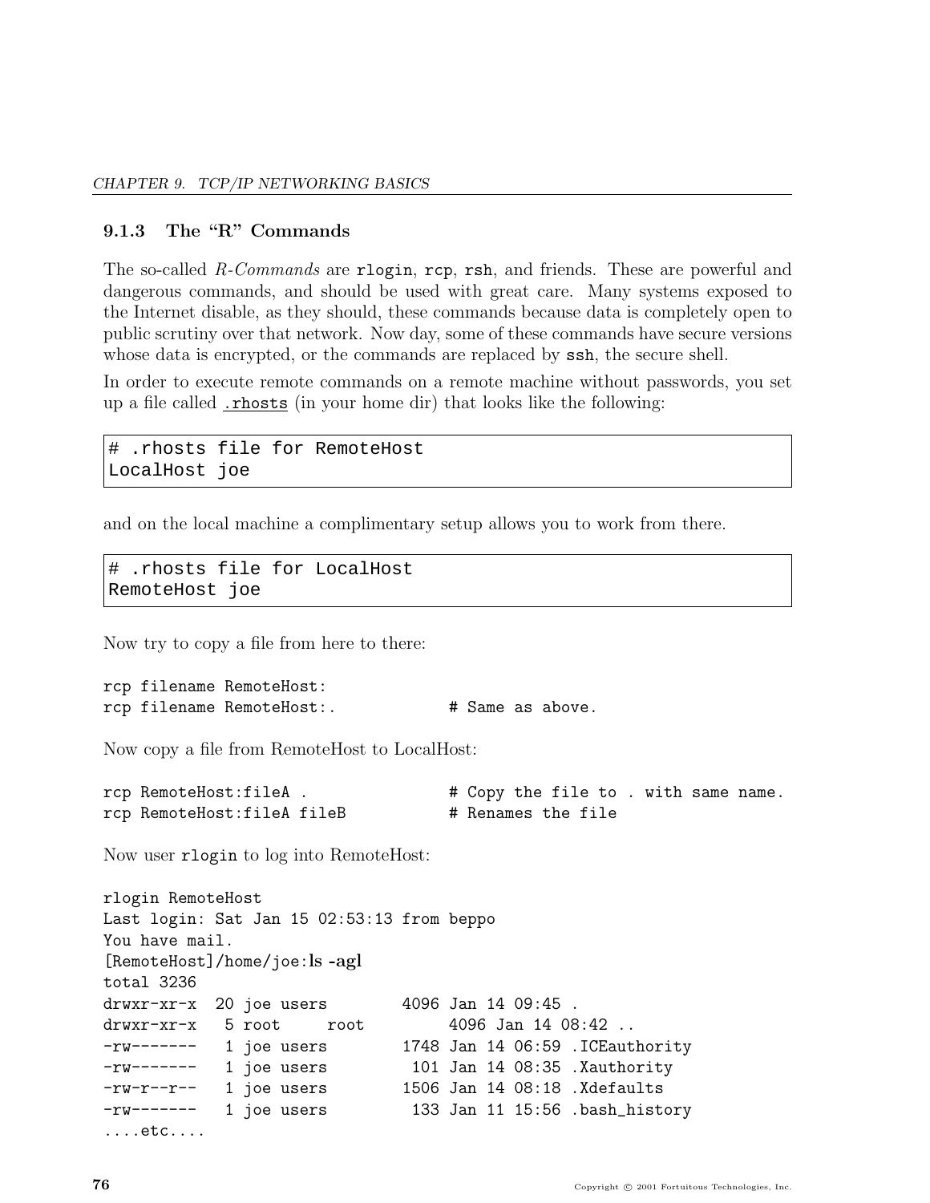### 9.1.3 The "R" Commands

The so-called *R-Commands* are `rlogin`, `rcp`, `rsh`, and friends. These are powerful and dangerous commands, and should be used with great care. Many systems exposed to the Internet disable, as they should, these commands because data is completely open to public scrutiny over that network. Now day, some of these commands have secure versions whose data is encrypted, or the commands are replaced by `ssh`, the secure shell.

In order to execute remote commands on a remote machine without passwords, you set up a file called `.rhosts` (in your home dir) that looks like the following:

```
# .rhosts file for RemoteHost
LocalHost joe
```

and on the local machine a complimentary setup allows you to work from there.

```
# .rhosts file for LocalHost
RemoteHost joe
```

Now try to copy a file from here to there:

```
rcp filename RemoteHost:
rcp filename RemoteHost:.           # Same as above.
```

Now copy a file from RemoteHost to LocalHost:

```
rcp RemoteHost:fileA .              # Copy the file to . with same name.
rcp RemoteHost:fileA fileB          # Renames the file
```

Now user `rlogin` to log into RemoteHost:

```
rlogin RemoteHost
Last login: Sat Jan 15 02:53:13 from beppo
You have mail.
[RemoteHost]/home/joe:ls -agl
total 3236
drwxr-xr-x  20 joe users        4096 Jan 14 09:45 .
drwxr-xr-x   5 root     root         4096 Jan 14 08:42 ..
-rw-------   1 joe users        1748 Jan 14 06:59 .ICEauthority
-rw-------   1 joe users         101 Jan 14 08:35 .Xauthority
-rw-r--r--   1 joe users        1506 Jan 14 08:18 .Xdefaults
-rw-------   1 joe users         133 Jan 11 15:56 .bash_history
....etc....
```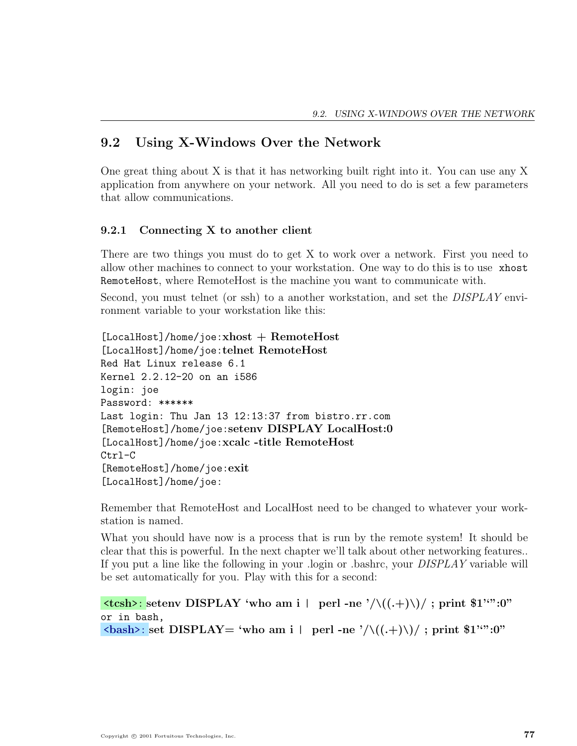## 9.2 Using X-Windows Over the Network

One great thing about X is that it has networking built right into it. You can use any X application from anywhere on your network. All you need to do is set a few parameters that allow communications.

### 9.2.1 Connecting X to another client

There are two things you must do to get X to work over a network. First you need to allow other machines to connect to your workstation. One way to do this is to use `xhost RemoteHost`, where RemoteHost is the machine you want to communicate with.

Second, you must telnet (or ssh) to a another workstation, and set the *DISPLAY* environment variable to your workstation like this:

```
[LocalHost]/home/joe:xhost + RemoteHost
[LocalHost]/home/joe:telnet RemoteHost
Red Hat Linux release 6.1
Kernel 2.2.12-20 on an i586
login: joe
Password: ******
Last login: Thu Jan 13 12:13:37 from bistro.rr.com
[RemoteHost]/home/joe:setenv DISPLAY LocalHost:0
[LocalHost]/home/joe:xcalc -title RemoteHost
Ctrl-C
[RemoteHost]/home/joe:exit
[LocalHost]/home/joe:
```

Remember that RemoteHost and LocalHost need to be changed to whatever your workstation is named.

What you should have now is a process that is run by the remote system! It should be clear that this is powerful. In the next chapter we'll talk about other networking features.. If you put a line like the following in your .login or .bashrc, your *DISPLAY* variable will be set automatically for you. Play with this for a second:

```
<tcsh>: setenv DISPLAY `who am i | perl -ne '/\((.+)\)/ ; print $1'`":0"
or in bash,
<bash>: set DISPLAY= `who am i | perl -ne '/\((.+)\)/ ; print $1'`":0"
```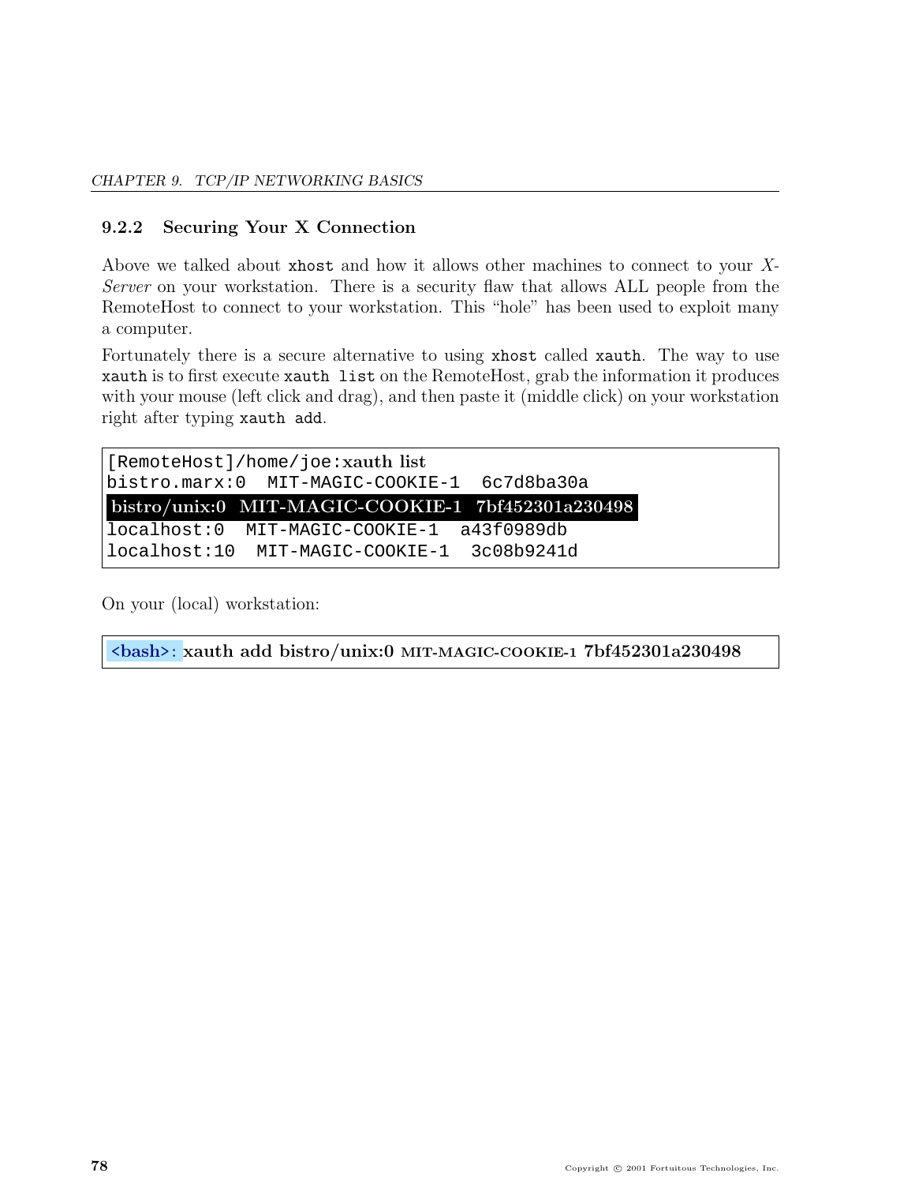### 9.2.2 Securing Your X Connection

Above we talked about `xhost` and how it allows other machines to connect to your *X-Server* on your workstation. There is a security flaw that allows ALL people from the RemoteHost to connect to your workstation. This "hole" has been used to exploit many a computer.

Fortunately there is a secure alternative to using `xhost` called `xauth`. The way to use `xauth` is to first execute `xauth list` on the RemoteHost, grab the information it produces with your mouse (left click and drag), and then paste it (middle click) on your workstation right after typing `xauth add`.

```
[RemoteHost]/home/joe:xauth list
bistro.marx:0  MIT-MAGIC-COOKIE-1  6c7d8ba30a
bistro/unix:0  MIT-MAGIC-COOKIE-1  7bf452301a230498
localhost:0  MIT-MAGIC-COOKIE-1  a43f0989db
localhost:10  MIT-MAGIC-COOKIE-1  3c08b9241d
```

On your (local) workstation:

```
<bash>: xauth add bistro/unix:0 MIT-MAGIC-COOKIE-1 7bf452301a230498
```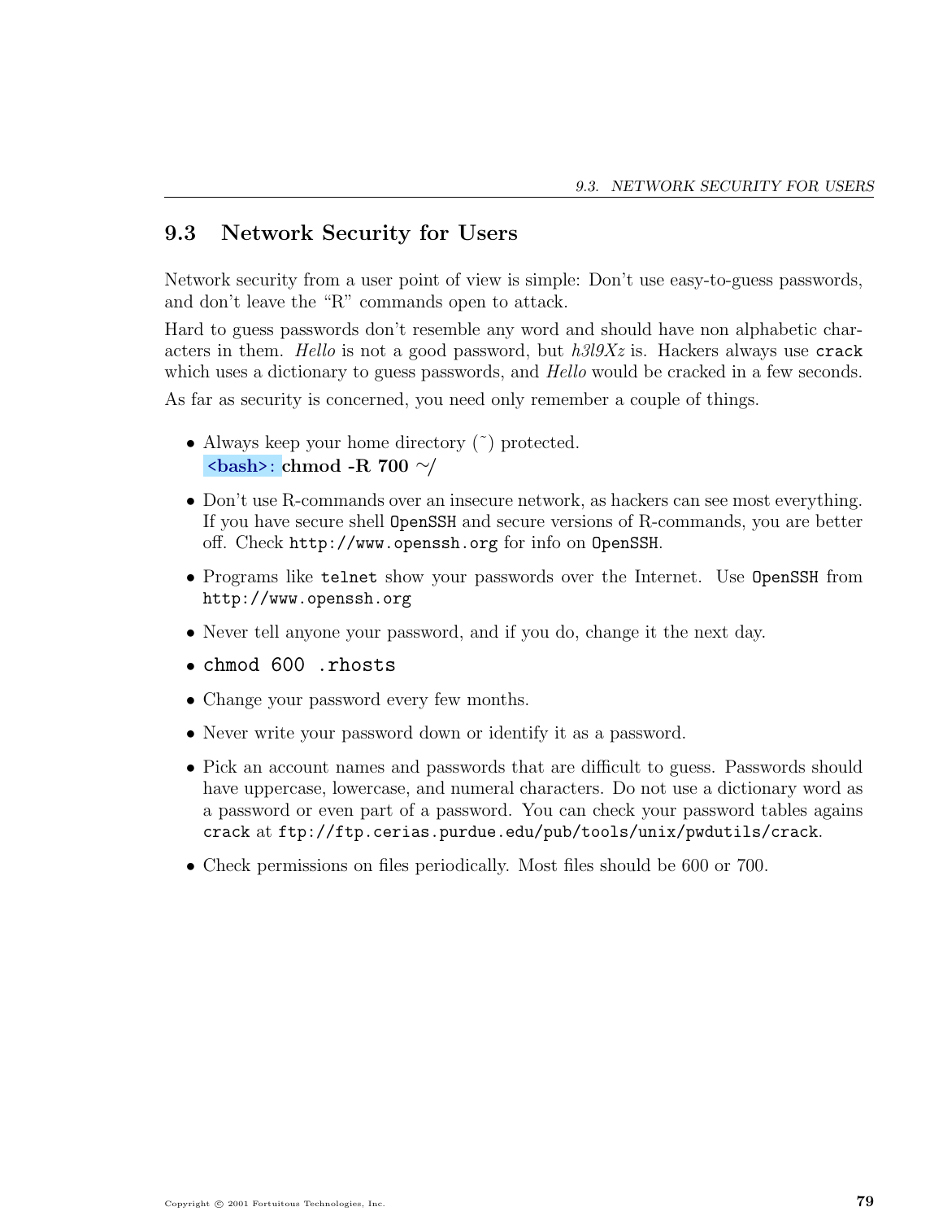## 9.3 Network Security for Users

Network security from a user point of view is simple: Don't use easy-to-guess passwords, and don't leave the "R" commands open to attack.

Hard to guess passwords don't resemble any word and should have non alphabetic characters in them. *Hello* is not a good password, but *h3l9Xz* is. Hackers always use `crack` which uses a dictionary to guess passwords, and *Hello* would be cracked in a few seconds.

As far as security is concerned, you need only remember a couple of things.

- Always keep your home directory (˜) protected.
  <bash>: **chmod -R 700 ~/**
- Don't use R-commands over an insecure network, as hackers can see most everything. If you have secure shell `OpenSSH` and secure versions of R-commands, you are better off. Check `http://www.openssh.org` for info on `OpenSSH`.
- Programs like `telnet` show your passwords over the Internet. Use `OpenSSH` from `http://www.openssh.org`
- Never tell anyone your password, and if you do, change it the next day.
- `chmod 600 .rhosts`
- Change your password every few months.
- Never write your password down or identify it as a password.
- Pick an account names and passwords that are difficult to guess. Passwords should have uppercase, lowercase, and numeral characters. Do not use a dictionary word as a password or even part of a password. You can check your password tables agains `crack` at `ftp://ftp.cerias.purdue.edu/pub/tools/unix/pwdutils/crack`.
- Check permissions on files periodically. Most files should be 600 or 700.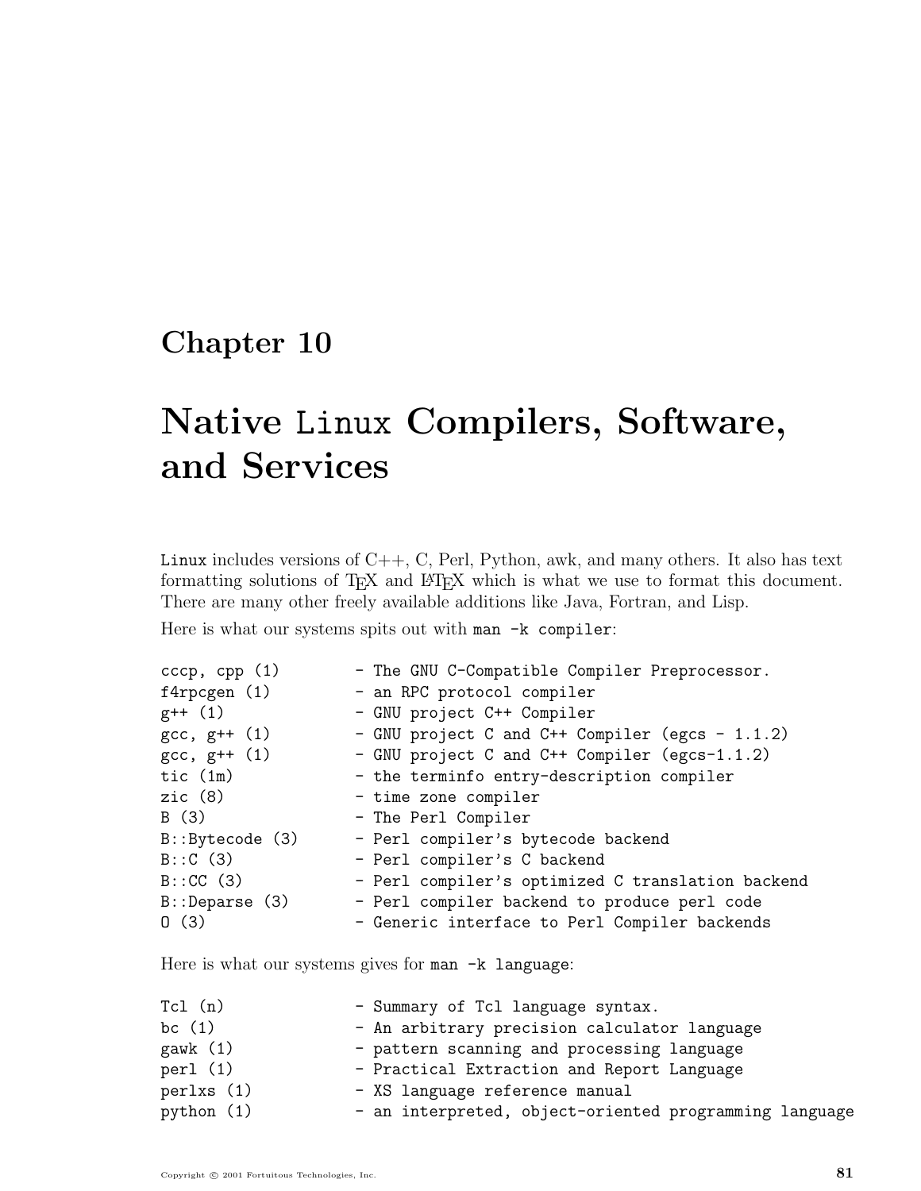# Chapter 10

# Native Linux Compilers, Software, and Services

Linux includes versions of C++, C, Perl, Python, awk, and many others. It also has text formatting solutions of $\TeX$ and $\LaTeX$ which is what we use to format this document. There are many other freely available additions like Java, Fortran, and Lisp.

Here is what our systems spits out with `man -k compiler`:

```
cccp, cpp (1)        - The GNU C-Compatible Compiler Preprocessor.
f4rpcgen (1)         - an RPC protocol compiler
g++ (1)              - GNU project C++ Compiler
gcc, g++ (1)         - GNU project C and C++ Compiler (egcs - 1.1.2)
gcc, g++ (1)         - GNU project C and C++ Compiler (egcs-1.1.2)
tic (1m)             - the terminfo entry-description compiler
zic (8)              - time zone compiler
B (3)                - The Perl Compiler
B::Bytecode (3)      - Perl compiler's bytecode backend
B::C (3)             - Perl compiler's C backend
B::CC (3)            - Perl compiler's optimized C translation backend
B::Deparse (3)       - Perl compiler backend to produce perl code
O (3)                - Generic interface to Perl Compiler backends
```

Here is what our systems gives for `man -k language`:

```
Tcl (n)              - Summary of Tcl language syntax.
bc (1)               - An arbitrary precision calculator language
gawk (1)             - pattern scanning and processing language
perl (1)             - Practical Extraction and Report Language
perlxs (1)           - XS language reference manual
python (1)           - an interpreted, object-oriented programming language
```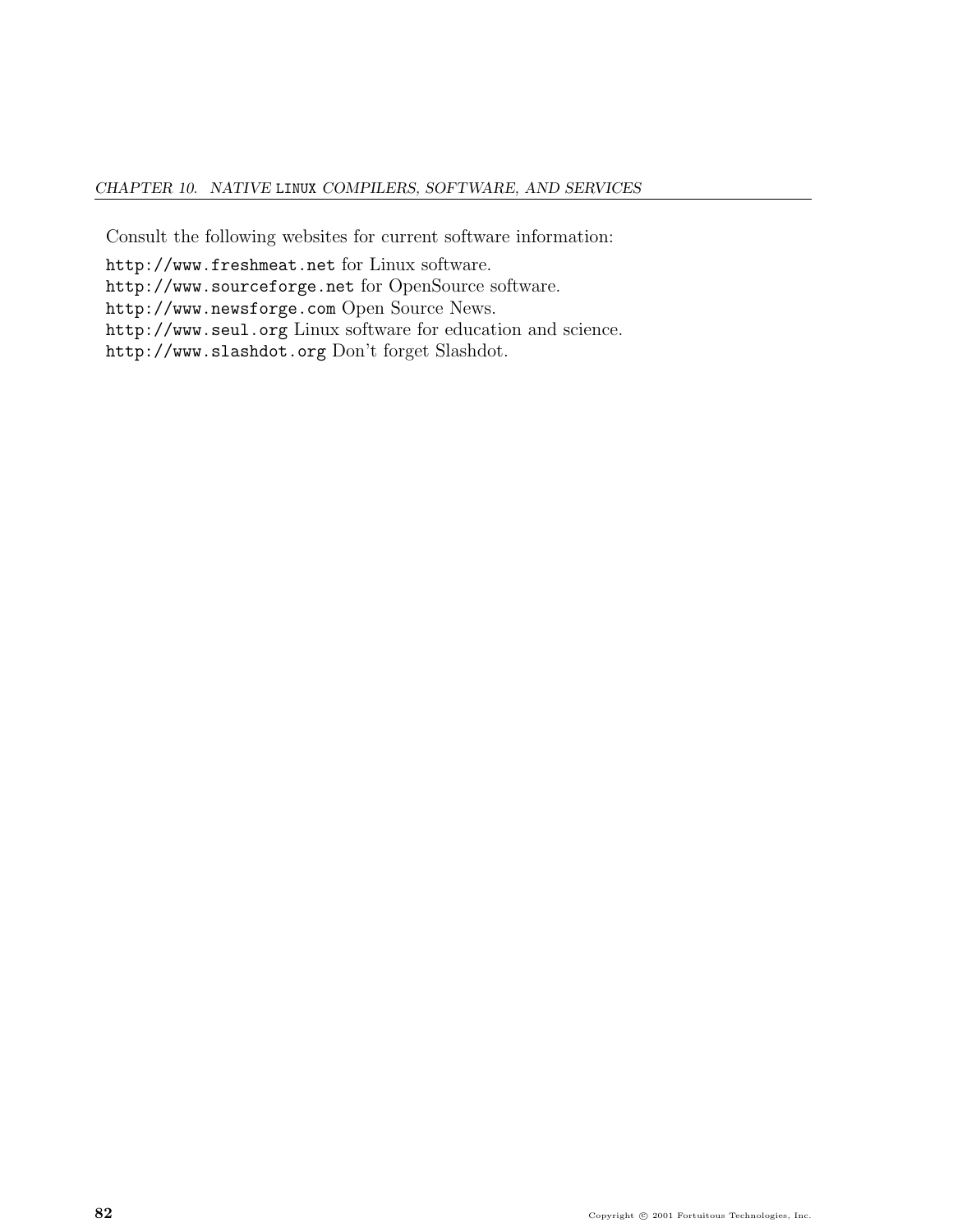Consult the following websites for current software information:

`http://www.freshmeat.net` for Linux software.
`http://www.sourceforge.net` for OpenSource software.
`http://www.newsforge.com` Open Source News.
`http://www.seul.org` Linux software for education and science.
`http://www.slashdot.org` Don't forget Slashdot.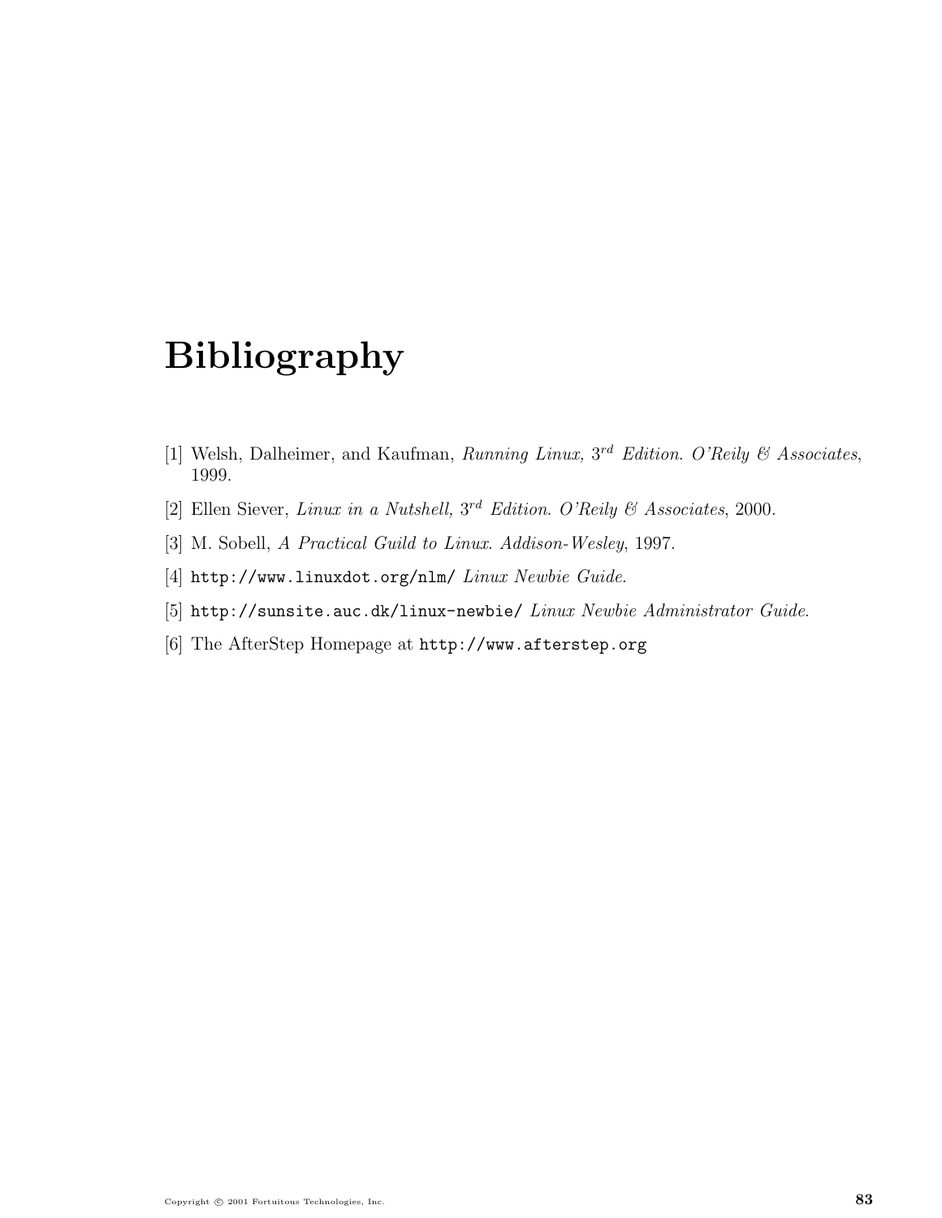# Bibliography

[1] Welsh, Dalheimer, and Kaufman, *Running Linux, $3^{rd}$ Edition. O'Reily & Associates*, 1999.

[2] Ellen Siever, *Linux in a Nutshell, $3^{rd}$ Edition. O'Reily & Associates*, 2000.

[3] M. Sobell, *A Practical Guild to Linux. Addison-Wesley*, 1997.

[4] `http://www.linuxdot.org/nlm/` *Linux Newbie Guide.*

[5] `http://sunsite.auc.dk/linux-newbie/` *Linux Newbie Administrator Guide.*

[6] The AfterStep Homepage at `http://www.afterstep.org`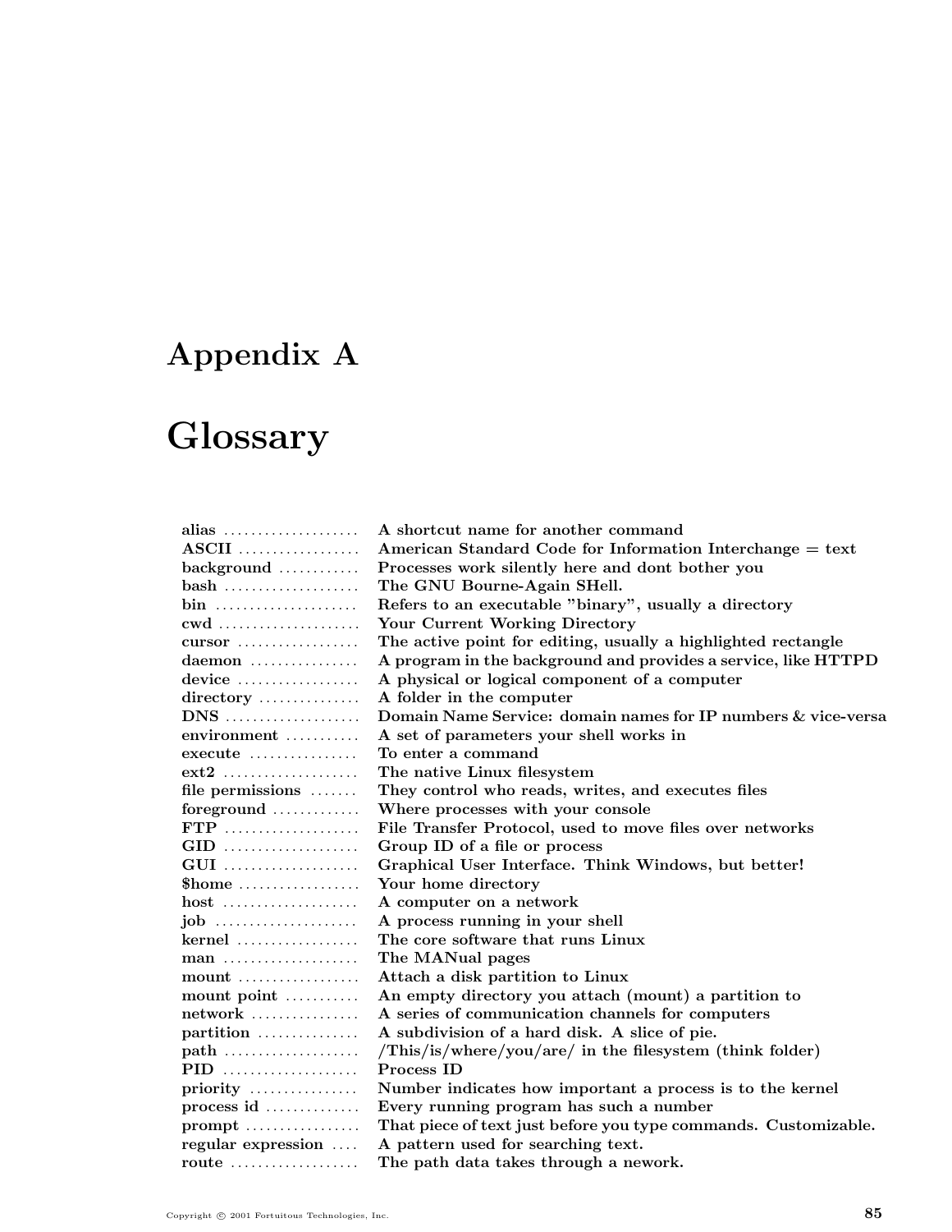# Appendix A

# Glossary

| | |
|---|---|
| **alias** | **A shortcut name for another command** |
| **ASCII** | **American Standard Code for Information Interchange = text** |
| **background** | **Processes work silently here and dont bother you** |
| **bash** | **The GNU Bourne-Again SHell.** |
| **bin** | **Refers to an executable "binary", usually a directory** |
| **cwd** | **Your Current Working Directory** |
| **cursor** | **The active point for editing, usually a highlighted rectangle** |
| **daemon** | **A program in the background and provides a service, like HTTPD** |
| **device** | **A physical or logical component of a computer** |
| **directory** | **A folder in the computer** |
| **DNS** | **Domain Name Service: domain names for IP numbers & vice-versa** |
| **environment** | **A set of parameters your shell works in** |
| **execute** | **To enter a command** |
| **ext2** | **The native Linux filesystem** |
| **file permissions** | **They control who reads, writes, and executes files** |
| **foreground** | **Where processes with your console** |
| **FTP** | **File Transfer Protocol, used to move files over networks** |
| **GID** | **Group ID of a file or process** |
| **GUI** | **Graphical User Interface. Think Windows, but better!** |
| **$home** | **Your home directory** |
| **host** | **A computer on a network** |
| **job** | **A process running in your shell** |
| **kernel** | **The core software that runs Linux** |
| **man** | **The MANual pages** |
| **mount** | **Attach a disk partition to Linux** |
| **mount point** | **An empty directory you attach (mount) a partition to** |
| **network** | **A series of communication channels for computers** |
| **partition** | **A subdivision of a hard disk. A slice of pie.** |
| **path** | **/This/is/where/you/are/ in the filesystem (think folder)** |
| **PID** | **Process ID** |
| **priority** | **Number indicates how important a process is to the kernel** |
| **process id** | **Every running program has such a number** |
| **prompt** | **That piece of text just before you type commands. Customizable.** |
| **regular expression** | **A pattern used for searching text.** |
| **route** | **The path data takes through a nework.** |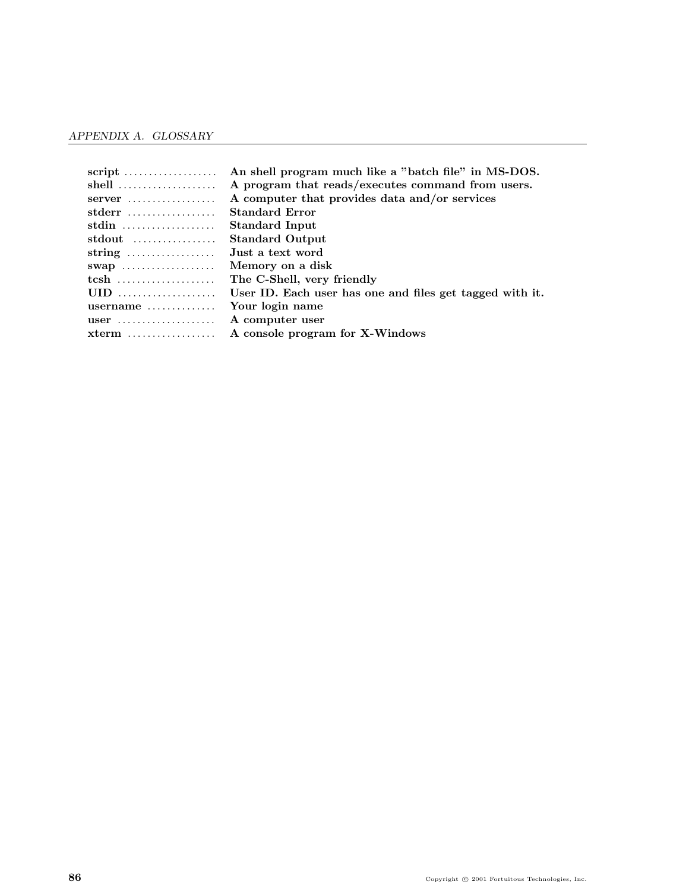**script** .................. **An shell program much like a ”batch file” in MS-DOS.**
**shell** .................... **A program that reads/executes command from users.**
**server** .................. **A computer that provides data and/or services**
**stderr** .................. **Standard Error**
**stdin** ................... **Standard Input**
**stdout** ................. **Standard Output**
**string** .................. **Just a text word**
**swap** ................... **Memory on a disk**
**tcsh** .................... **The C-Shell, very friendly**
**UID** .................... **User ID. Each user has one and files get tagged with it.**
**username** .............. **Your login name**
**user** .................... **A computer user**
**xterm** .................. **A console program for X-Windows**